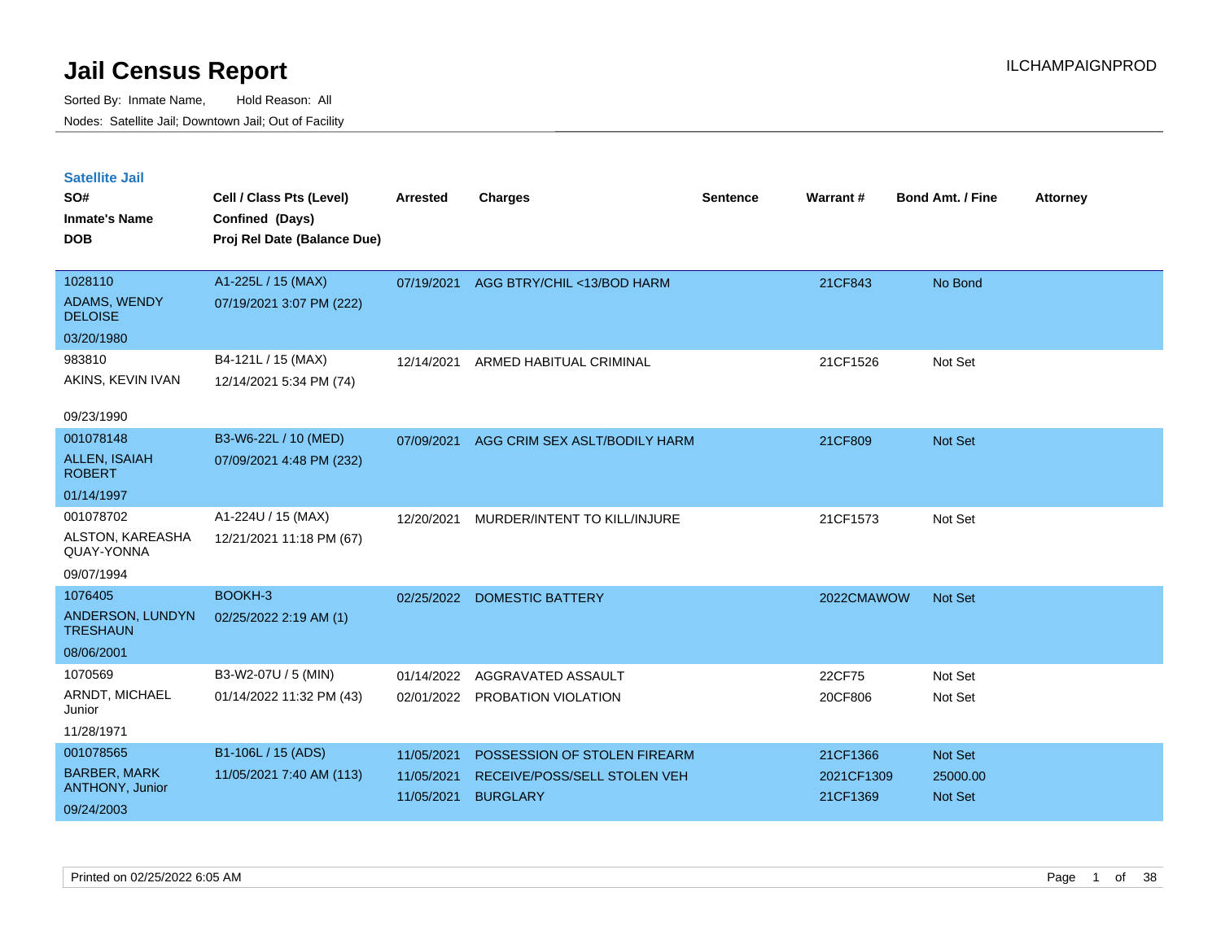# Jail Census Report

ILCHAMPAIGNPROD

Sorted By: Inmate Name, Hold Reason: All
Nodes: Satellite Jail; Downtown Jail; Out of Facility

## Satellite Jail

| SO# / Inmate's Name / DOB | Cell / Class Pts (Level) / Confined (Days) / Proj Rel Date (Balance Due) | Arrested | Charges | Sentence | Warrant # | Bond Amt. / Fine | Attorney |
|---|---|---|---|---|---|---|---|
| 1028110<br>ADAMS, WENDY DELOISE<br>03/20/1980 | A1-225L / 15 (MAX)<br>07/19/2021 3:07 PM (222) | 07/19/2021 | AGG BTRY/CHIL <13/BOD HARM | | 21CF843 | No Bond | |
| 983810<br>AKINS, KEVIN IVAN<br>09/23/1990 | B4-121L / 15 (MAX)<br>12/14/2021 5:34 PM (74) | 12/14/2021 | ARMED HABITUAL CRIMINAL | | 21CF1526 | Not Set | |
| 001078148<br>ALLEN, ISAIAH ROBERT<br>01/14/1997 | B3-W6-22L / 10 (MED)<br>07/09/2021 4:48 PM (232) | 07/09/2021 | AGG CRIM SEX ASLT/BODILY HARM | | 21CF809 | Not Set | |
| 001078702<br>ALSTON, KAREASHA QUAY-YONNA<br>09/07/1994 | A1-224U / 15 (MAX)<br>12/21/2021 11:18 PM (67) | 12/20/2021 | MURDER/INTENT TO KILL/INJURE | | 21CF1573 | Not Set | |
| 1076405<br>ANDERSON, LUNDYN TRESHAUN<br>08/06/2001 | BOOKH-3<br>02/25/2022 2:19 AM (1) | 02/25/2022 | DOMESTIC BATTERY | | 2022CMAWOW | Not Set | |
| 1070569<br>ARNDT, MICHAEL Junior<br>11/28/1971 | B3-W2-07U / 5 (MIN)<br>01/14/2022 11:32 PM (43) | 01/14/2022 | AGGRAVATED ASSAULT | | 22CF75 | Not Set | |
| | | 02/01/2022 | PROBATION VIOLATION | | 20CF806 | Not Set | |
| 001078565<br>BARBER, MARK ANTHONY, Junior<br>09/24/2003 | B1-106L / 15 (ADS)<br>11/05/2021 7:40 AM (113) | 11/05/2021 | POSSESSION OF STOLEN FIREARM | | 21CF1366 | Not Set | |
| | | 11/05/2021 | RECEIVE/POSS/SELL STOLEN VEH | | 2021CF1309 | 25000.00 | |
| | | 11/05/2021 | BURGLARY | | 21CF1369 | Not Set | |

Printed on 02/25/2022 6:05 AM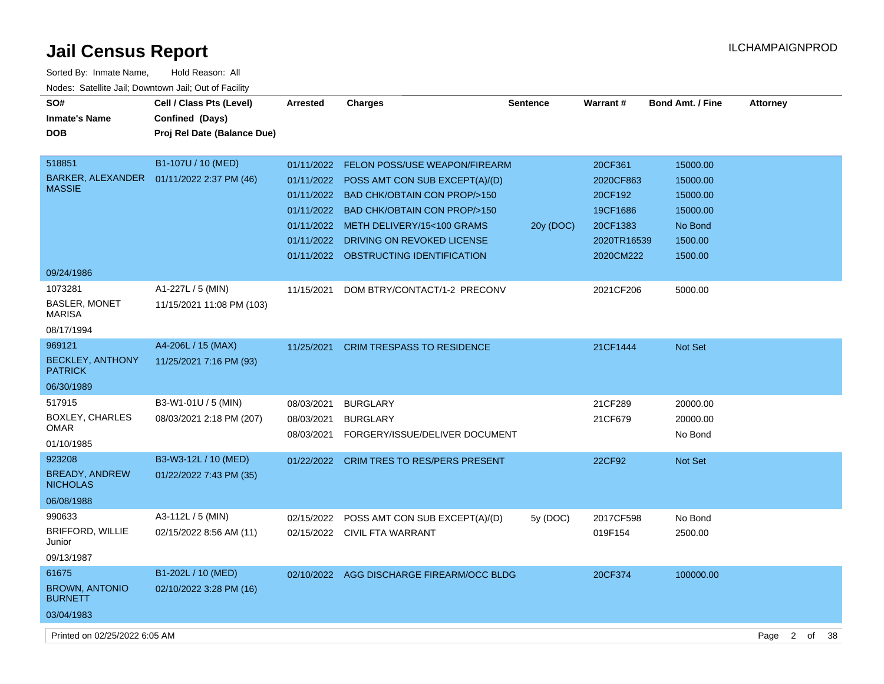# Jail Census Report

ILCHAMPAIGNPROD

Sorted By: Inmate Name, Hold Reason: All

Nodes: Satellite Jail; Downtown Jail; Out of Facility

| SO# / Inmate's Name / DOB | Cell / Class Pts (Level) / Confined (Days) / Proj Rel Date (Balance Due) | Arrested | Charges | Sentence | Warrant # | Bond Amt. / Fine | Attorney |
|---|---|---|---|---|---|---|---|
| 518851 BARKER, ALEXANDER MASSIE 09/24/1986 | B1-107U / 10 (MED) 01/11/2022 2:37 PM (46) | 01/11/2022 | FELON POSS/USE WEAPON/FIREARM | | 20CF361 | 15000.00 | |
| | | 01/11/2022 | POSS AMT CON SUB EXCEPT(A)/(D) | | 2020CF863 | 15000.00 | |
| | | 01/11/2022 | BAD CHK/OBTAIN CON PROP/>150 | | 20CF192 | 15000.00 | |
| | | 01/11/2022 | BAD CHK/OBTAIN CON PROP/>150 | | 19CF1686 | 15000.00 | |
| | | 01/11/2022 | METH DELIVERY/15<100 GRAMS | 20y (DOC) | 20CF1383 | No Bond | |
| | | 01/11/2022 | DRIVING ON REVOKED LICENSE | | 2020TR16539 | 1500.00 | |
| | | 01/11/2022 | OBSTRUCTING IDENTIFICATION | | 2020CM222 | 1500.00 | |
| 1073281 BASLER, MONET MARISA 08/17/1994 | A1-227L / 5 (MIN) 11/15/2021 11:08 PM (103) | 11/15/2021 | DOM BTRY/CONTACT/1-2 PRECONV | | 2021CF206 | 5000.00 | |
| 969121 BECKLEY, ANTHONY PATRICK 06/30/1989 | A4-206L / 15 (MAX) 11/25/2021 7:16 PM (93) | 11/25/2021 | CRIM TRESPASS TO RESIDENCE | | 21CF1444 | Not Set | |
| 517915 BOXLEY, CHARLES OMAR 01/10/1985 | B3-W1-01U / 5 (MIN) 08/03/2021 2:18 PM (207) | 08/03/2021 | BURGLARY | | 21CF289 | 20000.00 | |
| | | 08/03/2021 | BURGLARY | | 21CF679 | 20000.00 | |
| | | 08/03/2021 | FORGERY/ISSUE/DELIVER DOCUMENT | | | No Bond | |
| 923208 BREADY, ANDREW NICHOLAS 06/08/1988 | B3-W3-12L / 10 (MED) 01/22/2022 7:43 PM (35) | 01/22/2022 | CRIM TRES TO RES/PERS PRESENT | | 22CF92 | Not Set | |
| 990633 BRIFFORD, WILLIE Junior 09/13/1987 | A3-112L / 5 (MIN) 02/15/2022 8:56 AM (11) | 02/15/2022 | POSS AMT CON SUB EXCEPT(A)/(D) | 5y (DOC) | 2017CF598 | No Bond | |
| | | 02/15/2022 | CIVIL FTA WARRANT | | 019F154 | 2500.00 | |
| 61675 BROWN, ANTONIO BURNETT 03/04/1983 | B1-202L / 10 (MED) 02/10/2022 3:28 PM (16) | 02/10/2022 | AGG DISCHARGE FIREARM/OCC BLDG | | 20CF374 | 100000.00 | |

Printed on 02/25/2022 6:05 AM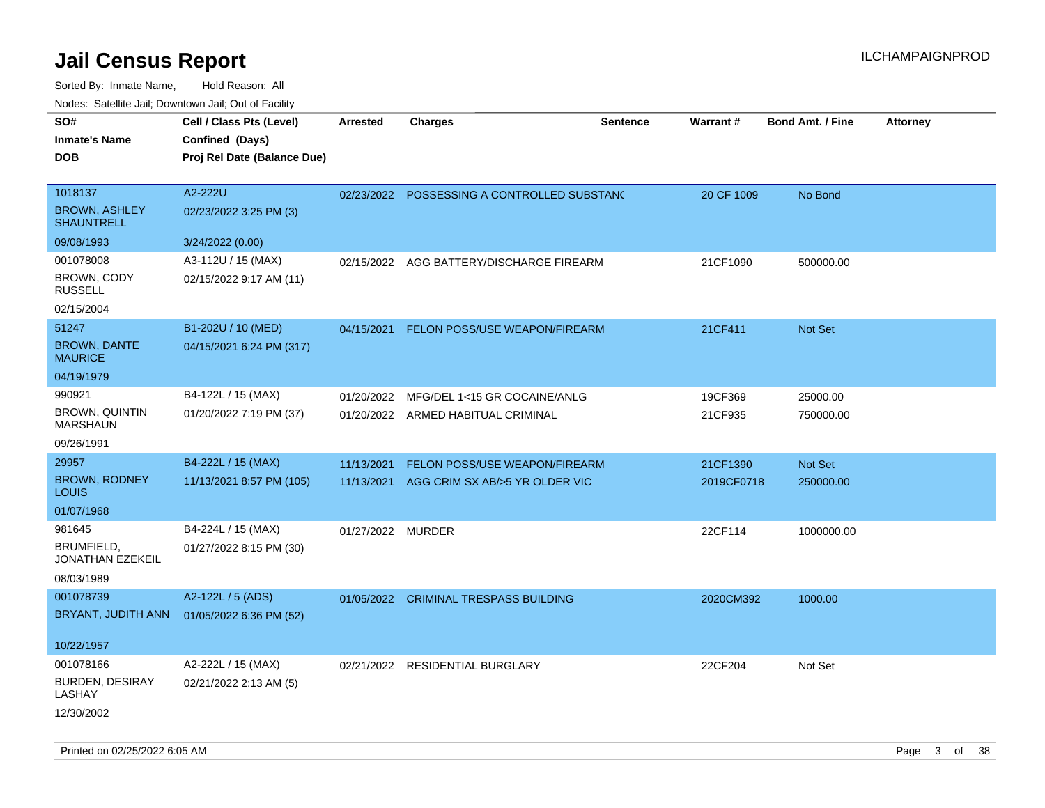# Jail Census Report

ILCHAMPAIGNPROD

Sorted By: Inmate Name, Hold Reason: All

Nodes: Satellite Jail; Downtown Jail; Out of Facility

| SO#<br>Inmate's Name<br>DOB | Cell / Class Pts (Level)<br>Confined (Days)<br>Proj Rel Date (Balance Due) | Arrested | Charges | Sentence | Warrant # | Bond Amt. / Fine | Attorney |
|---|---|---|---|---|---|---|---|
| 1018137<br>BROWN, ASHLEY SHAUNTRELL<br>09/08/1993 | A2-222U<br>02/23/2022 3:25 PM (3)<br>3/24/2022 (0.00) | 02/23/2022 | POSSESSING A CONTROLLED SUBSTANC | | 20 CF 1009 | No Bond | |
| 001078008<br>BROWN, CODY RUSSELL<br>02/15/2004 | A3-112U / 15 (MAX)<br>02/15/2022 9:17 AM (11) | 02/15/2022 | AGG BATTERY/DISCHARGE FIREARM | | 21CF1090 | 500000.00 | |
| 51247<br>BROWN, DANTE MAURICE<br>04/19/1979 | B1-202U / 10 (MED)<br>04/15/2021 6:24 PM (317) | 04/15/2021 | FELON POSS/USE WEAPON/FIREARM | | 21CF411 | Not Set | |
| 990921<br>BROWN, QUINTIN MARSHAUN<br>09/26/1991 | B4-122L / 15 (MAX)<br>01/20/2022 7:19 PM (37) | 01/20/2022<br>01/20/2022 | MFG/DEL 1<15 GR COCAINE/ANLG<br>ARMED HABITUAL CRIMINAL | | 19CF369<br>21CF935 | 25000.00<br>750000.00 | |
| 29957<br>BROWN, RODNEY LOUIS<br>01/07/1968 | B4-222L / 15 (MAX)<br>11/13/2021 8:57 PM (105) | 11/13/2021<br>11/13/2021 | FELON POSS/USE WEAPON/FIREARM<br>AGG CRIM SX AB/>5 YR OLDER VIC | | 21CF1390<br>2019CF0718 | Not Set<br>250000.00 | |
| 981645<br>BRUMFIELD, JONATHAN EZEKEIL<br>08/03/1989 | B4-224L / 15 (MAX)<br>01/27/2022 8:15 PM (30) | 01/27/2022 | MURDER | | 22CF114 | 1000000.00 | |
| 001078739<br>BRYANT, JUDITH ANN<br>10/22/1957 | A2-122L / 5 (ADS)<br>01/05/2022 6:36 PM (52) | 01/05/2022 | CRIMINAL TRESPASS BUILDING | | 2020CM392 | 1000.00 | |
| 001078166<br>BURDEN, DESIRAY LASHAY<br>12/30/2002 | A2-222L / 15 (MAX)<br>02/21/2022 2:13 AM (5) | 02/21/2022 | RESIDENTIAL BURGLARY | | 22CF204 | Not Set | |

Printed on 02/25/2022 6:05 AM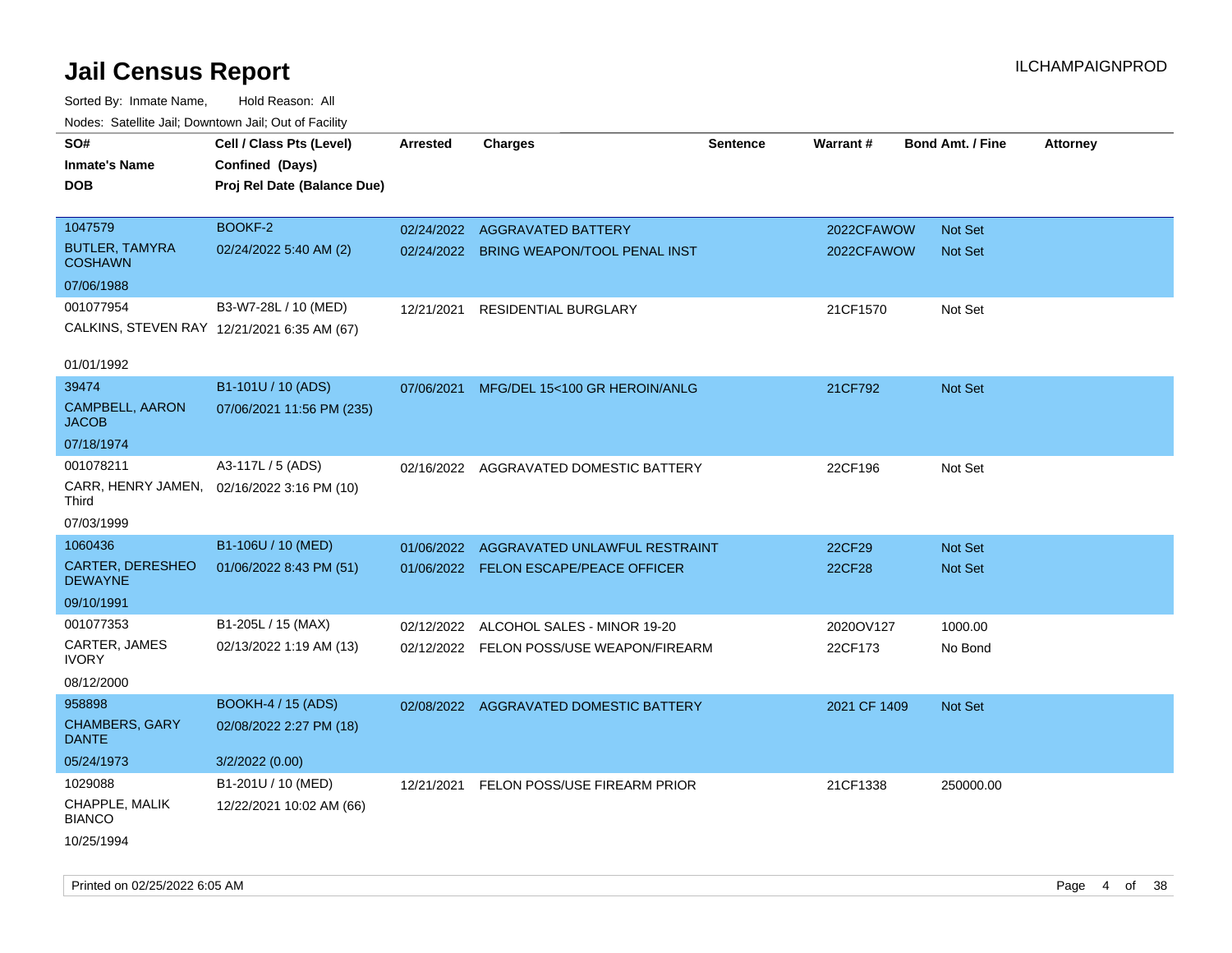# Jail Census Report

ILCHAMPAIGNPROD

Sorted By: Inmate Name, Hold Reason: All

Nodes: Satellite Jail; Downtown Jail; Out of Facility

| SO# / Inmate's Name / DOB | Cell / Class Pts (Level) / Confined (Days) / Proj Rel Date (Balance Due) | Arrested | Charges | Sentence | Warrant # | Bond Amt. / Fine | Attorney |
|---|---|---|---|---|---|---|---|
| 1047579<br>BUTLER, TAMYRA COSHAWN<br>07/06/1988 | BOOKF-2<br>02/24/2022 5:40 AM (2) | 02/24/2022<br>02/24/2022 | AGGRAVATED BATTERY<br>BRING WEAPON/TOOL PENAL INST | | 2022CFAWOW<br>2022CFAWOW | Not Set<br>Not Set | |
| 001077954<br>CALKINS, STEVEN RAY<br>01/01/1992 | B3-W7-28L / 10 (MED)<br>12/21/2021 6:35 AM (67) | 12/21/2021 | RESIDENTIAL BURGLARY | | 21CF1570 | Not Set | |
| 39474<br>CAMPBELL, AARON JACOB<br>07/18/1974 | B1-101U / 10 (ADS)<br>07/06/2021 11:56 PM (235) | 07/06/2021 | MFG/DEL 15<100 GR HEROIN/ANLG | | 21CF792 | Not Set | |
| 001078211<br>CARR, HENRY JAMEN, Third<br>07/03/1999 | A3-117L / 5 (ADS)<br>02/16/2022 3:16 PM (10) | 02/16/2022 | AGGRAVATED DOMESTIC BATTERY | | 22CF196 | Not Set | |
| 1060436<br>CARTER, DERESHEO DEWAYNE<br>09/10/1991 | B1-106U / 10 (MED)<br>01/06/2022 8:43 PM (51) | 01/06/2022<br>01/06/2022 | AGGRAVATED UNLAWFUL RESTRAINT<br>FELON ESCAPE/PEACE OFFICER | | 22CF29<br>22CF28 | Not Set<br>Not Set | |
| 001077353<br>CARTER, JAMES IVORY<br>08/12/2000 | B1-205L / 15 (MAX)<br>02/13/2022 1:19 AM (13) | 02/12/2022<br>02/12/2022 | ALCOHOL SALES - MINOR 19-20<br>FELON POSS/USE WEAPON/FIREARM | | 2020OV127<br>22CF173 | 1000.00<br>No Bond | |
| 958898<br>CHAMBERS, GARY DANTE<br>05/24/1973 | BOOKH-4 / 15 (ADS)<br>02/08/2022 2:27 PM (18)<br>3/2/2022 (0.00) | 02/08/2022 | AGGRAVATED DOMESTIC BATTERY | | 2021 CF 1409 | Not Set | |
| 1029088<br>CHAPPLE, MALIK BIANCO<br>10/25/1994 | B1-201U / 10 (MED)<br>12/22/2021 10:02 AM (66) | 12/21/2021 | FELON POSS/USE FIREARM PRIOR | | 21CF1338 | 250000.00 | |

Printed on 02/25/2022 6:05 AM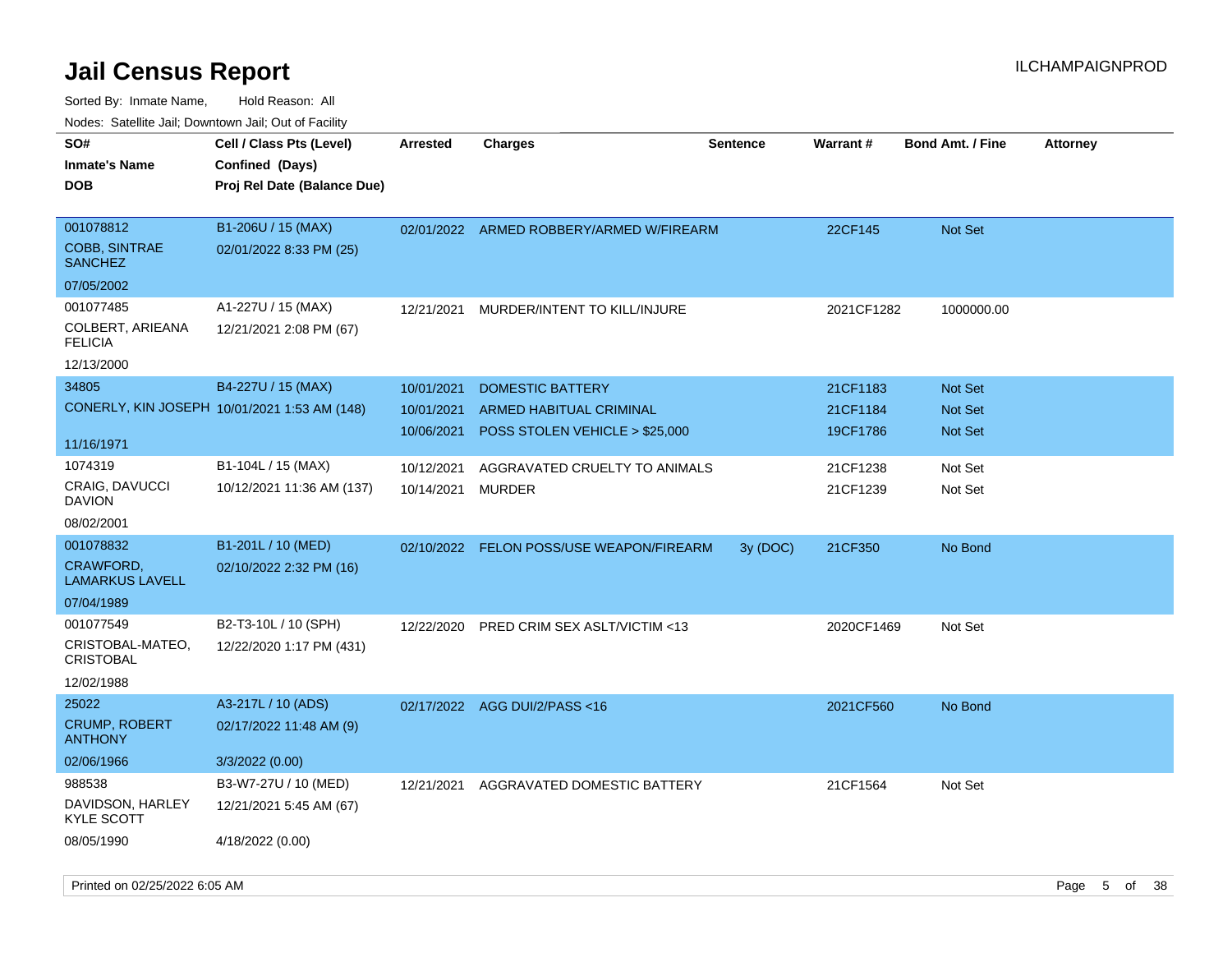# Jail Census Report

ILCHAMPAIGNPROD

Sorted By: Inmate Name, Hold Reason: All

Nodes: Satellite Jail; Downtown Jail; Out of Facility

| SO# / Inmate's Name / DOB | Cell / Class Pts (Level) / Confined (Days) / Proj Rel Date (Balance Due) | Arrested | Charges | Sentence | Warrant # | Bond Amt. / Fine | Attorney |
|---|---|---|---|---|---|---|---|
| 001078812<br>COBB, SINTRAE SANCHEZ<br>07/05/2002 | B1-206U / 15 (MAX)<br>02/01/2022 8:33 PM (25) | 02/01/2022 | ARMED ROBBERY/ARMED W/FIREARM | | 22CF145 | Not Set | |
| 001077485<br>COLBERT, ARIEANA FELICIA<br>12/13/2000 | A1-227U / 15 (MAX)<br>12/21/2021 2:08 PM (67) | 12/21/2021 | MURDER/INTENT TO KILL/INJURE | | 2021CF1282 | 1000000.00 | |
| 34805<br>CONERLY, KIN JOSEPH<br>11/16/1971 | B4-227U / 15 (MAX)<br>10/01/2021 1:53 AM (148) | 10/01/2021 | DOMESTIC BATTERY | | 21CF1183 | Not Set | |
| | | 10/01/2021 | ARMED HABITUAL CRIMINAL | | 21CF1184 | Not Set | |
| | | 10/06/2021 | POSS STOLEN VEHICLE > $25,000 | | 19CF1786 | Not Set | |
| 1074319<br>CRAIG, DAVUCCI DAVION<br>08/02/2001 | B1-104L / 15 (MAX)<br>10/12/2021 11:36 AM (137) | 10/12/2021 | AGGRAVATED CRUELTY TO ANIMALS | | 21CF1238 | Not Set | |
| | | 10/14/2021 | MURDER | | 21CF1239 | Not Set | |
| 001078832<br>CRAWFORD, LAMARKUS LAVELL<br>07/04/1989 | B1-201L / 10 (MED)<br>02/10/2022 2:32 PM (16) | 02/10/2022 | FELON POSS/USE WEAPON/FIREARM | 3y (DOC) | 21CF350 | No Bond | |
| 001077549<br>CRISTOBAL-MATEO, CRISTOBAL<br>12/02/1988 | B2-T3-10L / 10 (SPH)<br>12/22/2020 1:17 PM (431) | 12/22/2020 | PRED CRIM SEX ASLT/VICTIM <13 | | 2020CF1469 | Not Set | |
| 25022<br>CRUMP, ROBERT ANTHONY<br>02/06/1966 | A3-217L / 10 (ADS)<br>02/17/2022 11:48 AM (9)<br>3/3/2022 (0.00) | 02/17/2022 | AGG DUI/2/PASS <16 | | 2021CF560 | No Bond | |
| 988538<br>DAVIDSON, HARLEY KYLE SCOTT<br>08/05/1990 | B3-W7-27U / 10 (MED)<br>12/21/2021 5:45 AM (67)<br>4/18/2022 (0.00) | 12/21/2021 | AGGRAVATED DOMESTIC BATTERY | | 21CF1564 | Not Set | |

Printed on 02/25/2022 6:05 AM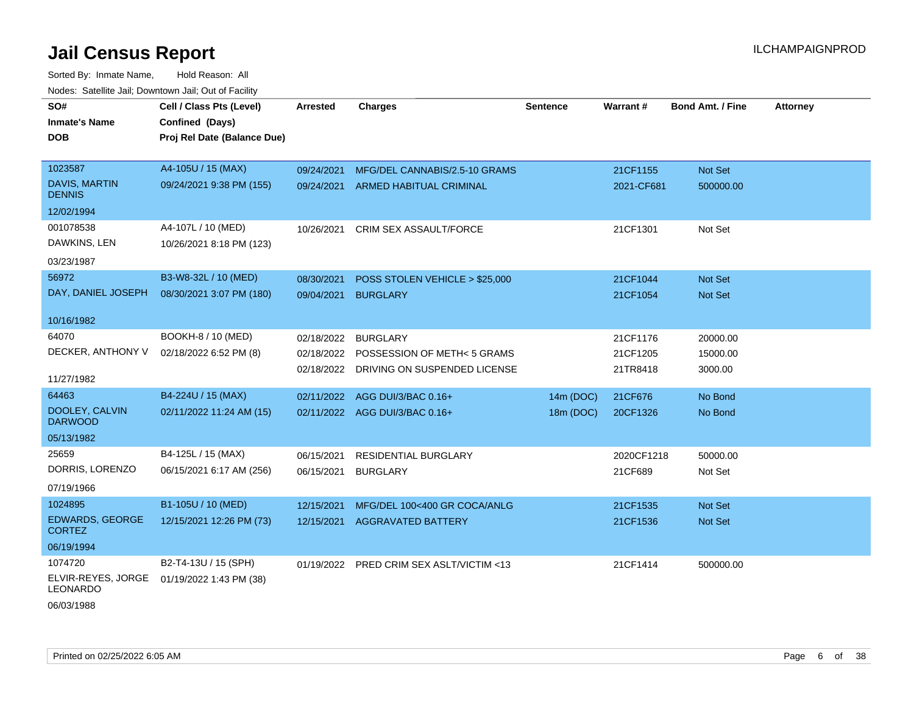# Jail Census Report

ILCHAMPAIGNPROD

Sorted By: Inmate Name, Hold Reason: All

Nodes: Satellite Jail; Downtown Jail; Out of Facility

| SO# / Inmate's Name / DOB | Cell / Class Pts (Level) / Confined (Days) / Proj Rel Date (Balance Due) | Arrested | Charges | Sentence | Warrant # | Bond Amt. / Fine | Attorney |
|---|---|---|---|---|---|---|---|
| 1023587<br>DAVIS, MARTIN DENNIS<br>12/02/1994 | A4-105U / 15 (MAX)<br>09/24/2021 9:38 PM (155) | 09/24/2021 | MFG/DEL CANNABIS/2.5-10 GRAMS | | 21CF1155 | Not Set | |
| | | 09/24/2021 | ARMED HABITUAL CRIMINAL | | 2021-CF681 | 500000.00 | |
| 001078538<br>DAWKINS, LEN<br>03/23/1987 | A4-107L / 10 (MED)<br>10/26/2021 8:18 PM (123) | 10/26/2021 | CRIM SEX ASSAULT/FORCE | | 21CF1301 | Not Set | |
| 56972<br>DAY, DANIEL JOSEPH<br>10/16/1982 | B3-W8-32L / 10 (MED)<br>08/30/2021 3:07 PM (180) | 08/30/2021 | POSS STOLEN VEHICLE > $25,000 | | 21CF1044 | Not Set | |
| | | 09/04/2021 | BURGLARY | | 21CF1054 | Not Set | |
| 64070<br>DECKER, ANTHONY V<br>11/27/1982 | BOOKH-8 / 10 (MED)<br>02/18/2022 6:52 PM (8) | 02/18/2022 | BURGLARY | | 21CF1176 | 20000.00 | |
| | | 02/18/2022 | POSSESSION OF METH< 5 GRAMS | | 21CF1205 | 15000.00 | |
| | | 02/18/2022 | DRIVING ON SUSPENDED LICENSE | | 21TR8418 | 3000.00 | |
| 64463<br>DOOLEY, CALVIN DARWOOD<br>05/13/1982 | B4-224U / 15 (MAX)<br>02/11/2022 11:24 AM (15) | 02/11/2022 | AGG DUI/3/BAC 0.16+ | 14m (DOC) | 21CF676 | No Bond | |
| | | 02/11/2022 | AGG DUI/3/BAC 0.16+ | 18m (DOC) | 20CF1326 | No Bond | |
| 25659<br>DORRIS, LORENZO<br>07/19/1966 | B4-125L / 15 (MAX)<br>06/15/2021 6:17 AM (256) | 06/15/2021 | RESIDENTIAL BURGLARY | | 2020CF1218 | 50000.00 | |
| | | 06/15/2021 | BURGLARY | | 21CF689 | Not Set | |
| 1024895<br>EDWARDS, GEORGE CORTEZ<br>06/19/1994 | B1-105U / 10 (MED)<br>12/15/2021 12:26 PM (73) | 12/15/2021 | MFG/DEL 100<400 GR COCA/ANLG | | 21CF1535 | Not Set | |
| | | 12/15/2021 | AGGRAVATED BATTERY | | 21CF1536 | Not Set | |
| 1074720<br>ELVIR-REYES, JORGE LEONARDO<br>06/03/1988 | B2-T4-13U / 15 (SPH)<br>01/19/2022 1:43 PM (38) | 01/19/2022 | PRED CRIM SEX ASLT/VICTIM <13 | | 21CF1414 | 500000.00 | |

Printed on 02/25/2022 6:05 AM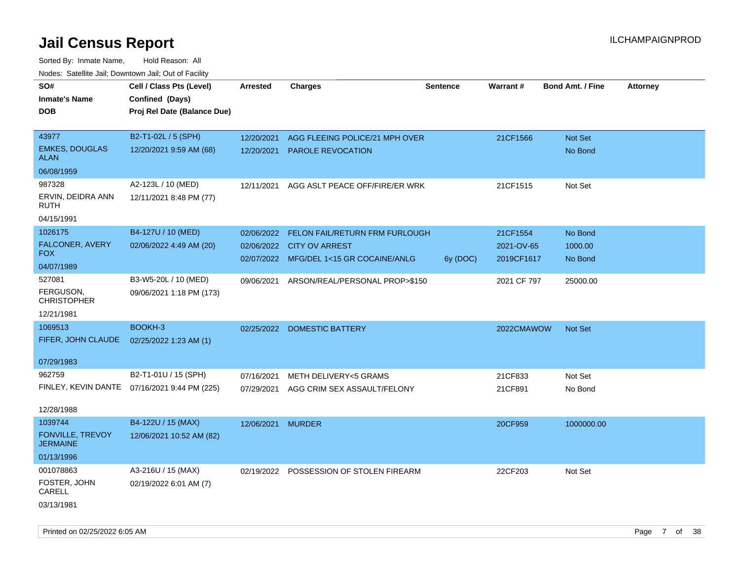# Jail Census Report

ILCHAMPAIGNPROD

Sorted By: Inmate Name, Hold Reason: All

Nodes: Satellite Jail; Downtown Jail; Out of Facility

| SO# / Inmate's Name / DOB | Cell / Class Pts (Level) / Confined (Days) / Proj Rel Date (Balance Due) | Arrested | Charges | Sentence | Warrant # | Bond Amt. / Fine | Attorney |
|---|---|---|---|---|---|---|---|
| 43977 EMKES, DOUGLAS ALAN 06/08/1959 | B2-T1-02L / 5 (SPH) 12/20/2021 9:59 AM (68) | 12/20/2021 | AGG FLEEING POLICE/21 MPH OVER | | 21CF1566 | Not Set | |
| | | 12/20/2021 | PAROLE REVOCATION | | | No Bond | |
| 987328 ERVIN, DEIDRA ANN RUTH 04/15/1991 | A2-123L / 10 (MED) 12/11/2021 8:48 PM (77) | 12/11/2021 | AGG ASLT PEACE OFF/FIRE/ER WRK | | 21CF1515 | Not Set | |
| 1026175 FALCONER, AVERY FOX 04/07/1989 | B4-127U / 10 (MED) 02/06/2022 4:49 AM (20) | 02/06/2022 | FELON FAIL/RETURN FRM FURLOUGH | | 21CF1554 | No Bond | |
| | | 02/06/2022 | CITY OV ARREST | | 2021-OV-65 | 1000.00 | |
| | | 02/07/2022 | MFG/DEL 1<15 GR COCAINE/ANLG | 6y (DOC) | 2019CF1617 | No Bond | |
| 527081 FERGUSON, CHRISTOPHER 12/21/1981 | B3-W5-20L / 10 (MED) 09/06/2021 1:18 PM (173) | 09/06/2021 | ARSON/REAL/PERSONAL PROP>$150 | | 2021 CF 797 | 25000.00 | |
| 1069513 FIFER, JOHN CLAUDE 07/29/1983 | BOOKH-3 02/25/2022 1:23 AM (1) | 02/25/2022 | DOMESTIC BATTERY | | 2022CMAWOW | Not Set | |
| 962759 FINLEY, KEVIN DANTE 12/28/1988 | B2-T1-01U / 15 (SPH) 07/16/2021 9:44 PM (225) | 07/16/2021 | METH DELIVERY<5 GRAMS | | 21CF833 | Not Set | |
| | | 07/29/2021 | AGG CRIM SEX ASSAULT/FELONY | | 21CF891 | No Bond | |
| 1039744 FONVILLE, TREVOY JERMAINE 01/13/1996 | B4-122U / 15 (MAX) 12/06/2021 10:52 AM (82) | 12/06/2021 | MURDER | | 20CF959 | 1000000.00 | |
| 001078863 FOSTER, JOHN CARELL 03/13/1981 | A3-216U / 15 (MAX) 02/19/2022 6:01 AM (7) | 02/19/2022 | POSSESSION OF STOLEN FIREARM | | 22CF203 | Not Set | |

Printed on 02/25/2022 6:05 AM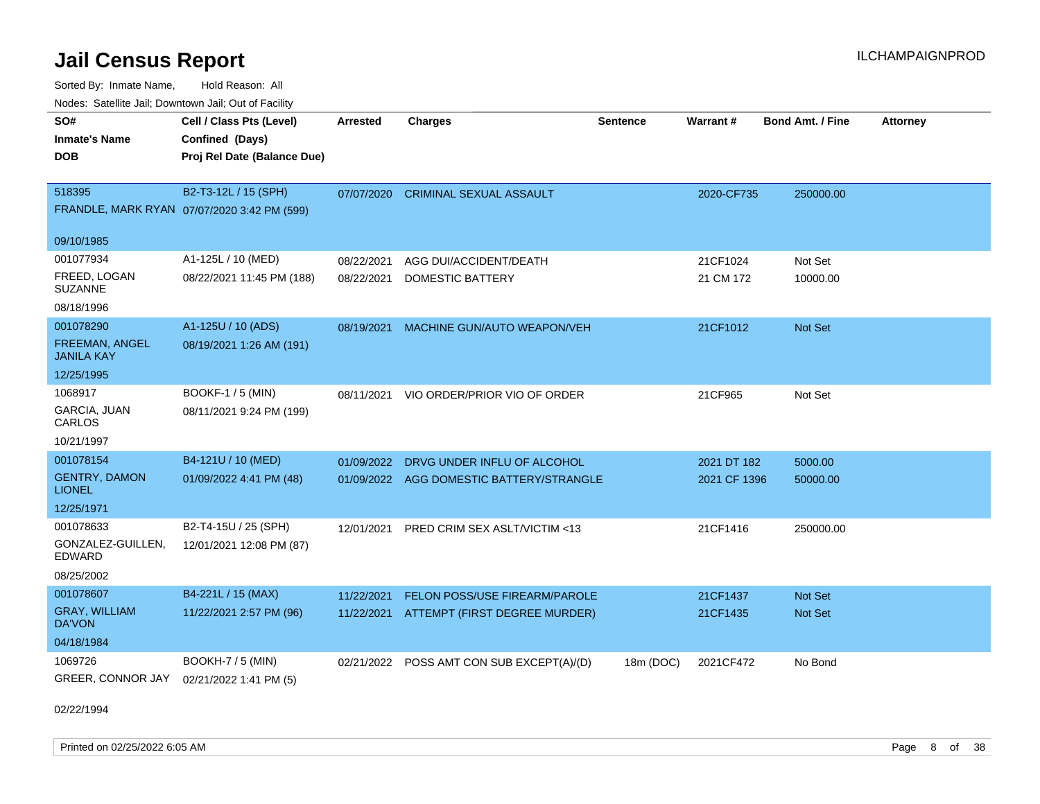# Jail Census Report

Sorted By: Inmate Name, Hold Reason: All

Nodes: Satellite Jail; Downtown Jail; Out of Facility

| SO# / Inmate's Name / DOB | Cell / Class Pts (Level) / Confined (Days) / Proj Rel Date (Balance Due) | Arrested | Charges | Sentence | Warrant # | Bond Amt. / Fine | Attorney |
|---|---|---|---|---|---|---|---|
| 518395<br>FRANDLE, MARK RYAN<br>09/10/1985 | B2-T3-12L / 15 (SPH)<br>07/07/2020 3:42 PM (599) | 07/07/2020 | CRIMINAL SEXUAL ASSAULT | | 2020-CF735 | 250000.00 | |
| 001077934<br>FREED, LOGAN SUZANNE<br>08/18/1996 | A1-125L / 10 (MED)<br>08/22/2021 11:45 PM (188) | 08/22/2021<br>08/22/2021 | AGG DUI/ACCIDENT/DEATH<br>DOMESTIC BATTERY | | 21CF1024<br>21 CM 172 | Not Set<br>10000.00 | |
| 001078290<br>FREEMAN, ANGEL JANILA KAY<br>12/25/1995 | A1-125U / 10 (ADS)<br>08/19/2021 1:26 AM (191) | 08/19/2021 | MACHINE GUN/AUTO WEAPON/VEH | | 21CF1012 | Not Set | |
| 1068917<br>GARCIA, JUAN CARLOS<br>10/21/1997 | BOOKF-1 / 5 (MIN)<br>08/11/2021 9:24 PM (199) | 08/11/2021 | VIO ORDER/PRIOR VIO OF ORDER | | 21CF965 | Not Set | |
| 001078154<br>GENTRY, DAMON LIONEL<br>12/25/1971 | B4-121U / 10 (MED)<br>01/09/2022 4:41 PM (48) | 01/09/2022<br>01/09/2022 | DRVG UNDER INFLU OF ALCOHOL<br>AGG DOMESTIC BATTERY/STRANGLE | | 2021 DT 182<br>2021 CF 1396 | 5000.00<br>50000.00 | |
| 001078633<br>GONZALEZ-GUILLEN, EDWARD<br>08/25/2002 | B2-T4-15U / 25 (SPH)<br>12/01/2021 12:08 PM (87) | 12/01/2021 | PRED CRIM SEX ASLT/VICTIM <13 | | 21CF1416 | 250000.00 | |
| 001078607<br>GRAY, WILLIAM DA'VON<br>04/18/1984 | B4-221L / 15 (MAX)<br>11/22/2021 2:57 PM (96) | 11/22/2021<br>11/22/2021 | FELON POSS/USE FIREARM/PAROLE<br>ATTEMPT (FIRST DEGREE MURDER) | | 21CF1437<br>21CF1435 | Not Set<br>Not Set | |
| 1069726<br>GREER, CONNOR JAY<br>02/22/1994 | BOOKH-7 / 5 (MIN)<br>02/21/2022 1:41 PM (5) | 02/21/2022 | POSS AMT CON SUB EXCEPT(A)/(D) | 18m (DOC) | 2021CF472 | No Bond | |

Printed on 02/25/2022 6:05 AM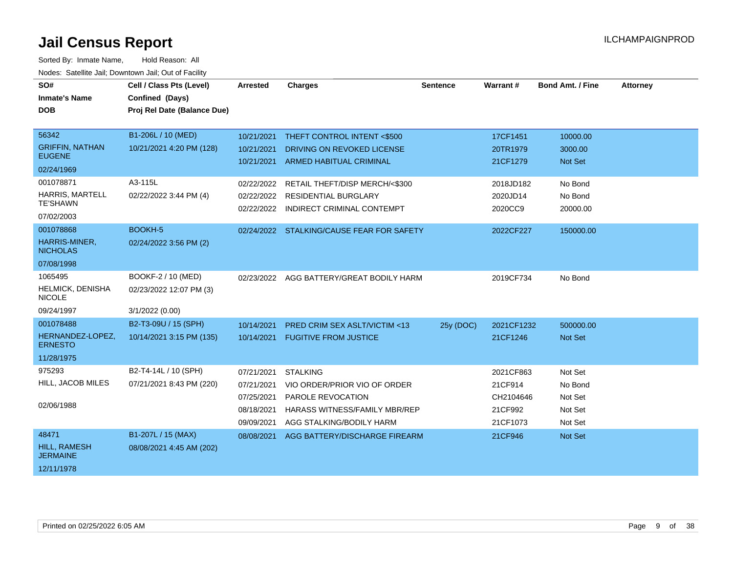# Jail Census Report

ILCHAMPAIGNPROD

Sorted By: Inmate Name, Hold Reason: All

Nodes: Satellite Jail; Downtown Jail; Out of Facility

| SO# / Inmate's Name / DOB | Cell / Class Pts (Level) / Confined (Days) / Proj Rel Date (Balance Due) | Arrested | Charges | Sentence | Warrant # | Bond Amt. / Fine | Attorney |
|---|---|---|---|---|---|---|---|
| 56342 GRIFFIN, NATHAN EUGENE 02/24/1969 | B1-206L / 10 (MED) 10/21/2021 4:20 PM (128) | 10/21/2021 | THEFT CONTROL INTENT <$500 | | 17CF1451 | 10000.00 | |
| | | 10/21/2021 | DRIVING ON REVOKED LICENSE | | 20TR1979 | 3000.00 | |
| | | 10/21/2021 | ARMED HABITUAL CRIMINAL | | 21CF1279 | Not Set | |
| 001078871 HARRIS, MARTELL TE'SHAWN 07/02/2003 | A3-115L 02/22/2022 3:44 PM (4) | 02/22/2022 | RETAIL THEFT/DISP MERCH/<$300 | | 2018JD182 | No Bond | |
| | | 02/22/2022 | RESIDENTIAL BURGLARY | | 2020JD14 | No Bond | |
| | | 02/22/2022 | INDIRECT CRIMINAL CONTEMPT | | 2020CC9 | 20000.00 | |
| 001078868 HARRIS-MINER, NICHOLAS 07/08/1998 | BOOKH-5 02/24/2022 3:56 PM (2) | 02/24/2022 | STALKING/CAUSE FEAR FOR SAFETY | | 2022CF227 | 150000.00 | |
| 1065495 HELMICK, DENISHA NICOLE 09/24/1997 | BOOKF-2 / 10 (MED) 02/23/2022 12:07 PM (3) 3/1/2022 (0.00) | 02/23/2022 | AGG BATTERY/GREAT BODILY HARM | | 2019CF734 | No Bond | |
| 001078488 HERNANDEZ-LOPEZ, ERNESTO 11/28/1975 | B2-T3-09U / 15 (SPH) 10/14/2021 3:15 PM (135) | 10/14/2021 | PRED CRIM SEX ASLT/VICTIM <13 | 25y (DOC) | 2021CF1232 | 500000.00 | |
| | | 10/14/2021 | FUGITIVE FROM JUSTICE | | 21CF1246 | Not Set | |
| 975293 HILL, JACOB MILES 02/06/1988 | B2-T4-14L / 10 (SPH) 07/21/2021 8:43 PM (220) | 07/21/2021 | STALKING | | 2021CF863 | Not Set | |
| | | 07/21/2021 | VIO ORDER/PRIOR VIO OF ORDER | | 21CF914 | No Bond | |
| | | 07/25/2021 | PAROLE REVOCATION | | CH2104646 | Not Set | |
| | | 08/18/2021 | HARASS WITNESS/FAMILY MBR/REP | | 21CF992 | Not Set | |
| | | 09/09/2021 | AGG STALKING/BODILY HARM | | 21CF1073 | Not Set | |
| 48471 HILL, RAMESH JERMAINE 12/11/1978 | B1-207L / 15 (MAX) 08/08/2021 4:45 AM (202) | 08/08/2021 | AGG BATTERY/DISCHARGE FIREARM | | 21CF946 | Not Set | |

Printed on 02/25/2022 6:05 AM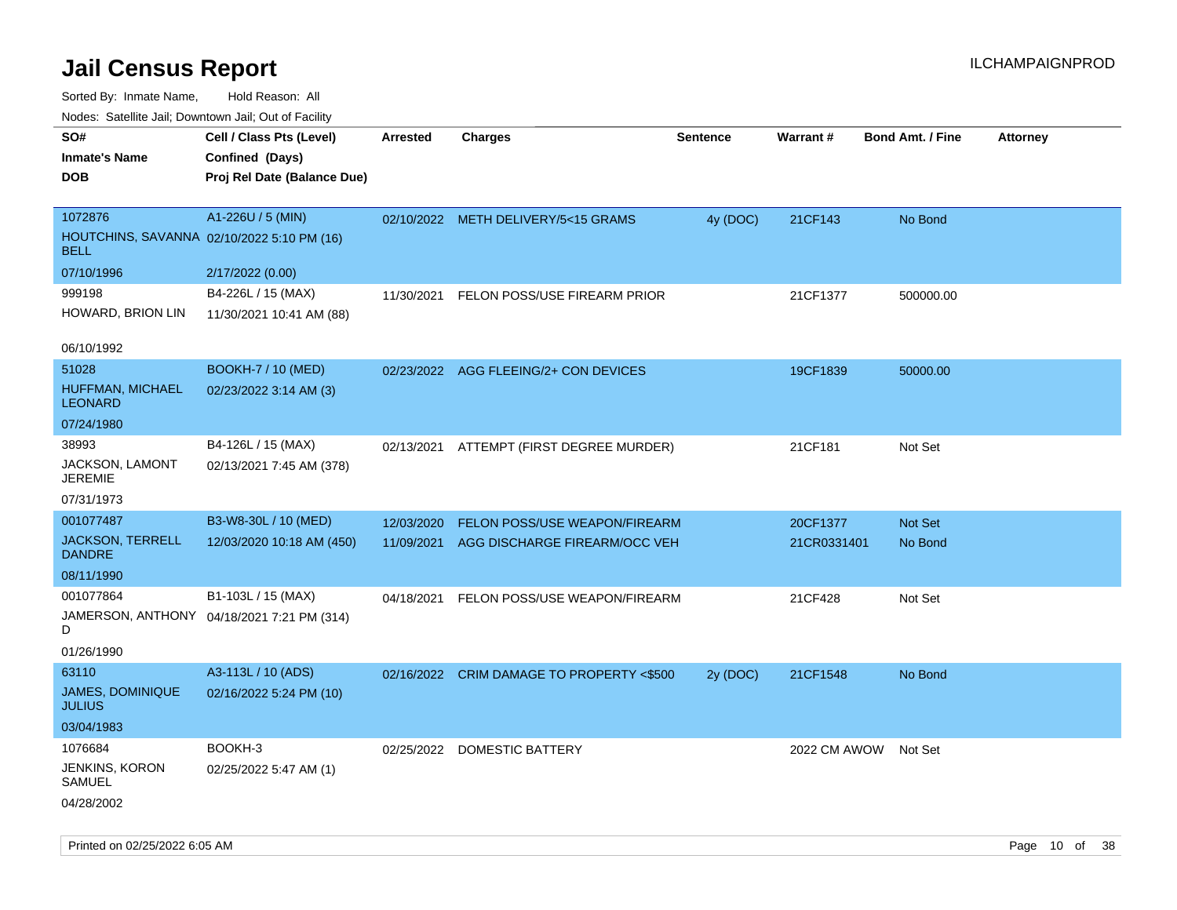# Jail Census Report

Sorted By: Inmate Name, Hold Reason: All

Nodes: Satellite Jail; Downtown Jail; Out of Facility

| SO# / Inmate's Name / DOB | Cell / Class Pts (Level) / Confined (Days) / Proj Rel Date (Balance Due) | Arrested | Charges | Sentence | Warrant # | Bond Amt. / Fine | Attorney |
|---|---|---|---|---|---|---|---|
| 1072876<br>HOUTCHINS, SAVANNA BELL<br>07/10/1996 | A1-226U / 5 (MIN)<br>02/10/2022 5:10 PM (16)<br>2/17/2022 (0.00) | 02/10/2022 | METH DELIVERY/5<15 GRAMS | 4y (DOC) | 21CF143 | No Bond | |
| 999198<br>HOWARD, BRION LIN<br>06/10/1992 | B4-226L / 15 (MAX)<br>11/30/2021 10:41 AM (88) | 11/30/2021 | FELON POSS/USE FIREARM PRIOR | | 21CF1377 | 500000.00 | |
| 51028<br>HUFFMAN, MICHAEL LEONARD<br>07/24/1980 | BOOKH-7 / 10 (MED)<br>02/23/2022 3:14 AM (3) | 02/23/2022 | AGG FLEEING/2+ CON DEVICES | | 19CF1839 | 50000.00 | |
| 38993<br>JACKSON, LAMONT JEREMIE<br>07/31/1973 | B4-126L / 15 (MAX)<br>02/13/2021 7:45 AM (378) | 02/13/2021 | ATTEMPT (FIRST DEGREE MURDER) | | 21CF181 | Not Set | |
| 001077487<br>JACKSON, TERRELL DANDRE<br>08/11/1990 | B3-W8-30L / 10 (MED)<br>12/03/2020 10:18 AM (450) | 12/03/2020 | FELON POSS/USE WEAPON/FIREARM | | 20CF1377 | Not Set | |
| | | 11/09/2021 | AGG DISCHARGE FIREARM/OCC VEH | | 21CR0331401 | No Bond | |
| 001077864<br>JAMERSON, ANTHONY D<br>01/26/1990 | B1-103L / 15 (MAX)<br>04/18/2021 7:21 PM (314) | 04/18/2021 | FELON POSS/USE WEAPON/FIREARM | | 21CF428 | Not Set | |
| 63110<br>JAMES, DOMINIQUE JULIUS<br>03/04/1983 | A3-113L / 10 (ADS)<br>02/16/2022 5:24 PM (10) | 02/16/2022 | CRIM DAMAGE TO PROPERTY <$500 | 2y (DOC) | 21CF1548 | No Bond | |
| 1076684<br>JENKINS, KORON SAMUEL<br>04/28/2002 | BOOKH-3<br>02/25/2022 5:47 AM (1) | 02/25/2022 | DOMESTIC BATTERY | | 2022 CM AWOW | Not Set | |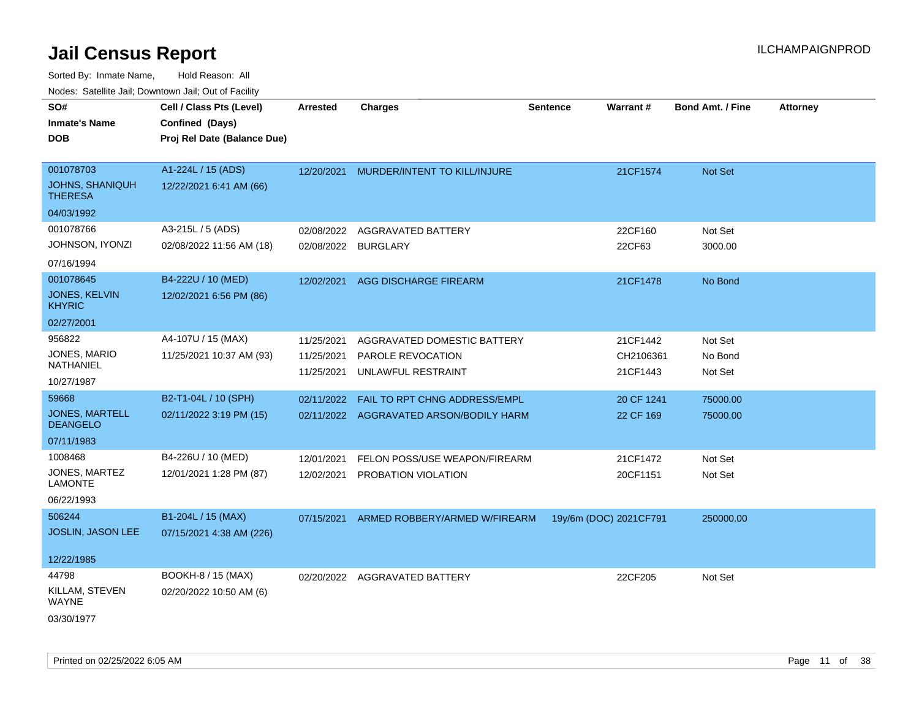# Jail Census Report

ILCHAMPAIGNPROD

Sorted By: Inmate Name, Hold Reason: All

Nodes: Satellite Jail; Downtown Jail; Out of Facility

| SO# / Inmate's Name / DOB | Cell / Class Pts (Level) / Confined (Days) / Proj Rel Date (Balance Due) | Arrested | Charges | Sentence | Warrant # | Bond Amt. / Fine | Attorney |
|---|---|---|---|---|---|---|---|
| 001078703<br>JOHNS, SHANIQUH THERESA<br>04/03/1992 | A1-224L / 15 (ADS)<br>12/22/2021 6:41 AM (66) | 12/20/2021 | MURDER/INTENT TO KILL/INJURE | | 21CF1574 | Not Set | |
| 001078766<br>JOHNSON, IYONZI<br>07/16/1994 | A3-215L / 5 (ADS)<br>02/08/2022 11:56 AM (18) | 02/08/2022<br>02/08/2022 | AGGRAVATED BATTERY<br>BURGLARY | | 22CF160<br>22CF63 | Not Set<br>3000.00 | |
| 001078645<br>JONES, KELVIN KHYRIC<br>02/27/2001 | B4-222U / 10 (MED)<br>12/02/2021 6:56 PM (86) | 12/02/2021 | AGG DISCHARGE FIREARM | | 21CF1478 | No Bond | |
| 956822<br>JONES, MARIO NATHANIEL<br>10/27/1987 | A4-107U / 15 (MAX)<br>11/25/2021 10:37 AM (93) | 11/25/2021<br>11/25/2021<br>11/25/2021 | AGGRAVATED DOMESTIC BATTERY<br>PAROLE REVOCATION<br>UNLAWFUL RESTRAINT | | 21CF1442<br>CH2106361<br>21CF1443 | Not Set<br>No Bond<br>Not Set | |
| 59668<br>JONES, MARTELL DEANGELO<br>07/11/1983 | B2-T1-04L / 10 (SPH)<br>02/11/2022 3:19 PM (15) | 02/11/2022<br>02/11/2022 | FAIL TO RPT CHNG ADDRESS/EMPL<br>AGGRAVATED ARSON/BODILY HARM | | 20 CF 1241<br>22 CF 169 | 75000.00<br>75000.00 | |
| 1008468<br>JONES, MARTEZ LAMONTE<br>06/22/1993 | B4-226U / 10 (MED)<br>12/01/2021 1:28 PM (87) | 12/01/2021<br>12/02/2021 | FELON POSS/USE WEAPON/FIREARM<br>PROBATION VIOLATION | | 21CF1472<br>20CF1151 | Not Set<br>Not Set | |
| 506244<br>JOSLIN, JASON LEE<br>12/22/1985 | B1-204L / 15 (MAX)<br>07/15/2021 4:38 AM (226) | 07/15/2021 | ARMED ROBBERY/ARMED W/FIREARM | 19y/6m (DOC) | 2021CF791 | 250000.00 | |
| 44798<br>KILLAM, STEVEN WAYNE<br>03/30/1977 | BOOKH-8 / 15 (MAX)<br>02/20/2022 10:50 AM (6) | 02/20/2022 | AGGRAVATED BATTERY | | 22CF205 | Not Set | |

Printed on 02/25/2022 6:05 AM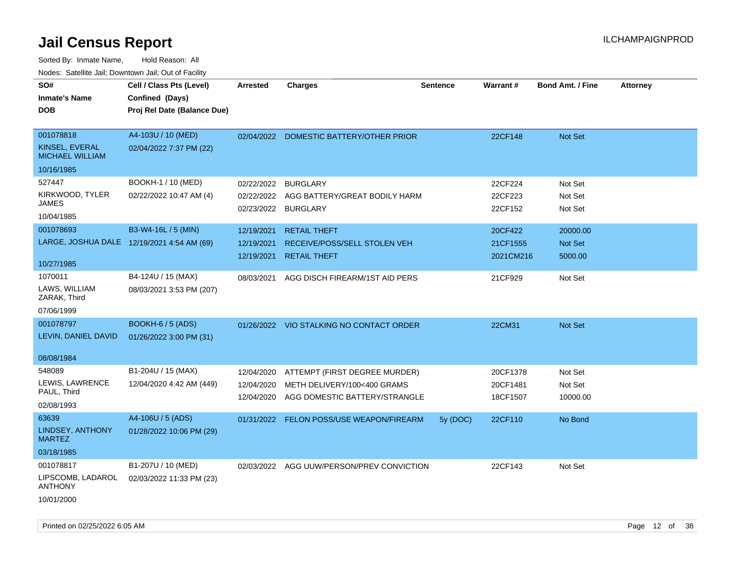# Jail Census Report

ILCHAMPAIGNPROD

Sorted By: Inmate Name, Hold Reason: All

Nodes: Satellite Jail; Downtown Jail; Out of Facility

| SO# / Inmate's Name / DOB | Cell / Class Pts (Level) / Confined (Days) / Proj Rel Date (Balance Due) | Arrested | Charges | Sentence | Warrant # | Bond Amt. / Fine | Attorney |
|---|---|---|---|---|---|---|---|
| 001078818<br>KINSEL, EVERAL MICHAEL WILLIAM<br>10/16/1985 | A4-103U / 10 (MED)<br>02/04/2022 7:37 PM (22) | 02/04/2022 | DOMESTIC BATTERY/OTHER PRIOR | | 22CF148 | Not Set | |
| 527447<br>KIRKWOOD, TYLER JAMES<br>10/04/1985 | BOOKH-1 / 10 (MED)<br>02/22/2022 10:47 AM (4) | 02/22/2022<br>02/22/2022<br>02/23/2022 | BURGLARY<br>AGG BATTERY/GREAT BODILY HARM<br>BURGLARY | | 22CF224<br>22CF223<br>22CF152 | Not Set<br>Not Set<br>Not Set | |
| 001078693<br>LARGE, JOSHUA DALE<br>10/27/1985 | B3-W4-16L / 5 (MIN)<br>12/19/2021 4:54 AM (69) | 12/19/2021<br>12/19/2021<br>12/19/2021 | RETAIL THEFT<br>RECEIVE/POSS/SELL STOLEN VEH<br>RETAIL THEFT | | 20CF422<br>21CF1555<br>2021CM216 | 20000.00<br>Not Set<br>5000.00 | |
| 1070011<br>LAWS, WILLIAM ZARAK, Third<br>07/06/1999 | B4-124U / 15 (MAX)<br>08/03/2021 3:53 PM (207) | 08/03/2021 | AGG DISCH FIREARM/1ST AID PERS | | 21CF929 | Not Set | |
| 001078797<br>LEVIN, DANIEL DAVID<br>08/08/1984 | BOOKH-6 / 5 (ADS)<br>01/26/2022 3:00 PM (31) | 01/26/2022 | VIO STALKING NO CONTACT ORDER | | 22CM31 | Not Set | |
| 548089<br>LEWIS, LAWRENCE PAUL, Third<br>02/08/1993 | B1-204U / 15 (MAX)<br>12/04/2020 4:42 AM (449) | 12/04/2020<br>12/04/2020<br>12/04/2020 | ATTEMPT (FIRST DEGREE MURDER)<br>METH DELIVERY/100<400 GRAMS<br>AGG DOMESTIC BATTERY/STRANGLE | | 20CF1378<br>20CF1481<br>18CF1507 | Not Set<br>Not Set<br>10000.00 | |
| 63639<br>LINDSEY, ANTHONY MARTEZ<br>03/18/1985 | A4-106U / 5 (ADS)<br>01/28/2022 10:06 PM (29) | 01/31/2022 | FELON POSS/USE WEAPON/FIREARM | 5y (DOC) | 22CF110 | No Bond | |
| 001078817<br>LIPSCOMB, LADAROL ANTHONY<br>10/01/2000 | B1-207U / 10 (MED)<br>02/03/2022 11:33 PM (23) | 02/03/2022 | AGG UUW/PERSON/PREV CONVICTION | | 22CF143 | Not Set | |

Printed on 02/25/2022 6:05 AM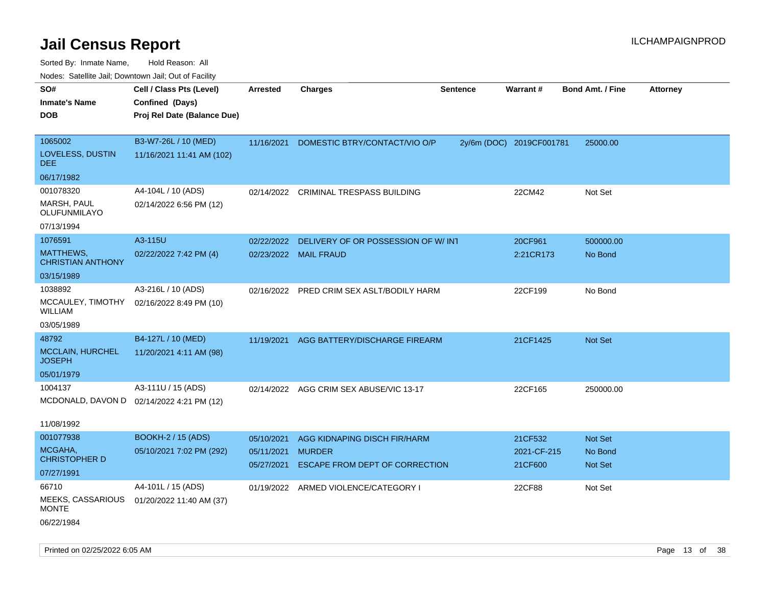# Jail Census Report

ILCHAMPAIGNPROD

Sorted By: Inmate Name, Hold Reason: All

Nodes: Satellite Jail; Downtown Jail; Out of Facility

| SO# / Inmate's Name / DOB | Cell / Class Pts (Level) / Confined (Days) / Proj Rel Date (Balance Due) | Arrested | Charges | Sentence | Warrant # | Bond Amt. / Fine | Attorney |
|---|---|---|---|---|---|---|---|
| 1065002<br>LOVELESS, DUSTIN DEE<br>06/17/1982 | B3-W7-26L / 10 (MED)<br>11/16/2021 11:41 AM (102) | 11/16/2021 | DOMESTIC BTRY/CONTACT/VIO O/P | 2y/6m (DOC) | 2019CF001781 | 25000.00 | |
| 001078320<br>MARSH, PAUL OLUFUNMILAYO<br>07/13/1994 | A4-104L / 10 (ADS)<br>02/14/2022 6:56 PM (12) | 02/14/2022 | CRIMINAL TRESPASS BUILDING | | 22CM42 | Not Set | |
| 1076591<br>MATTHEWS, CHRISTIAN ANTHONY<br>03/15/1989 | A3-115U<br>02/22/2022 7:42 PM (4) | 02/22/2022 | DELIVERY OF OR POSSESSION OF W/ INT | | 20CF961 | 500000.00 | |
| | | 02/23/2022 | MAIL FRAUD | | 2:21CR173 | No Bond | |
| 1038892<br>MCCAULEY, TIMOTHY WILLIAM<br>03/05/1989 | A3-216L / 10 (ADS)<br>02/16/2022 8:49 PM (10) | 02/16/2022 | PRED CRIM SEX ASLT/BODILY HARM | | 22CF199 | No Bond | |
| 48792<br>MCCLAIN, HURCHEL JOSEPH<br>05/01/1979 | B4-127L / 10 (MED)<br>11/20/2021 4:11 AM (98) | 11/19/2021 | AGG BATTERY/DISCHARGE FIREARM | | 21CF1425 | Not Set | |
| 1004137<br>MCDONALD, DAVON D<br>11/08/1992 | A3-111U / 15 (ADS)<br>02/14/2022 4:21 PM (12) | 02/14/2022 | AGG CRIM SEX ABUSE/VIC 13-17 | | 22CF165 | 250000.00 | |
| 001077938<br>MCGAHA, CHRISTOPHER D<br>07/27/1991 | BOOKH-2 / 15 (ADS)<br>05/10/2021 7:02 PM (292) | 05/10/2021 | AGG KIDNAPING DISCH FIR/HARM | | 21CF532 | Not Set | |
| | | 05/11/2021 | MURDER | | 2021-CF-215 | No Bond | |
| | | 05/27/2021 | ESCAPE FROM DEPT OF CORRECTION | | 21CF600 | Not Set | |
| 66710<br>MEEKS, CASSARIOUS MONTE<br>06/22/1984 | A4-101L / 15 (ADS)<br>01/20/2022 11:40 AM (37) | 01/19/2022 | ARMED VIOLENCE/CATEGORY I | | 22CF88 | Not Set | |

Printed on 02/25/2022 6:05 AM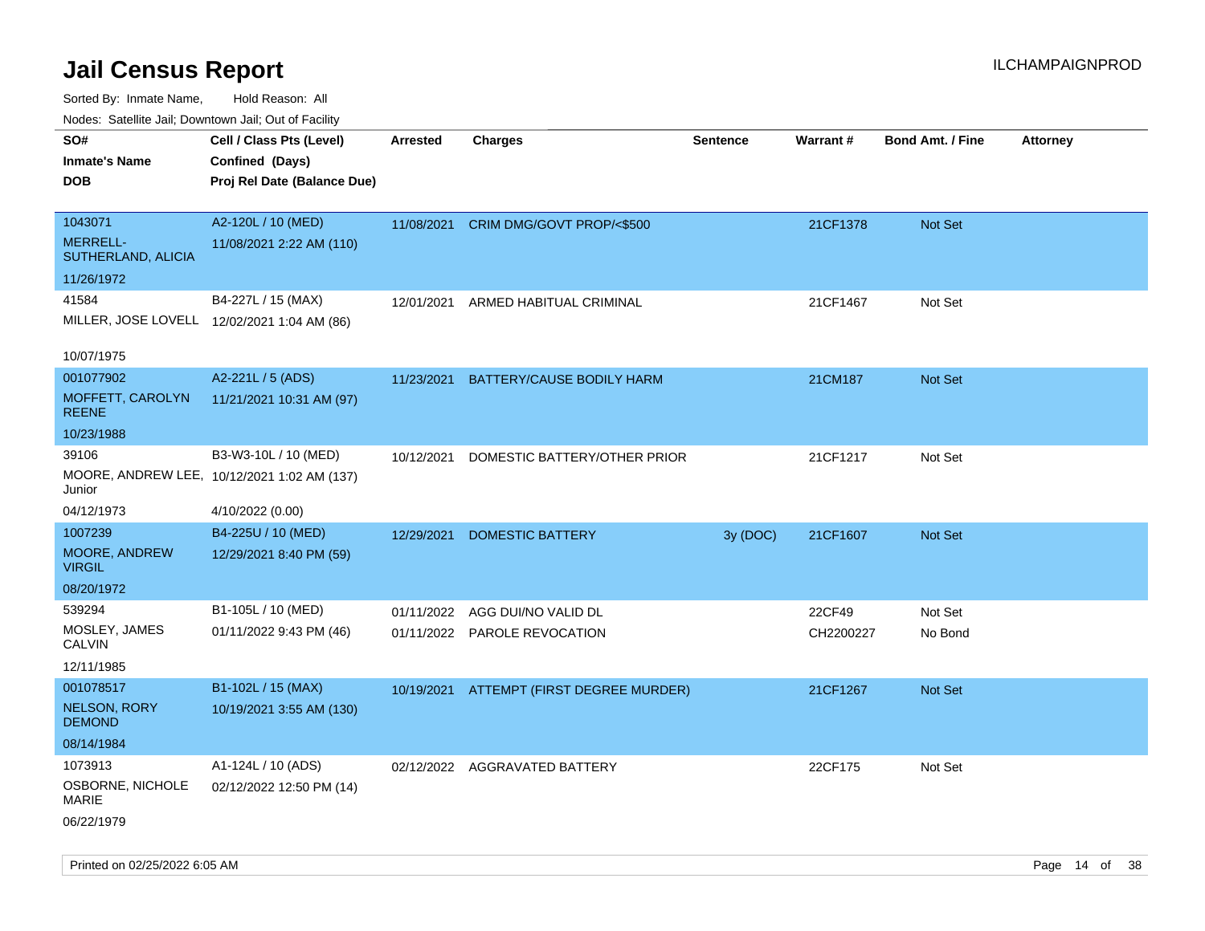# Jail Census Report

ILCHAMPAIGNPROD

Sorted By: Inmate Name, Hold Reason: All

Nodes: Satellite Jail; Downtown Jail; Out of Facility

| SO# / Inmate's Name / DOB | Cell / Class Pts (Level) / Confined (Days) / Proj Rel Date (Balance Due) | Arrested | Charges | Sentence | Warrant # | Bond Amt. / Fine | Attorney |
|---|---|---|---|---|---|---|---|
| 1043071<br>MERRELL-SUTHERLAND, ALICIA<br>11/26/1972 | A2-120L / 10 (MED)<br>11/08/2021 2:22 AM (110) | 11/08/2021 | CRIM DMG/GOVT PROP/<$500 | | 21CF1378 | Not Set | |
| 41584<br>MILLER, JOSE LOVELL<br>10/07/1975 | B4-227L / 15 (MAX)<br>12/02/2021 1:04 AM (86) | 12/01/2021 | ARMED HABITUAL CRIMINAL | | 21CF1467 | Not Set | |
| 001077902<br>MOFFETT, CAROLYN REENE<br>10/23/1988 | A2-221L / 5 (ADS)<br>11/21/2021 10:31 AM (97) | 11/23/2021 | BATTERY/CAUSE BODILY HARM | | 21CM187 | Not Set | |
| 39106<br>MOORE, ANDREW LEE, Junior<br>04/12/1973 | B3-W3-10L / 10 (MED)<br>10/12/2021 1:02 AM (137)<br>4/10/2022 (0.00) | 10/12/2021 | DOMESTIC BATTERY/OTHER PRIOR | | 21CF1217 | Not Set | |
| 1007239<br>MOORE, ANDREW VIRGIL<br>08/20/1972 | B4-225U / 10 (MED)<br>12/29/2021 8:40 PM (59) | 12/29/2021 | DOMESTIC BATTERY | 3y (DOC) | 21CF1607 | Not Set | |
| 539294<br>MOSLEY, JAMES CALVIN<br>12/11/1985 | B1-105L / 10 (MED)<br>01/11/2022 9:43 PM (46) | 01/11/2022<br>01/11/2022 | AGG DUI/NO VALID DL<br>PAROLE REVOCATION | | 22CF49<br>CH2200227 | Not Set<br>No Bond | |
| 001078517<br>NELSON, RORY DEMOND<br>08/14/1984 | B1-102L / 15 (MAX)<br>10/19/2021 3:55 AM (130) | 10/19/2021 | ATTEMPT (FIRST DEGREE MURDER) | | 21CF1267 | Not Set | |
| 1073913<br>OSBORNE, NICHOLE MARIE<br>06/22/1979 | A1-124L / 10 (ADS)<br>02/12/2022 12:50 PM (14) | 02/12/2022 | AGGRAVATED BATTERY | | 22CF175 | Not Set | |

Printed on 02/25/2022 6:05 AM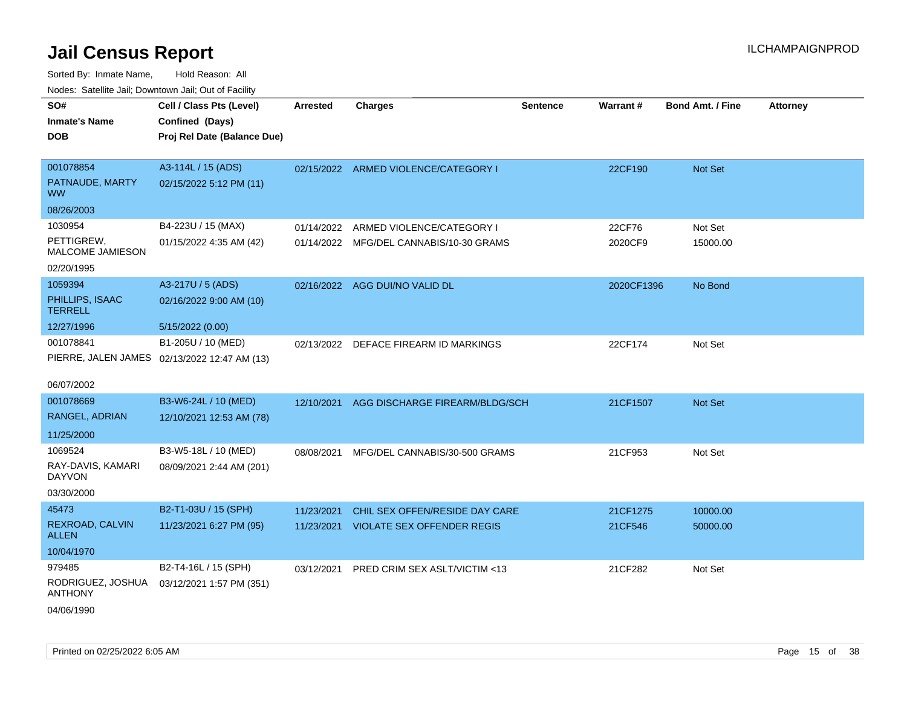# Jail Census Report

Sorted By: Inmate Name, Hold Reason: All

Nodes: Satellite Jail; Downtown Jail; Out of Facility

| SO# / Inmate's Name / DOB | Cell / Class Pts (Level) / Confined (Days) / Proj Rel Date (Balance Due) | Arrested | Charges | Sentence | Warrant # | Bond Amt. / Fine | Attorney |
|---|---|---|---|---|---|---|---|
| 001078854<br>PATNAUDE, MARTY WW<br>08/26/2003 | A3-114L / 15 (ADS)<br>02/15/2022 5:12 PM (11) | 02/15/2022 | ARMED VIOLENCE/CATEGORY I | | 22CF190 | Not Set | |
| 1030954<br>PETTIGREW, MALCOME JAMIESON<br>02/20/1995 | B4-223U / 15 (MAX)<br>01/15/2022 4:35 AM (42) | 01/14/2022<br>01/14/2022 | ARMED VIOLENCE/CATEGORY I<br>MFG/DEL CANNABIS/10-30 GRAMS | | 22CF76<br>2020CF9 | Not Set<br>15000.00 | |
| 1059394<br>PHILLIPS, ISAAC TERRELL<br>12/27/1996 | A3-217U / 5 (ADS)<br>02/16/2022 9:00 AM (10)<br>5/15/2022 (0.00) | 02/16/2022 | AGG DUI/NO VALID DL | | 2020CF1396 | No Bond | |
| 001078841<br>PIERRE, JALEN JAMES<br>06/07/2002 | B1-205U / 10 (MED)<br>02/13/2022 12:47 AM (13) | 02/13/2022 | DEFACE FIREARM ID MARKINGS | | 22CF174 | Not Set | |
| 001078669<br>RANGEL, ADRIAN<br>11/25/2000 | B3-W6-24L / 10 (MED)<br>12/10/2021 12:53 AM (78) | 12/10/2021 | AGG DISCHARGE FIREARM/BLDG/SCH | | 21CF1507 | Not Set | |
| 1069524<br>RAY-DAVIS, KAMARI DAYVON<br>03/30/2000 | B3-W5-18L / 10 (MED)<br>08/09/2021 2:44 AM (201) | 08/08/2021 | MFG/DEL CANNABIS/30-500 GRAMS | | 21CF953 | Not Set | |
| 45473<br>REXROAD, CALVIN ALLEN<br>10/04/1970 | B2-T1-03U / 15 (SPH)<br>11/23/2021 6:27 PM (95) | 11/23/2021<br>11/23/2021 | CHIL SEX OFFEN/RESIDE DAY CARE<br>VIOLATE SEX OFFENDER REGIS | | 21CF1275<br>21CF546 | 10000.00<br>50000.00 | |
| 979485<br>RODRIGUEZ, JOSHUA ANTHONY<br>04/06/1990 | B2-T4-16L / 15 (SPH)<br>03/12/2021 1:57 PM (351) | 03/12/2021 | PRED CRIM SEX ASLT/VICTIM <13 | | 21CF282 | Not Set | |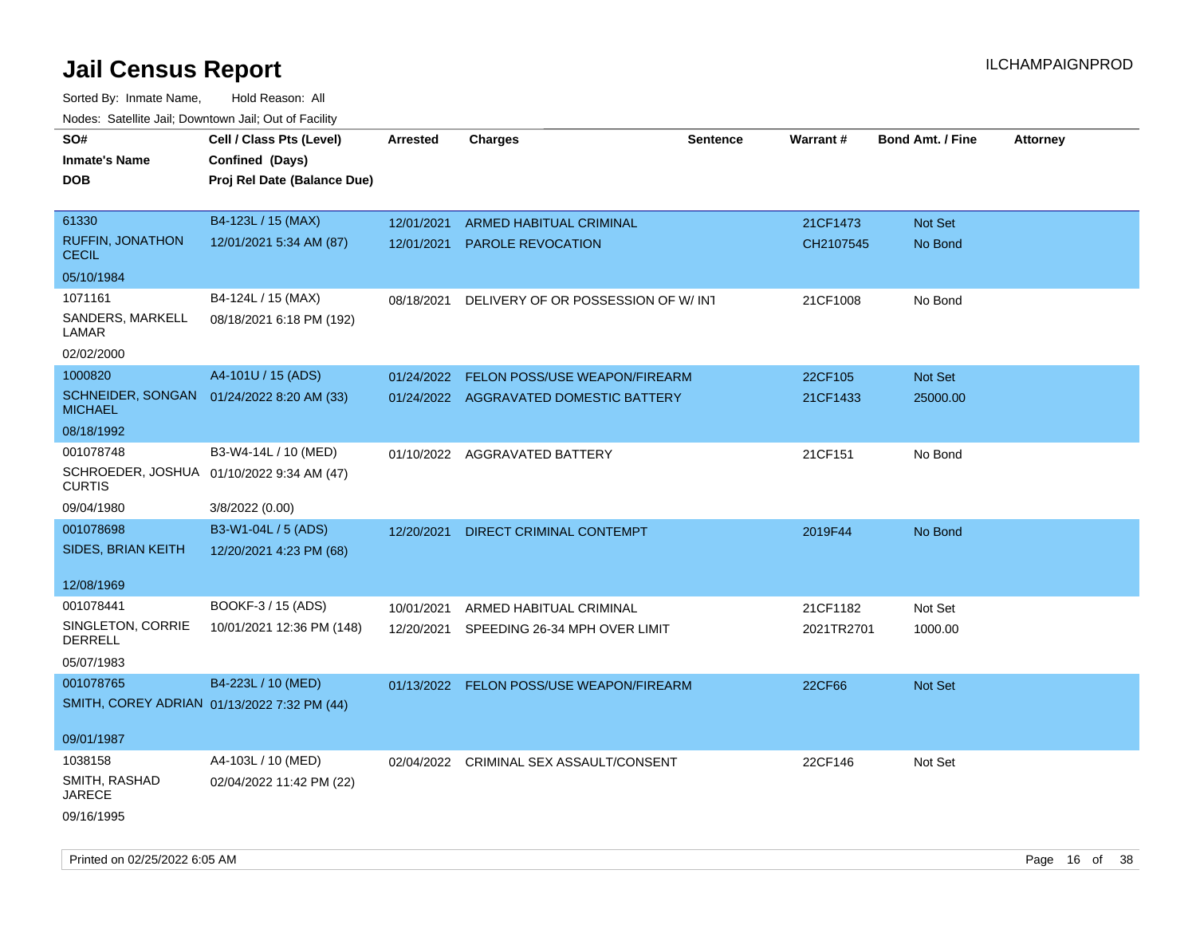# Jail Census Report

ILCHAMPAIGNPROD

Sorted By: Inmate Name, Hold Reason: All

Nodes: Satellite Jail; Downtown Jail; Out of Facility

| SO# / Inmate's Name / DOB | Cell / Class Pts (Level) / Confined (Days) / Proj Rel Date (Balance Due) | Arrested | Charges | Sentence | Warrant # | Bond Amt. / Fine | Attorney |
|---|---|---|---|---|---|---|---|
| 61330<br>RUFFIN, JONATHON CECIL<br>05/10/1984 | B4-123L / 15 (MAX)<br>12/01/2021 5:34 AM (87) | 12/01/2021<br>12/01/2021 | ARMED HABITUAL CRIMINAL<br>PAROLE REVOCATION | | 21CF1473<br>CH2107545 | Not Set<br>No Bond | |
| 1071161<br>SANDERS, MARKELL LAMAR<br>02/02/2000 | B4-124L / 15 (MAX)<br>08/18/2021 6:18 PM (192) | 08/18/2021 | DELIVERY OF OR POSSESSION OF W/ INT | | 21CF1008 | No Bond | |
| 1000820<br>SCHNEIDER, SONGAN MICHAEL<br>08/18/1992 | A4-101U / 15 (ADS)<br>01/24/2022 8:20 AM (33) | 01/24/2022<br>01/24/2022 | FELON POSS/USE WEAPON/FIREARM<br>AGGRAVATED DOMESTIC BATTERY | | 22CF105<br>21CF1433 | Not Set<br>25000.00 | |
| 001078748<br>SCHROEDER, JOSHUA CURTIS<br>09/04/1980 | B3-W4-14L / 10 (MED)<br>01/10/2022 9:34 AM (47)<br>3/8/2022 (0.00) | 01/10/2022 | AGGRAVATED BATTERY | | 21CF151 | No Bond | |
| 001078698<br>SIDES, BRIAN KEITH<br>12/08/1969 | B3-W1-04L / 5 (ADS)<br>12/20/2021 4:23 PM (68) | 12/20/2021 | DIRECT CRIMINAL CONTEMPT | | 2019F44 | No Bond | |
| 001078441<br>SINGLETON, CORRIE DERRELL<br>05/07/1983 | BOOKF-3 / 15 (ADS)<br>10/01/2021 12:36 PM (148) | 10/01/2021<br>12/20/2021 | ARMED HABITUAL CRIMINAL<br>SPEEDING 26-34 MPH OVER LIMIT | | 21CF1182<br>2021TR2701 | Not Set<br>1000.00 | |
| 001078765<br>SMITH, COREY ADRIAN<br>09/01/1987 | B4-223L / 10 (MED)<br>01/13/2022 7:32 PM (44) | 01/13/2022 | FELON POSS/USE WEAPON/FIREARM | | 22CF66 | Not Set | |
| 1038158<br>SMITH, RASHAD JARECE<br>09/16/1995 | A4-103L / 10 (MED)<br>02/04/2022 11:42 PM (22) | 02/04/2022 | CRIMINAL SEX ASSAULT/CONSENT | | 22CF146 | Not Set | |

Printed on 02/25/2022 6:05 AM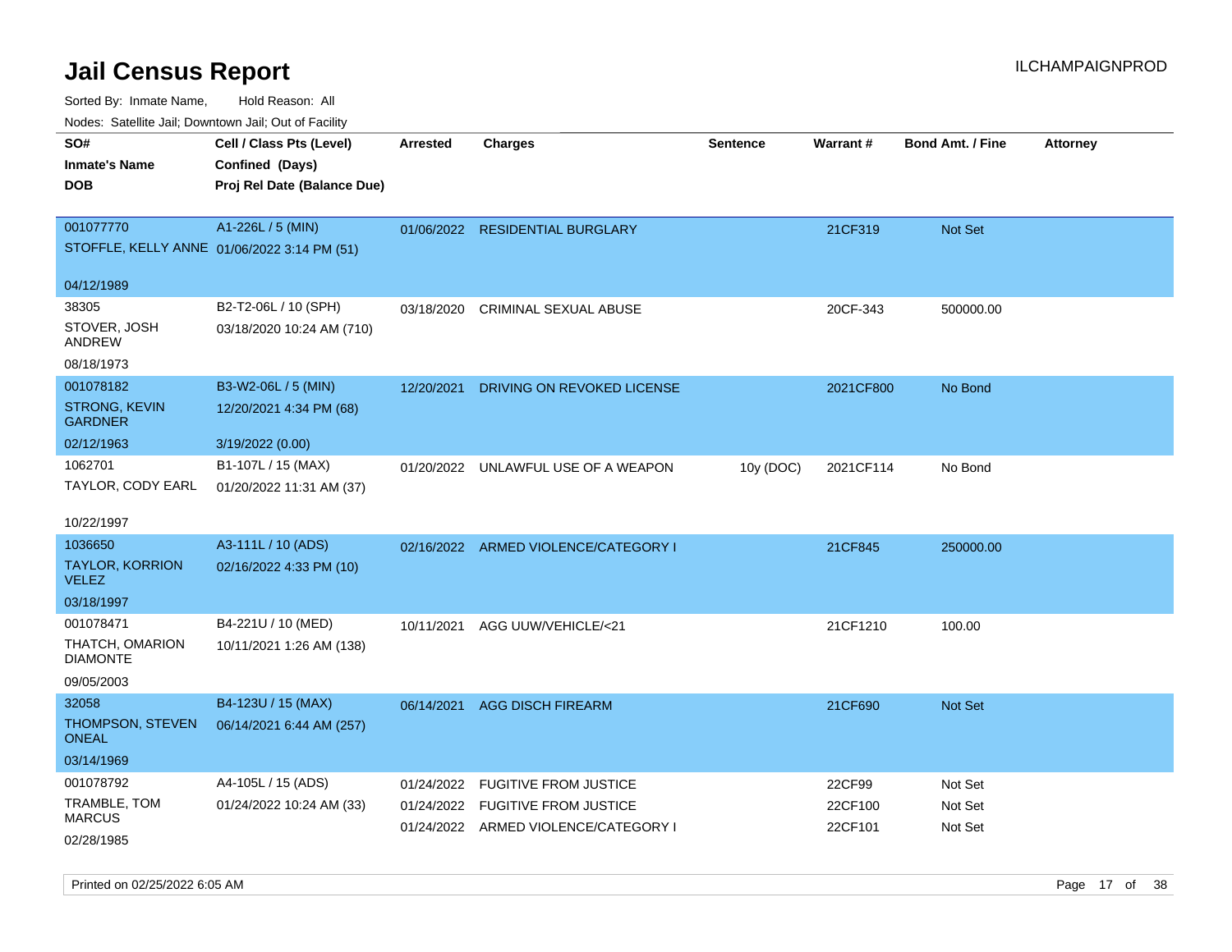# Jail Census Report

Sorted By: Inmate Name, Hold Reason: All

Nodes: Satellite Jail; Downtown Jail; Out of Facility

| SO# / Inmate's Name / DOB | Cell / Class Pts (Level) / Confined (Days) / Proj Rel Date (Balance Due) | Arrested | Charges | Sentence | Warrant # | Bond Amt. / Fine | Attorney |
|---|---|---|---|---|---|---|---|
| 001077770<br>STOFFLE, KELLY ANNE<br>04/12/1989 | A1-226L / 5 (MIN)<br>01/06/2022 3:14 PM (51) | 01/06/2022 | RESIDENTIAL BURGLARY | | 21CF319 | Not Set | |
| 38305<br>STOVER, JOSH ANDREW<br>08/18/1973 | B2-T2-06L / 10 (SPH)<br>03/18/2020 10:24 AM (710) | 03/18/2020 | CRIMINAL SEXUAL ABUSE | | 20CF-343 | 500000.00 | |
| 001078182<br>STRONG, KEVIN GARDNER<br>02/12/1963 | B3-W2-06L / 5 (MIN)<br>12/20/2021 4:34 PM (68)<br>3/19/2022 (0.00) | 12/20/2021 | DRIVING ON REVOKED LICENSE | | 2021CF800 | No Bond | |
| 1062701<br>TAYLOR, CODY EARL<br>10/22/1997 | B1-107L / 15 (MAX)<br>01/20/2022 11:31 AM (37) | 01/20/2022 | UNLAWFUL USE OF A WEAPON | 10y (DOC) | 2021CF114 | No Bond | |
| 1036650<br>TAYLOR, KORRION VELEZ<br>03/18/1997 | A3-111L / 10 (ADS)<br>02/16/2022 4:33 PM (10) | 02/16/2022 | ARMED VIOLENCE/CATEGORY I | | 21CF845 | 250000.00 | |
| 001078471<br>THATCH, OMARION DIAMONTE<br>09/05/2003 | B4-221U / 10 (MED)<br>10/11/2021 1:26 AM (138) | 10/11/2021 | AGG UUW/VEHICLE/<21 | | 21CF1210 | 100.00 | |
| 32058<br>THOMPSON, STEVEN ONEAL<br>03/14/1969 | B4-123U / 15 (MAX)<br>06/14/2021 6:44 AM (257) | 06/14/2021 | AGG DISCH FIREARM | | 21CF690 | Not Set | |
| 001078792<br>TRAMBLE, TOM MARCUS<br>02/28/1985 | A4-105L / 15 (ADS)<br>01/24/2022 10:24 AM (33) | 01/24/2022<br>01/24/2022<br>01/24/2022 | FUGITIVE FROM JUSTICE<br>FUGITIVE FROM JUSTICE<br>ARMED VIOLENCE/CATEGORY I | | 22CF99<br>22CF100<br>22CF101 | Not Set<br>Not Set<br>Not Set | |

Printed on 02/25/2022 6:05 AM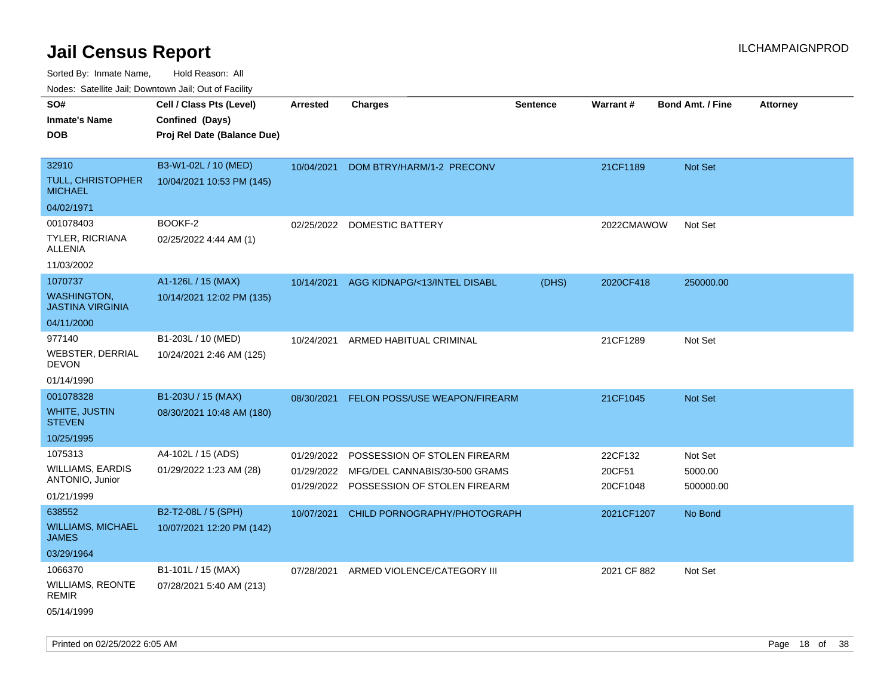# Jail Census Report

Sorted By: Inmate Name, Hold Reason: All

Nodes: Satellite Jail; Downtown Jail; Out of Facility

| SO# / Inmate's Name / DOB | Cell / Class Pts (Level) / Confined (Days) / Proj Rel Date (Balance Due) | Arrested | Charges | Sentence | Warrant # | Bond Amt. / Fine | Attorney |
|---|---|---|---|---|---|---|---|
| 32910 TULL, CHRISTOPHER MICHAEL 04/02/1971 | B3-W1-02L / 10 (MED) 10/04/2021 10:53 PM (145) | 10/04/2021 | DOM BTRY/HARM/1-2 PRECONV | | 21CF1189 | Not Set | |
| 001078403 TYLER, RICRIANA ALLENIA 11/03/2002 | BOOKF-2 02/25/2022 4:44 AM (1) | 02/25/2022 | DOMESTIC BATTERY | | 2022CMAWOW | Not Set | |
| 1070737 WASHINGTON, JASTINA VIRGINIA 04/11/2000 | A1-126L / 15 (MAX) 10/14/2021 12:02 PM (135) | 10/14/2021 | AGG KIDNAPG/<13/INTEL DISABL | (DHS) | 2020CF418 | 250000.00 | |
| 977140 WEBSTER, DERRIAL DEVON 01/14/1990 | B1-203L / 10 (MED) 10/24/2021 2:46 AM (125) | 10/24/2021 | ARMED HABITUAL CRIMINAL | | 21CF1289 | Not Set | |
| 001078328 WHITE, JUSTIN STEVEN 10/25/1995 | B1-203U / 15 (MAX) 08/30/2021 10:48 AM (180) | 08/30/2021 | FELON POSS/USE WEAPON/FIREARM | | 21CF1045 | Not Set | |
| 1075313 WILLIAMS, EARDIS ANTONIO, Junior 01/21/1999 | A4-102L / 15 (ADS) 01/29/2022 1:23 AM (28) | 01/29/2022 | POSSESSION OF STOLEN FIREARM | | 22CF132 | Not Set | |
| | | 01/29/2022 | MFG/DEL CANNABIS/30-500 GRAMS | | 20CF51 | 5000.00 | |
| | | 01/29/2022 | POSSESSION OF STOLEN FIREARM | | 20CF1048 | 500000.00 | |
| 638552 WILLIAMS, MICHAEL JAMES 03/29/1964 | B2-T2-08L / 5 (SPH) 10/07/2021 12:20 PM (142) | 10/07/2021 | CHILD PORNOGRAPHY/PHOTOGRAPH | | 2021CF1207 | No Bond | |
| 1066370 WILLIAMS, REONTE REMIR 05/14/1999 | B1-101L / 15 (MAX) 07/28/2021 5:40 AM (213) | 07/28/2021 | ARMED VIOLENCE/CATEGORY III | | 2021 CF 882 | Not Set | |

Printed on 02/25/2022 6:05 AM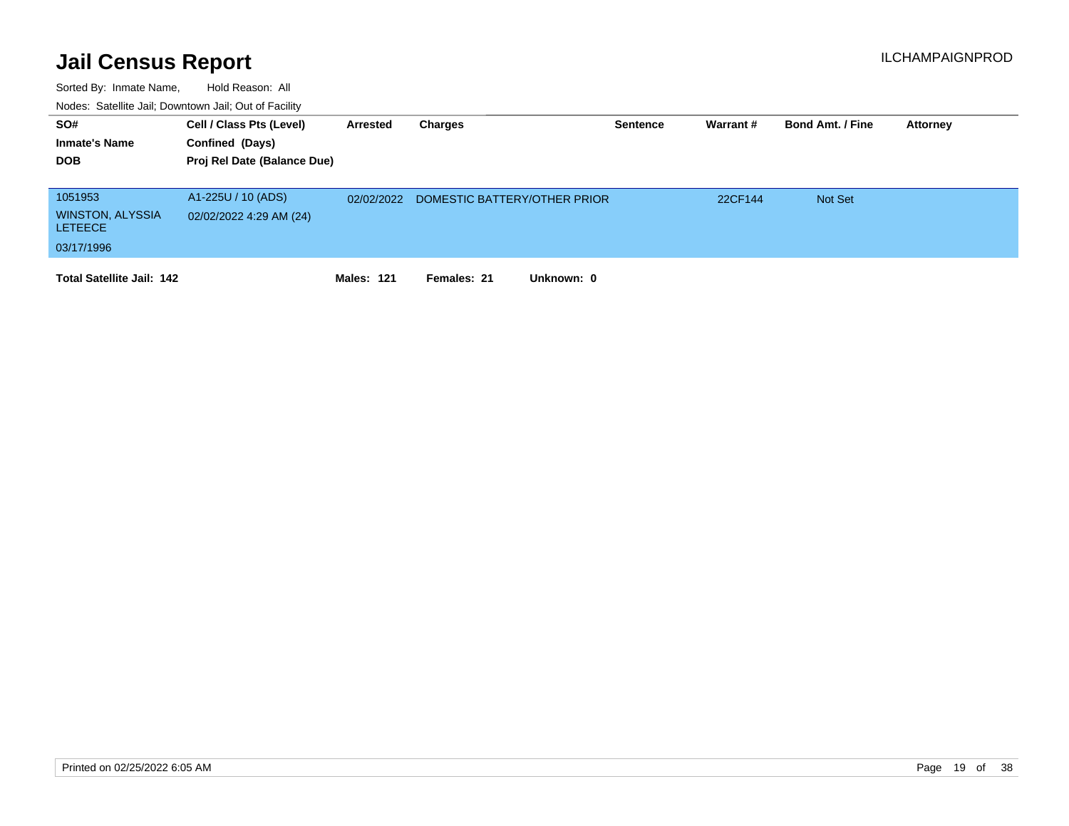# Jail Census Report

ILCHAMPAIGNPROD

Sorted By: Inmate Name, Hold Reason: All

Nodes: Satellite Jail; Downtown Jail; Out of Facility

| SO# / Inmate's Name / DOB | Cell / Class Pts (Level) / Confined (Days) / Proj Rel Date (Balance Due) | Arrested | Charges | Sentence | Warrant # | Bond Amt. / Fine | Attorney |
|---|---|---|---|---|---|---|---|
| 1051953<br>WINSTON, ALYSSIA LETEECE<br>03/17/1996 | A1-225U / 10 (ADS)<br>02/02/2022 4:29 AM (24) | 02/02/2022 | DOMESTIC BATTERY/OTHER PRIOR | | 22CF144 | Not Set | |

**Total Satellite Jail: 142** **Males: 121** **Females: 21** **Unknown: 0**

Printed on 02/25/2022 6:05 AM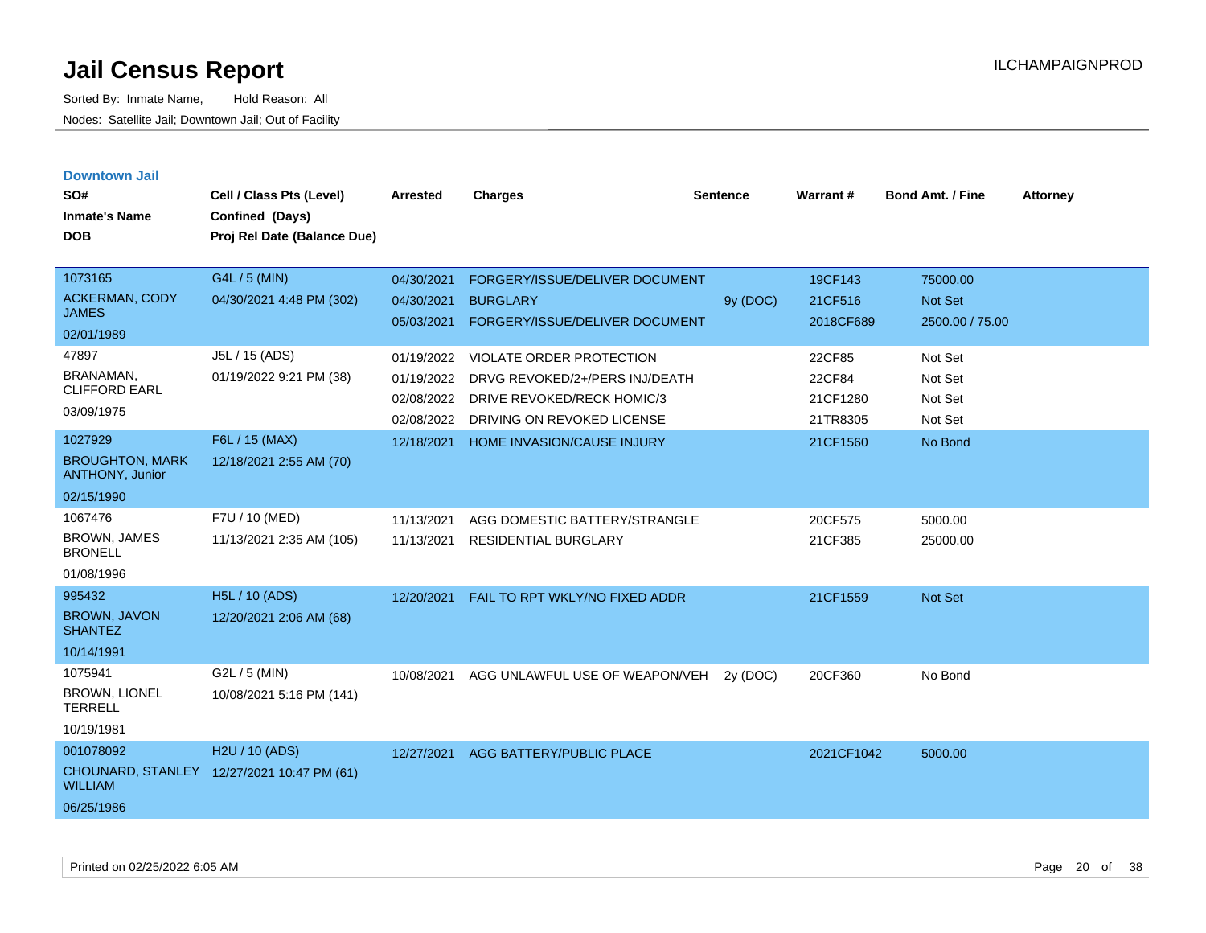# Jail Census Report

Sorted By: Inmate Name, Hold Reason: All

Nodes: Satellite Jail; Downtown Jail; Out of Facility

## Downtown Jail

| SO# / Inmate's Name / DOB | Cell / Class Pts (Level) / Confined (Days) / Proj Rel Date (Balance Due) | Arrested | Charges | Sentence | Warrant # | Bond Amt. / Fine | Attorney |
|---|---|---|---|---|---|---|---|
| 1073165<br>ACKERMAN, CODY JAMES<br>02/01/1989 | G4L / 5 (MIN)<br>04/30/2021 4:48 PM (302) | 04/30/2021 | FORGERY/ISSUE/DELIVER DOCUMENT | | 19CF143 | 75000.00 | |
| | | 04/30/2021 | BURGLARY | 9y (DOC) | 21CF516 | Not Set | |
| | | 05/03/2021 | FORGERY/ISSUE/DELIVER DOCUMENT | | 2018CF689 | 2500.00 / 75.00 | |
| 47897<br>BRANAMAN, CLIFFORD EARL<br>03/09/1975 | J5L / 15 (ADS)<br>01/19/2022 9:21 PM (38) | 01/19/2022 | VIOLATE ORDER PROTECTION | | 22CF85 | Not Set | |
| | | 01/19/2022 | DRVG REVOKED/2+/PERS INJ/DEATH | | 22CF84 | Not Set | |
| | | 02/08/2022 | DRIVE REVOKED/RECK HOMIC/3 | | 21CF1280 | Not Set | |
| | | 02/08/2022 | DRIVING ON REVOKED LICENSE | | 21TR8305 | Not Set | |
| 1027929<br>BROUGHTON, MARK ANTHONY, Junior<br>02/15/1990 | F6L / 15 (MAX)<br>12/18/2021 2:55 AM (70) | 12/18/2021 | HOME INVASION/CAUSE INJURY | | 21CF1560 | No Bond | |
| 1067476<br>BROWN, JAMES BRONELL<br>01/08/1996 | F7U / 10 (MED)<br>11/13/2021 2:35 AM (105) | 11/13/2021 | AGG DOMESTIC BATTERY/STRANGLE | | 20CF575 | 5000.00 | |
| | | 11/13/2021 | RESIDENTIAL BURGLARY | | 21CF385 | 25000.00 | |
| 995432<br>BROWN, JAVON SHANTEZ<br>10/14/1991 | H5L / 10 (ADS)<br>12/20/2021 2:06 AM (68) | 12/20/2021 | FAIL TO RPT WKLY/NO FIXED ADDR | | 21CF1559 | Not Set | |
| 1075941<br>BROWN, LIONEL TERRELL<br>10/19/1981 | G2L / 5 (MIN)<br>10/08/2021 5:16 PM (141) | 10/08/2021 | AGG UNLAWFUL USE OF WEAPON/VEH | 2y (DOC) | 20CF360 | No Bond | |
| 001078092<br>CHOUNARD, STANLEY WILLIAM<br>06/25/1986 | H2U / 10 (ADS)<br>12/27/2021 10:47 PM (61) | 12/27/2021 | AGG BATTERY/PUBLIC PLACE | | 2021CF1042 | 5000.00 | |

Printed on 02/25/2022 6:05 AM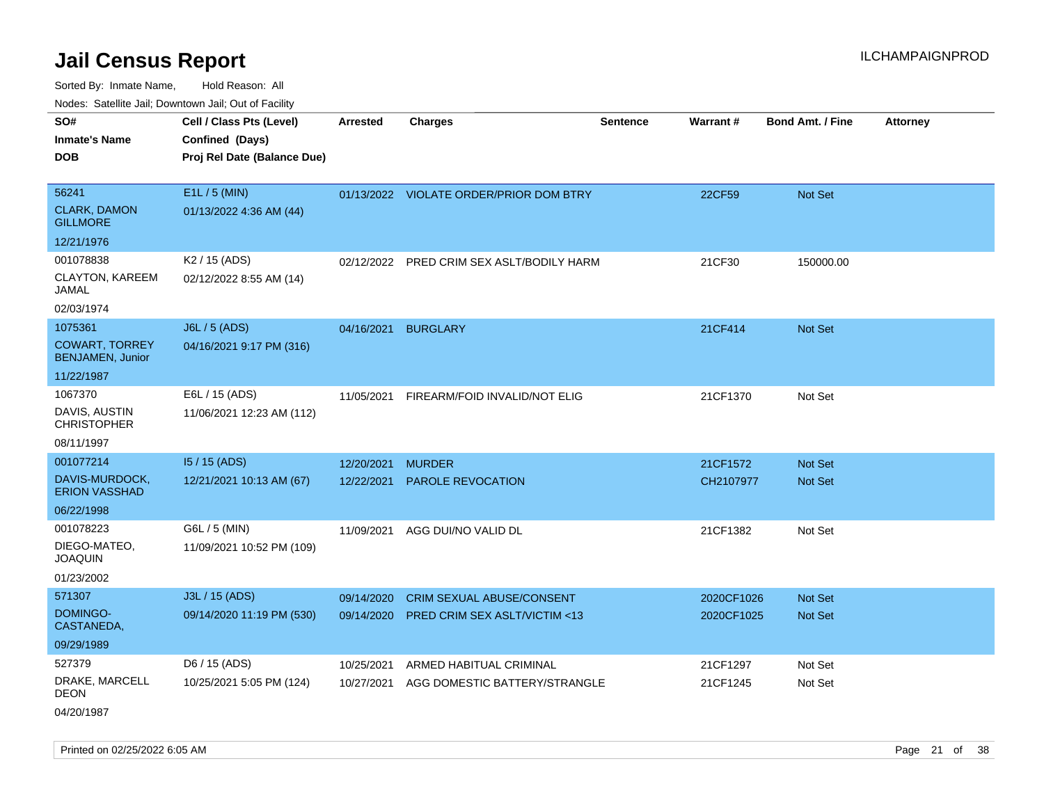# Jail Census Report

ILCHAMPAIGNPROD

Sorted By: Inmate Name, Hold Reason: All

Nodes: Satellite Jail; Downtown Jail; Out of Facility

| SO# / Inmate's Name / DOB | Cell / Class Pts (Level) / Confined (Days) / Proj Rel Date (Balance Due) | Arrested | Charges | Sentence | Warrant # | Bond Amt. / Fine | Attorney |
|---|---|---|---|---|---|---|---|
| 56241<br>CLARK, DAMON GILLMORE<br>12/21/1976 | E1L / 5 (MIN)<br>01/13/2022 4:36 AM (44) | 01/13/2022 | VIOLATE ORDER/PRIOR DOM BTRY | | 22CF59 | Not Set | |
| 001078838<br>CLAYTON, KAREEM JAMAL<br>02/03/1974 | K2 / 15 (ADS)<br>02/12/2022 8:55 AM (14) | 02/12/2022 | PRED CRIM SEX ASLT/BODILY HARM | | 21CF30 | 150000.00 | |
| 1075361<br>COWART, TORREY BENJAMEN, Junior<br>11/22/1987 | J6L / 5 (ADS)<br>04/16/2021 9:17 PM (316) | 04/16/2021 | BURGLARY | | 21CF414 | Not Set | |
| 1067370<br>DAVIS, AUSTIN CHRISTOPHER<br>08/11/1997 | E6L / 15 (ADS)<br>11/06/2021 12:23 AM (112) | 11/05/2021 | FIREARM/FOID INVALID/NOT ELIG | | 21CF1370 | Not Set | |
| 001077214<br>DAVIS-MURDOCK, ERION VASSHAD<br>06/22/1998 | I5 / 15 (ADS)<br>12/21/2021 10:13 AM (67) | 12/20/2021<br>12/22/2021 | MURDER<br>PAROLE REVOCATION | | 21CF1572<br>CH2107977 | Not Set<br>Not Set | |
| 001078223<br>DIEGO-MATEO, JOAQUIN<br>01/23/2002 | G6L / 5 (MIN)<br>11/09/2021 10:52 PM (109) | 11/09/2021 | AGG DUI/NO VALID DL | | 21CF1382 | Not Set | |
| 571307<br>DOMINGO-CASTANEDA,<br>09/29/1989 | J3L / 15 (ADS)<br>09/14/2020 11:19 PM (530) | 09/14/2020<br>09/14/2020 | CRIM SEXUAL ABUSE/CONSENT<br>PRED CRIM SEX ASLT/VICTIM <13 | | 2020CF1026<br>2020CF1025 | Not Set<br>Not Set | |
| 527379<br>DRAKE, MARCELL DEON<br>04/20/1987 | D6 / 15 (ADS)<br>10/25/2021 5:05 PM (124) | 10/25/2021<br>10/27/2021 | ARMED HABITUAL CRIMINAL<br>AGG DOMESTIC BATTERY/STRANGLE | | 21CF1297<br>21CF1245 | Not Set<br>Not Set | |

Printed on 02/25/2022 6:05 AM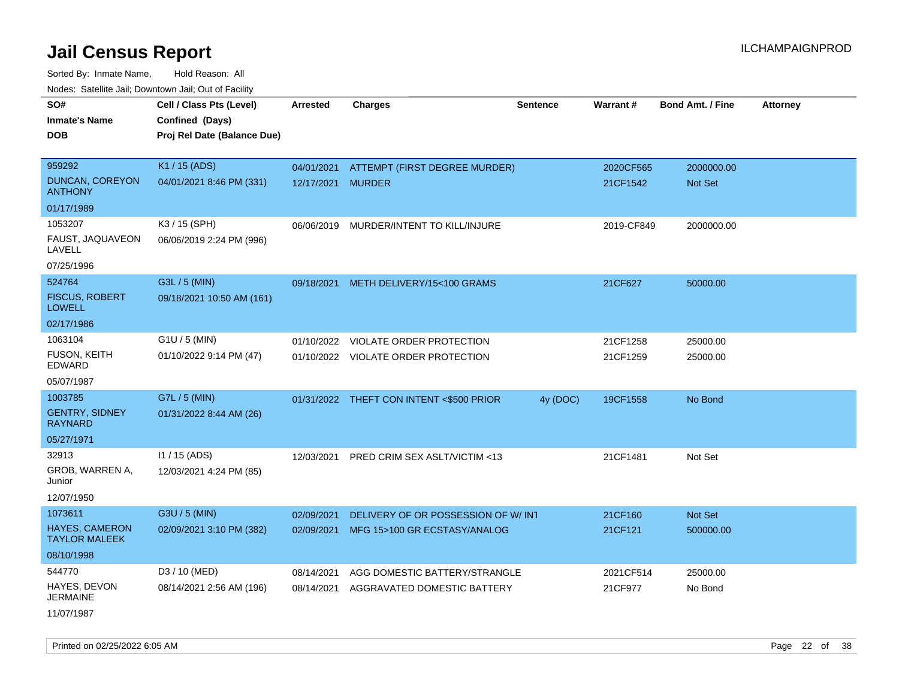# Jail Census Report

ILCHAMPAIGNPROD

Sorted By: Inmate Name, Hold Reason: All

Nodes: Satellite Jail; Downtown Jail; Out of Facility

| SO# / Inmate's Name / DOB | Cell / Class Pts (Level) / Confined (Days) / Proj Rel Date (Balance Due) | Arrested | Charges | Sentence | Warrant # | Bond Amt. / Fine | Attorney |
|---|---|---|---|---|---|---|---|
| 959292<br>DUNCAN, COREYON ANTHONY<br>01/17/1989 | K1 / 15 (ADS)<br>04/01/2021 8:46 PM (331) | 04/01/2021<br>12/17/2021 | ATTEMPT (FIRST DEGREE MURDER)<br>MURDER | | 2020CF565<br>21CF1542 | 2000000.00<br>Not Set | |
| 1053207<br>FAUST, JAQUAVEON LAVELL<br>07/25/1996 | K3 / 15 (SPH)<br>06/06/2019 2:24 PM (996) | 06/06/2019 | MURDER/INTENT TO KILL/INJURE | | 2019-CF849 | 2000000.00 | |
| 524764<br>FISCUS, ROBERT LOWELL<br>02/17/1986 | G3L / 5 (MIN)<br>09/18/2021 10:50 AM (161) | 09/18/2021 | METH DELIVERY/15<100 GRAMS | | 21CF627 | 50000.00 | |
| 1063104<br>FUSON, KEITH EDWARD<br>05/07/1987 | G1U / 5 (MIN)<br>01/10/2022 9:14 PM (47) | 01/10/2022<br>01/10/2022 | VIOLATE ORDER PROTECTION<br>VIOLATE ORDER PROTECTION | | 21CF1258<br>21CF1259 | 25000.00<br>25000.00 | |
| 1003785<br>GENTRY, SIDNEY RAYNARD<br>05/27/1971 | G7L / 5 (MIN)<br>01/31/2022 8:44 AM (26) | 01/31/2022 | THEFT CON INTENT <$500 PRIOR | 4y (DOC) | 19CF1558 | No Bond | |
| 32913<br>GROB, WARREN A, Junior<br>12/07/1950 | I1 / 15 (ADS)<br>12/03/2021 4:24 PM (85) | 12/03/2021 | PRED CRIM SEX ASLT/VICTIM <13 | | 21CF1481 | Not Set | |
| 1073611<br>HAYES, CAMERON TAYLOR MALEEK<br>08/10/1998 | G3U / 5 (MIN)<br>02/09/2021 3:10 PM (382) | 02/09/2021<br>02/09/2021 | DELIVERY OF OR POSSESSION OF W/ INT<br>MFG 15>100 GR ECSTASY/ANALOG | | 21CF160<br>21CF121 | Not Set<br>500000.00 | |
| 544770<br>HAYES, DEVON JERMAINE<br>11/07/1987 | D3 / 10 (MED)<br>08/14/2021 2:56 AM (196) | 08/14/2021<br>08/14/2021 | AGG DOMESTIC BATTERY/STRANGLE<br>AGGRAVATED DOMESTIC BATTERY | | 2021CF514<br>21CF977 | 25000.00<br>No Bond | |

Printed on 02/25/2022 6:05 AM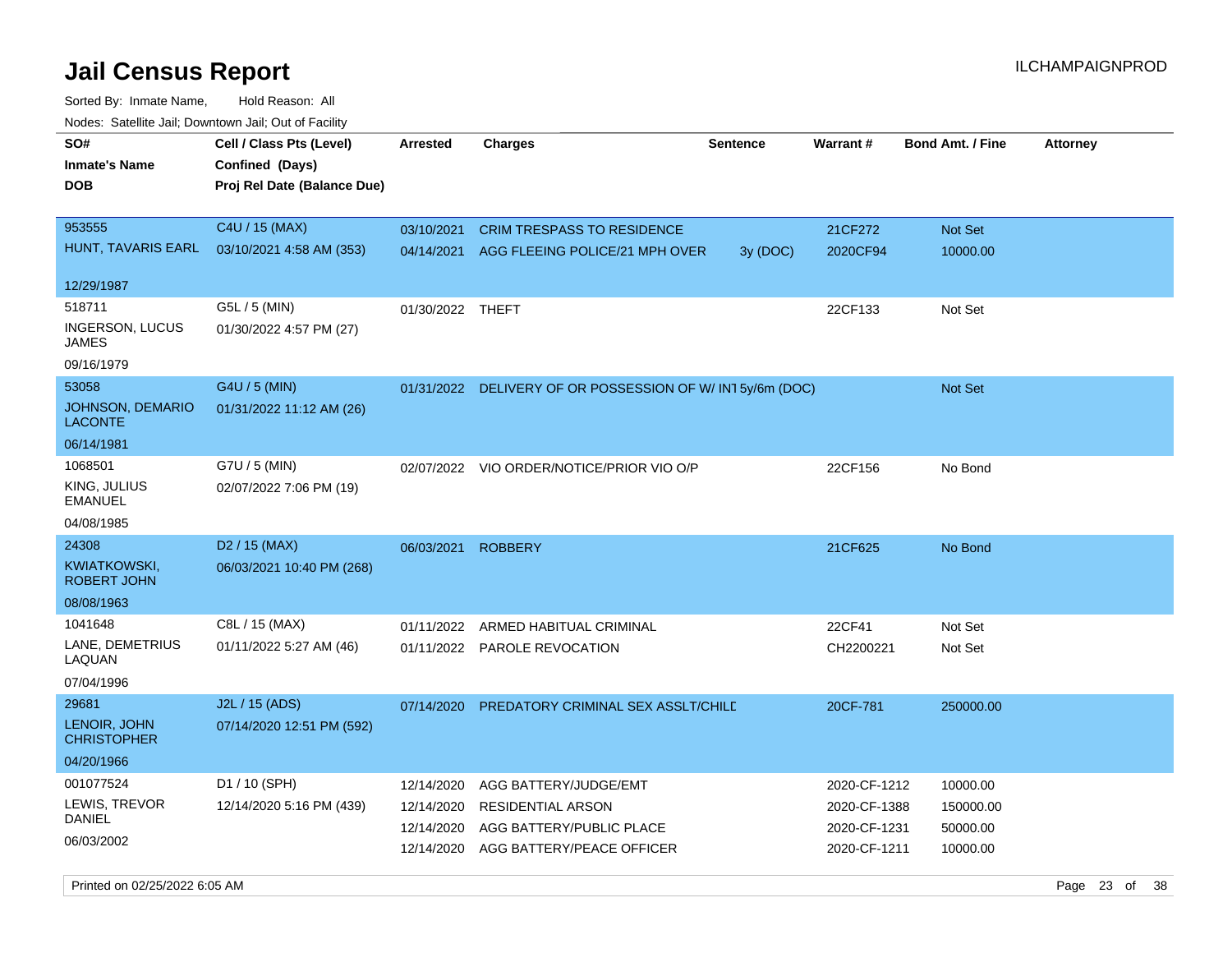# Jail Census Report

ILCHAMPAIGNPROD

Sorted By: Inmate Name, Hold Reason: All

Nodes: Satellite Jail; Downtown Jail; Out of Facility

| SO# / Inmate's Name / DOB | Cell / Class Pts (Level) / Confined (Days) / Proj Rel Date (Balance Due) | Arrested | Charges | Sentence | Warrant # | Bond Amt. / Fine | Attorney |
|---|---|---|---|---|---|---|---|
| 953555<br>HUNT, TAVARIS EARL<br>12/29/1987 | C4U / 15 (MAX)<br>03/10/2021 4:58 AM (353) | 03/10/2021 | CRIM TRESPASS TO RESIDENCE | | 21CF272 | Not Set | |
| | | 04/14/2021 | AGG FLEEING POLICE/21 MPH OVER | 3y (DOC) | 2020CF94 | 10000.00 | |
| 518711<br>INGERSON, LUCUS JAMES<br>09/16/1979 | G5L / 5 (MIN)<br>01/30/2022 4:57 PM (27) | 01/30/2022 | THEFT | | 22CF133 | Not Set | |
| 53058<br>JOHNSON, DEMARIO LACONTE<br>06/14/1981 | G4U / 5 (MIN)<br>01/31/2022 11:12 AM (26) | 01/31/2022 | DELIVERY OF OR POSSESSION OF W/ INT | 5y/6m (DOC) | | Not Set | |
| 1068501<br>KING, JULIUS EMANUEL<br>04/08/1985 | G7U / 5 (MIN)<br>02/07/2022 7:06 PM (19) | 02/07/2022 | VIO ORDER/NOTICE/PRIOR VIO O/P | | 22CF156 | No Bond | |
| 24308<br>KWIATKOWSKI, ROBERT JOHN<br>08/08/1963 | D2 / 15 (MAX)<br>06/03/2021 10:40 PM (268) | 06/03/2021 | ROBBERY | | 21CF625 | No Bond | |
| 1041648<br>LANE, DEMETRIUS LAQUAN<br>07/04/1996 | C8L / 15 (MAX)<br>01/11/2022 5:27 AM (46) | 01/11/2022 | ARMED HABITUAL CRIMINAL | | 22CF41 | Not Set | |
| | | 01/11/2022 | PAROLE REVOCATION | | CH2200221 | Not Set | |
| 29681<br>LENOIR, JOHN CHRISTOPHER<br>04/20/1966 | J2L / 15 (ADS)<br>07/14/2020 12:51 PM (592) | 07/14/2020 | PREDATORY CRIMINAL SEX ASSLT/CHILD | | 20CF-781 | 250000.00 | |
| 001077524<br>LEWIS, TREVOR DANIEL<br>06/03/2002 | D1 / 10 (SPH)<br>12/14/2020 5:16 PM (439) | 12/14/2020 | AGG BATTERY/JUDGE/EMT | | 2020-CF-1212 | 10000.00 | |
| | | 12/14/2020 | RESIDENTIAL ARSON | | 2020-CF-1388 | 150000.00 | |
| | | 12/14/2020 | AGG BATTERY/PUBLIC PLACE | | 2020-CF-1231 | 50000.00 | |
| | | 12/14/2020 | AGG BATTERY/PEACE OFFICER | | 2020-CF-1211 | 10000.00 | |

Printed on 02/25/2022 6:05 AM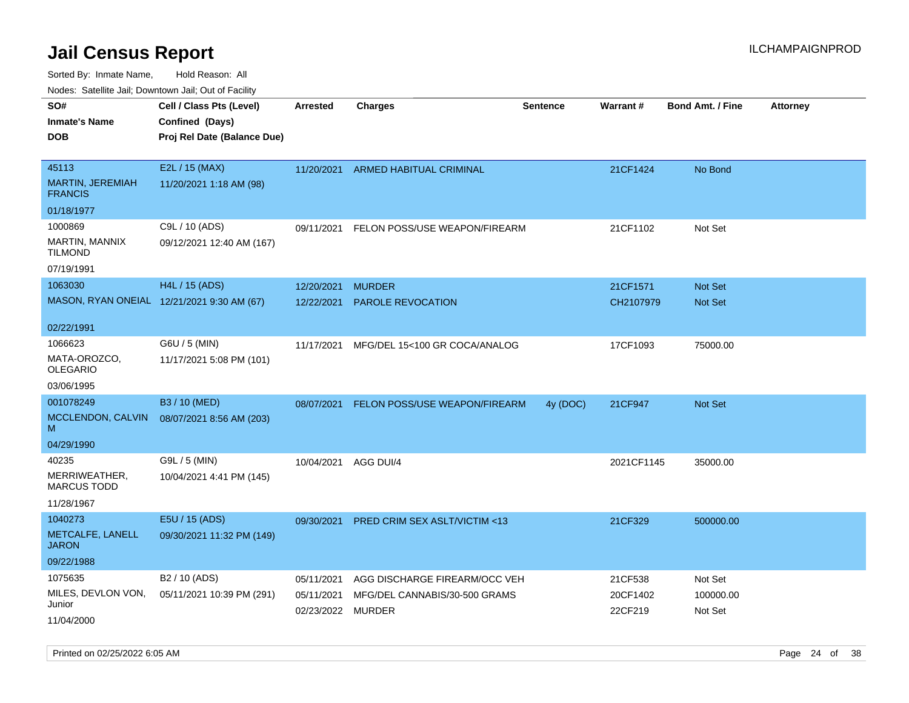# Jail Census Report

ILCHAMPAIGNPROD

Sorted By: Inmate Name, Hold Reason: All

Nodes: Satellite Jail; Downtown Jail; Out of Facility

| SO# / Inmate's Name / DOB | Cell / Class Pts (Level) / Confined (Days) / Proj Rel Date (Balance Due) | Arrested | Charges | Sentence | Warrant # | Bond Amt. / Fine | Attorney |
|---|---|---|---|---|---|---|---|
| 45113<br>MARTIN, JEREMIAH FRANCIS<br>01/18/1977 | E2L / 15 (MAX)<br>11/20/2021 1:18 AM (98) | 11/20/2021 | ARMED HABITUAL CRIMINAL | | 21CF1424 | No Bond | |
| 1000869<br>MARTIN, MANNIX TILMOND<br>07/19/1991 | C9L / 10 (ADS)<br>09/12/2021 12:40 AM (167) | 09/11/2021 | FELON POSS/USE WEAPON/FIREARM | | 21CF1102 | Not Set | |
| 1063030<br>MASON, RYAN ONEIAL<br>02/22/1991 | H4L / 15 (ADS)<br>12/21/2021 9:30 AM (67) | 12/20/2021<br>12/22/2021 | MURDER<br>PAROLE REVOCATION | | 21CF1571<br>CH2107979 | Not Set<br>Not Set | |
| 1066623<br>MATA-OROZCO, OLEGARIO<br>03/06/1995 | G6U / 5 (MIN)<br>11/17/2021 5:08 PM (101) | 11/17/2021 | MFG/DEL 15<100 GR COCA/ANALOG | | 17CF1093 | 75000.00 | |
| 001078249<br>MCCLENDON, CALVIN M<br>04/29/1990 | B3 / 10 (MED)<br>08/07/2021 8:56 AM (203) | 08/07/2021 | FELON POSS/USE WEAPON/FIREARM | 4y (DOC) | 21CF947 | Not Set | |
| 40235<br>MERRIWEATHER, MARCUS TODD<br>11/28/1967 | G9L / 5 (MIN)<br>10/04/2021 4:41 PM (145) | 10/04/2021 | AGG DUI/4 | | 2021CF1145 | 35000.00 | |
| 1040273<br>METCALFE, LANELL JARON<br>09/22/1988 | E5U / 15 (ADS)<br>09/30/2021 11:32 PM (149) | 09/30/2021 | PRED CRIM SEX ASLT/VICTIM <13 | | 21CF329 | 500000.00 | |
| 1075635<br>MILES, DEVLON VON, Junior<br>11/04/2000 | B2 / 10 (ADS)<br>05/11/2021 10:39 PM (291) | 05/11/2021<br>05/11/2021<br>02/23/2022 | AGG DISCHARGE FIREARM/OCC VEH<br>MFG/DEL CANNABIS/30-500 GRAMS<br>MURDER | | 21CF538<br>20CF1402<br>22CF219 | Not Set<br>100000.00<br>Not Set | |

Printed on 02/25/2022 6:05 AM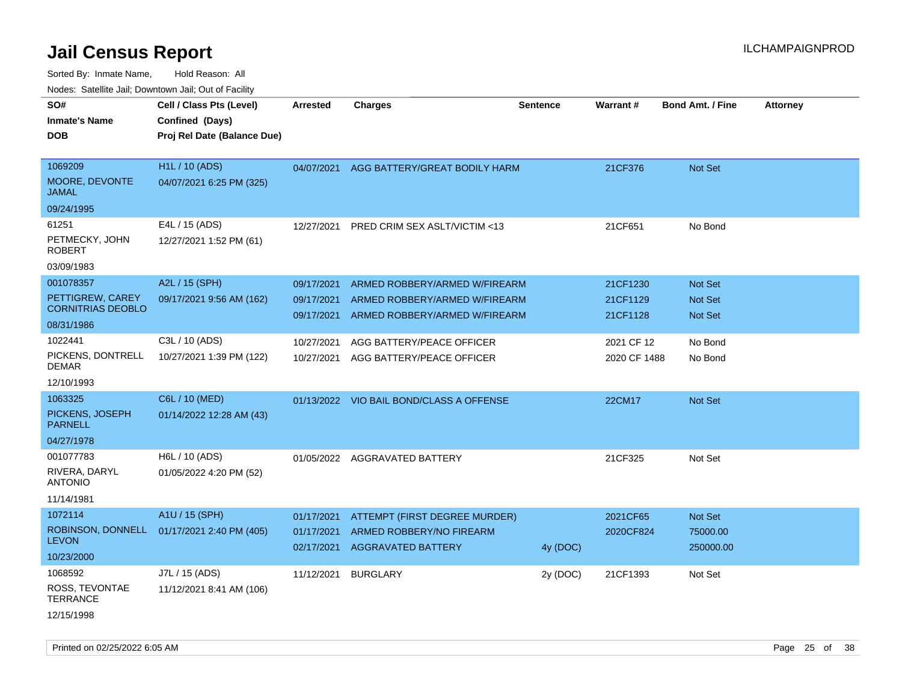# Jail Census Report

ILCHAMPAIGNPROD

Sorted By: Inmate Name, Hold Reason: All

Nodes: Satellite Jail; Downtown Jail; Out of Facility

| SO# / Inmate's Name / DOB | Cell / Class Pts (Level) / Confined (Days) / Proj Rel Date (Balance Due) | Arrested | Charges | Sentence | Warrant # | Bond Amt. / Fine | Attorney |
|---|---|---|---|---|---|---|---|
| 1069209<br>MOORE, DEVONTE JAMAL<br>09/24/1995 | H1L / 10 (ADS)<br>04/07/2021 6:25 PM (325) | 04/07/2021 | AGG BATTERY/GREAT BODILY HARM | | 21CF376 | Not Set | |
| 61251<br>PETMECKY, JOHN ROBERT<br>03/09/1983 | E4L / 15 (ADS)<br>12/27/2021 1:52 PM (61) | 12/27/2021 | PRED CRIM SEX ASLT/VICTIM <13 | | 21CF651 | No Bond | |
| 001078357<br>PETTIGREW, CAREY CORNITRIAS DEOBLO<br>08/31/1986 | A2L / 15 (SPH)<br>09/17/2021 9:56 AM (162) | 09/17/2021 | ARMED ROBBERY/ARMED W/FIREARM | | 21CF1230 | Not Set | |
| | | 09/17/2021 | ARMED ROBBERY/ARMED W/FIREARM | | 21CF1129 | Not Set | |
| | | 09/17/2021 | ARMED ROBBERY/ARMED W/FIREARM | | 21CF1128 | Not Set | |
| 1022441<br>PICKENS, DONTRELL DEMAR<br>12/10/1993 | C3L / 10 (ADS)<br>10/27/2021 1:39 PM (122) | 10/27/2021 | AGG BATTERY/PEACE OFFICER | | 2021 CF 12 | No Bond | |
| | | 10/27/2021 | AGG BATTERY/PEACE OFFICER | | 2020 CF 1488 | No Bond | |
| 1063325<br>PICKENS, JOSEPH PARNELL<br>04/27/1978 | C6L / 10 (MED)<br>01/14/2022 12:28 AM (43) | 01/13/2022 | VIO BAIL BOND/CLASS A OFFENSE | | 22CM17 | Not Set | |
| 001077783<br>RIVERA, DARYL ANTONIO<br>11/14/1981 | H6L / 10 (ADS)<br>01/05/2022 4:20 PM (52) | 01/05/2022 | AGGRAVATED BATTERY | | 21CF325 | Not Set | |
| 1072114<br>ROBINSON, DONNELL LEVON<br>10/23/2000 | A1U / 15 (SPH)<br>01/17/2021 2:40 PM (405) | 01/17/2021 | ATTEMPT (FIRST DEGREE MURDER) | | 2021CF65 | Not Set | |
| | | 01/17/2021 | ARMED ROBBERY/NO FIREARM | | 2020CF824 | 75000.00 | |
| | | 02/17/2021 | AGGRAVATED BATTERY | 4y (DOC) | | 250000.00 | |
| 1068592<br>ROSS, TEVONTAE TERRANCE<br>12/15/1998 | J7L / 15 (ADS)<br>11/12/2021 8:41 AM (106) | 11/12/2021 | BURGLARY | 2y (DOC) | 21CF1393 | Not Set | |

Printed on 02/25/2022 6:05 AM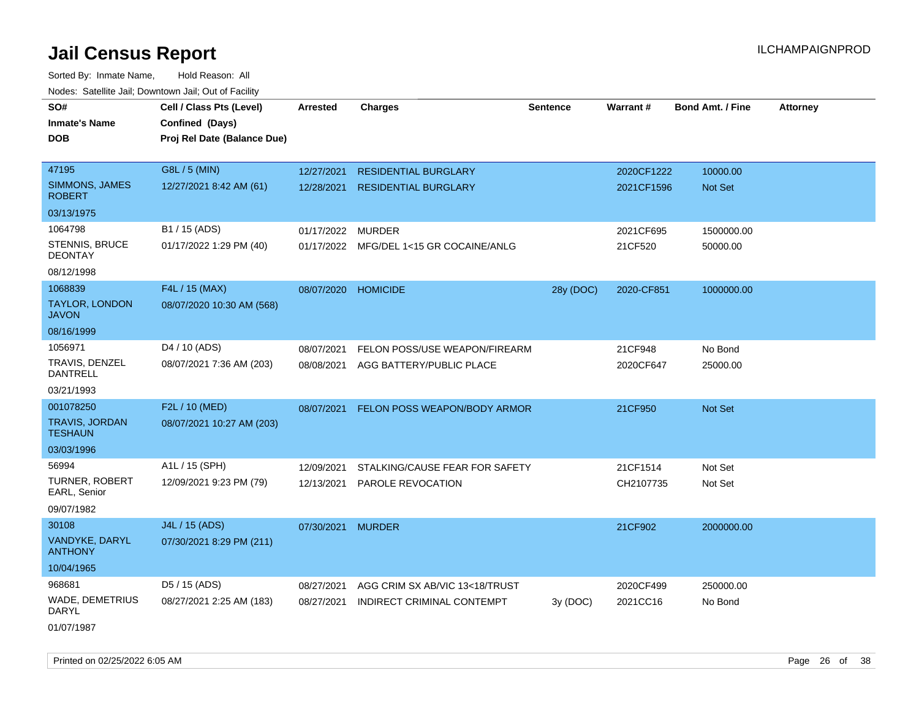# Jail Census Report

ILCHAMPAIGNPROD

Sorted By: Inmate Name, Hold Reason: All

Nodes: Satellite Jail; Downtown Jail; Out of Facility

| SO# / Inmate's Name / DOB | Cell / Class Pts (Level) / Confined (Days) / Proj Rel Date (Balance Due) | Arrested | Charges | Sentence | Warrant # | Bond Amt. / Fine | Attorney |
|---|---|---|---|---|---|---|---|
| 47195<br>SIMMONS, JAMES ROBERT<br>03/13/1975 | G8L / 5 (MIN)<br>12/27/2021 8:42 AM (61) | 12/27/2021<br>12/28/2021 | RESIDENTIAL BURGLARY<br>RESIDENTIAL BURGLARY | | 2020CF1222<br>2021CF1596 | 10000.00<br>Not Set | |
| 1064798<br>STENNIS, BRUCE DEONTAY<br>08/12/1998 | B1 / 15 (ADS)<br>01/17/2022 1:29 PM (40) | 01/17/2022<br>01/17/2022 | MURDER<br>MFG/DEL 1<15 GR COCAINE/ANLG | | 2021CF695<br>21CF520 | 1500000.00<br>50000.00 | |
| 1068839<br>TAYLOR, LONDON JAVON<br>08/16/1999 | F4L / 15 (MAX)<br>08/07/2020 10:30 AM (568) | 08/07/2020 | HOMICIDE | 28y (DOC) | 2020-CF851 | 1000000.00 | |
| 1056971<br>TRAVIS, DENZEL DANTRELL<br>03/21/1993 | D4 / 10 (ADS)<br>08/07/2021 7:36 AM (203) | 08/07/2021<br>08/08/2021 | FELON POSS/USE WEAPON/FIREARM<br>AGG BATTERY/PUBLIC PLACE | | 21CF948<br>2020CF647 | No Bond<br>25000.00 | |
| 001078250<br>TRAVIS, JORDAN TESHAUN<br>03/03/1996 | F2L / 10 (MED)<br>08/07/2021 10:27 AM (203) | 08/07/2021 | FELON POSS WEAPON/BODY ARMOR | | 21CF950 | Not Set | |
| 56994<br>TURNER, ROBERT EARL, Senior<br>09/07/1982 | A1L / 15 (SPH)<br>12/09/2021 9:23 PM (79) | 12/09/2021<br>12/13/2021 | STALKING/CAUSE FEAR FOR SAFETY<br>PAROLE REVOCATION | | 21CF1514<br>CH2107735 | Not Set<br>Not Set | |
| 30108<br>VANDYKE, DARYL ANTHONY<br>10/04/1965 | J4L / 15 (ADS)<br>07/30/2021 8:29 PM (211) | 07/30/2021 | MURDER | | 21CF902 | 2000000.00 | |
| 968681<br>WADE, DEMETRIUS DARYL<br>01/07/1987 | D5 / 15 (ADS)<br>08/27/2021 2:25 AM (183) | 08/27/2021<br>08/27/2021 | AGG CRIM SX AB/VIC 13<18/TRUST<br>INDIRECT CRIMINAL CONTEMPT | <br>3y (DOC) | 2020CF499<br>2021CC16 | 250000.00<br>No Bond | |

Printed on 02/25/2022 6:05 AM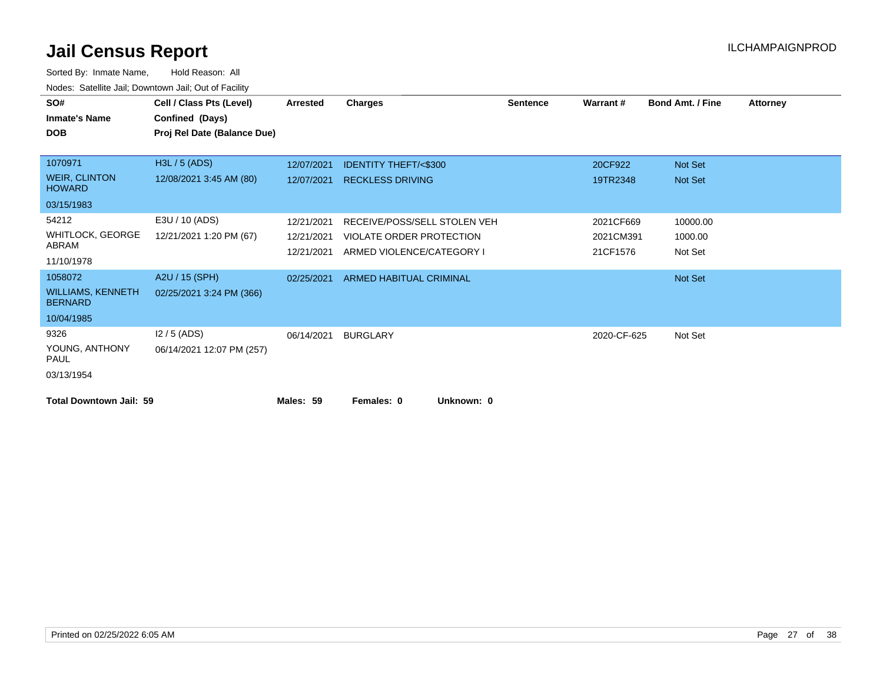# Jail Census Report

ILCHAMPAIGNPROD

Sorted By: Inmate Name, Hold Reason: All

Nodes: Satellite Jail; Downtown Jail; Out of Facility

| SO# / Inmate's Name / DOB | Cell / Class Pts (Level) / Confined (Days) / Proj Rel Date (Balance Due) | Arrested | Charges | Sentence | Warrant # | Bond Amt. / Fine | Attorney |
|---|---|---|---|---|---|---|---|
| 1070971 | H3L / 5 (ADS) | 12/07/2021 | IDENTITY THEFT/<$300 | | 20CF922 | Not Set | |
| WEIR, CLINTON HOWARD | 12/08/2021 3:45 AM (80) | 12/07/2021 | RECKLESS DRIVING | | 19TR2348 | Not Set | |
| 03/15/1983 | | | | | | | |
| 54212 | E3U / 10 (ADS) | 12/21/2021 | RECEIVE/POSS/SELL STOLEN VEH | | 2021CF669 | 10000.00 | |
| WHITLOCK, GEORGE ABRAM | 12/21/2021 1:20 PM (67) | 12/21/2021 | VIOLATE ORDER PROTECTION | | 2021CM391 | 1000.00 | |
| 11/10/1978 | | 12/21/2021 | ARMED VIOLENCE/CATEGORY I | | 21CF1576 | Not Set | |
| 1058072 | A2U / 15 (SPH) | 02/25/2021 | ARMED HABITUAL CRIMINAL | | | Not Set | |
| WILLIAMS, KENNETH BERNARD | 02/25/2021 3:24 PM (366) | | | | | | |
| 10/04/1985 | | | | | | | |
| 9326 | I2 / 5 (ADS) | 06/14/2021 | BURGLARY | | 2020-CF-625 | Not Set | |
| YOUNG, ANTHONY PAUL | 06/14/2021 12:07 PM (257) | | | | | | |
| 03/13/1954 | | | | | | | |

**Total Downtown Jail: 59** **Males: 59** **Females: 0** **Unknown: 0**

Printed on 02/25/2022 6:05 AM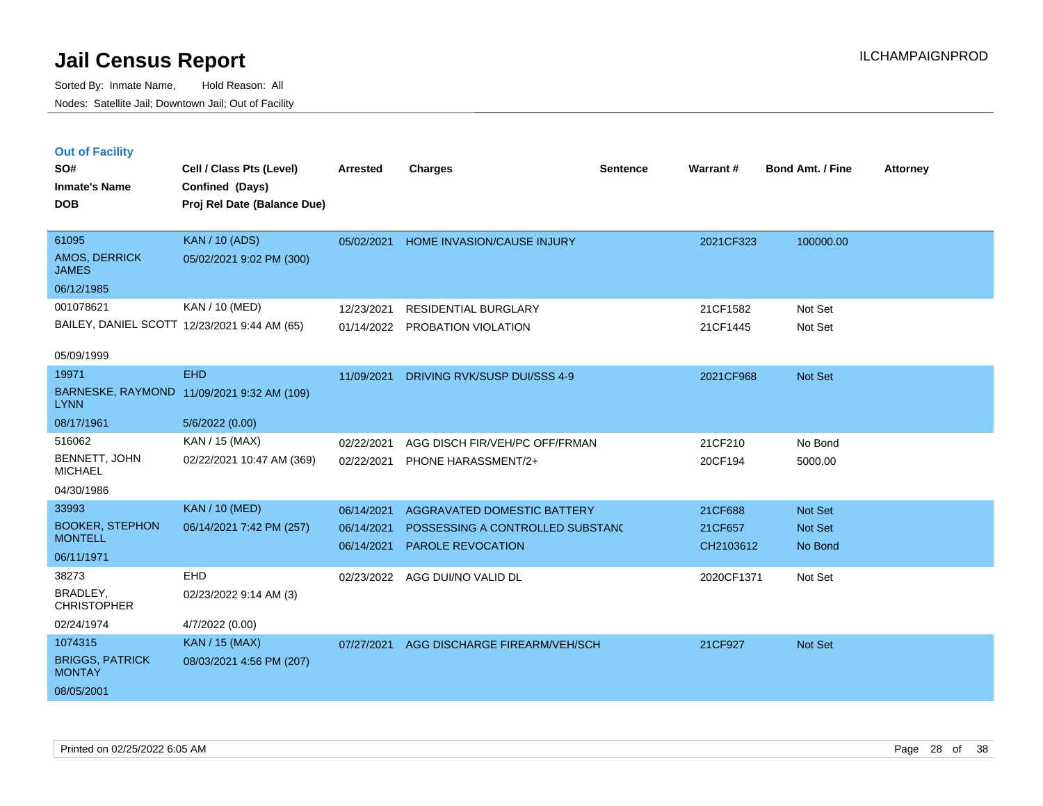# Jail Census Report

Sorted By: Inmate Name, Hold Reason: All

Nodes: Satellite Jail; Downtown Jail; Out of Facility

ILCHAMPAIGNPROD

## Out of Facility

| SO# / Inmate's Name / DOB | Cell / Class Pts (Level) / Confined (Days) / Proj Rel Date (Balance Due) | Arrested | Charges | Sentence | Warrant # | Bond Amt. / Fine | Attorney |
|---|---|---|---|---|---|---|---|
| 61095<br>AMOS, DERRICK JAMES<br>06/12/1985 | KAN / 10 (ADS)<br>05/02/2021 9:02 PM (300) | 05/02/2021 | HOME INVASION/CAUSE INJURY | | 2021CF323 | 100000.00 | |
| 001078621<br>BAILEY, DANIEL SCOTT<br>05/09/1999 | KAN / 10 (MED)<br>12/23/2021 9:44 AM (65) | 12/23/2021 | RESIDENTIAL BURGLARY | | 21CF1582 | Not Set | |
| | | 01/14/2022 | PROBATION VIOLATION | | 21CF1445 | Not Set | |
| 19971<br>BARNESKE, RAYMOND LYNN<br>08/17/1961 | EHD<br>11/09/2021 9:32 AM (109)<br>5/6/2022 (0.00) | 11/09/2021 | DRIVING RVK/SUSP DUI/SSS 4-9 | | 2021CF968 | Not Set | |
| 516062<br>BENNETT, JOHN MICHAEL<br>04/30/1986 | KAN / 15 (MAX)<br>02/22/2021 10:47 AM (369) | 02/22/2021 | AGG DISCH FIR/VEH/PC OFF/FRMAN | | 21CF210 | No Bond | |
| | | 02/22/2021 | PHONE HARASSMENT/2+ | | 20CF194 | 5000.00 | |
| 33993<br>BOOKER, STEPHON MONTELL<br>06/11/1971 | KAN / 10 (MED)<br>06/14/2021 7:42 PM (257) | 06/14/2021 | AGGRAVATED DOMESTIC BATTERY | | 21CF688 | Not Set | |
| | | 06/14/2021 | POSSESSING A CONTROLLED SUBSTANC | | 21CF657 | Not Set | |
| | | 06/14/2021 | PAROLE REVOCATION | | CH2103612 | No Bond | |
| 38273<br>BRADLEY, CHRISTOPHER<br>02/24/1974 | EHD<br>02/23/2022 9:14 AM (3)<br>4/7/2022 (0.00) | 02/23/2022 | AGG DUI/NO VALID DL | | 2020CF1371 | Not Set | |
| 1074315<br>BRIGGS, PATRICK MONTAY<br>08/05/2001 | KAN / 15 (MAX)<br>08/03/2021 4:56 PM (207) | 07/27/2021 | AGG DISCHARGE FIREARM/VEH/SCH | | 21CF927 | Not Set | |

Printed on 02/25/2022 6:05 AM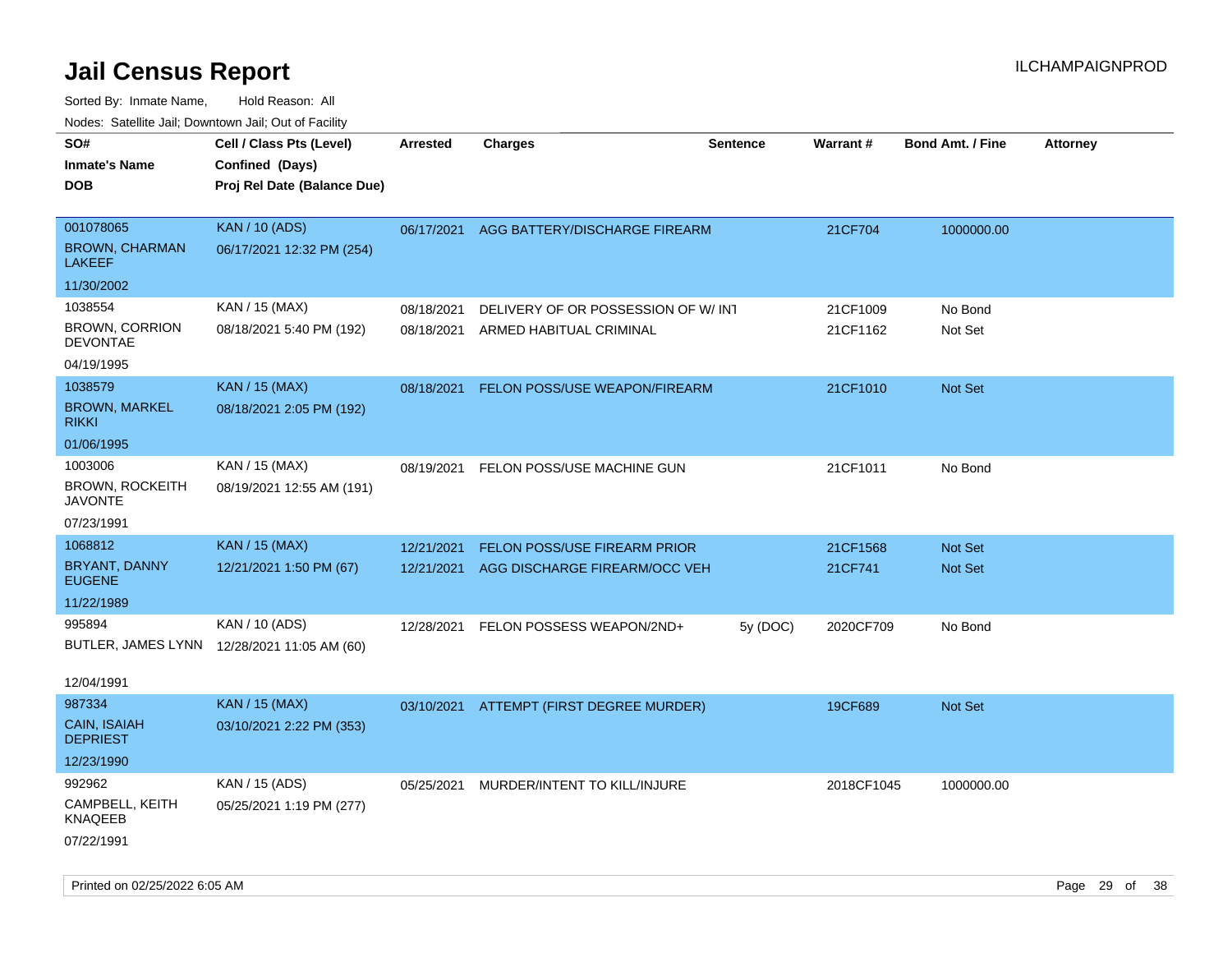# Jail Census Report

Sorted By: Inmate Name, Hold Reason: All

Nodes: Satellite Jail; Downtown Jail; Out of Facility

| SO# / Inmate's Name / DOB | Cell / Class Pts (Level) / Confined (Days) / Proj Rel Date (Balance Due) | Arrested | Charges | Sentence | Warrant # | Bond Amt. / Fine | Attorney |
|---|---|---|---|---|---|---|---|
| 001078065<br>BROWN, CHARMAN LAKEEF<br>11/30/2002 | KAN / 10 (ADS)<br>06/17/2021 12:32 PM (254) | 06/17/2021 | AGG BATTERY/DISCHARGE FIREARM | | 21CF704 | 1000000.00 | |
| 1038554<br>BROWN, CORRION DEVONTAE<br>04/19/1995 | KAN / 15 (MAX)<br>08/18/2021 5:40 PM (192) | 08/18/2021<br>08/18/2021 | DELIVERY OF OR POSSESSION OF W/ INT<br>ARMED HABITUAL CRIMINAL | | 21CF1009<br>21CF1162 | No Bond<br>Not Set | |
| 1038579<br>BROWN, MARKEL RIKKI<br>01/06/1995 | KAN / 15 (MAX)<br>08/18/2021 2:05 PM (192) | 08/18/2021 | FELON POSS/USE WEAPON/FIREARM | | 21CF1010 | Not Set | |
| 1003006<br>BROWN, ROCKEITH JAVONTE<br>07/23/1991 | KAN / 15 (MAX)<br>08/19/2021 12:55 AM (191) | 08/19/2021 | FELON POSS/USE MACHINE GUN | | 21CF1011 | No Bond | |
| 1068812<br>BRYANT, DANNY EUGENE<br>11/22/1989 | KAN / 15 (MAX)<br>12/21/2021 1:50 PM (67) | 12/21/2021<br>12/21/2021 | FELON POSS/USE FIREARM PRIOR<br>AGG DISCHARGE FIREARM/OCC VEH | | 21CF1568<br>21CF741 | Not Set<br>Not Set | |
| 995894<br>BUTLER, JAMES LYNN<br>12/04/1991 | KAN / 10 (ADS)<br>12/28/2021 11:05 AM (60) | 12/28/2021 | FELON POSSESS WEAPON/2ND+ | 5y (DOC) | 2020CF709 | No Bond | |
| 987334<br>CAIN, ISAIAH DEPRIEST<br>12/23/1990 | KAN / 15 (MAX)<br>03/10/2021 2:22 PM (353) | 03/10/2021 | ATTEMPT (FIRST DEGREE MURDER) | | 19CF689 | Not Set | |
| 992962<br>CAMPBELL, KEITH KNAQEEB<br>07/22/1991 | KAN / 15 (ADS)<br>05/25/2021 1:19 PM (277) | 05/25/2021 | MURDER/INTENT TO KILL/INJURE | | 2018CF1045 | 1000000.00 | |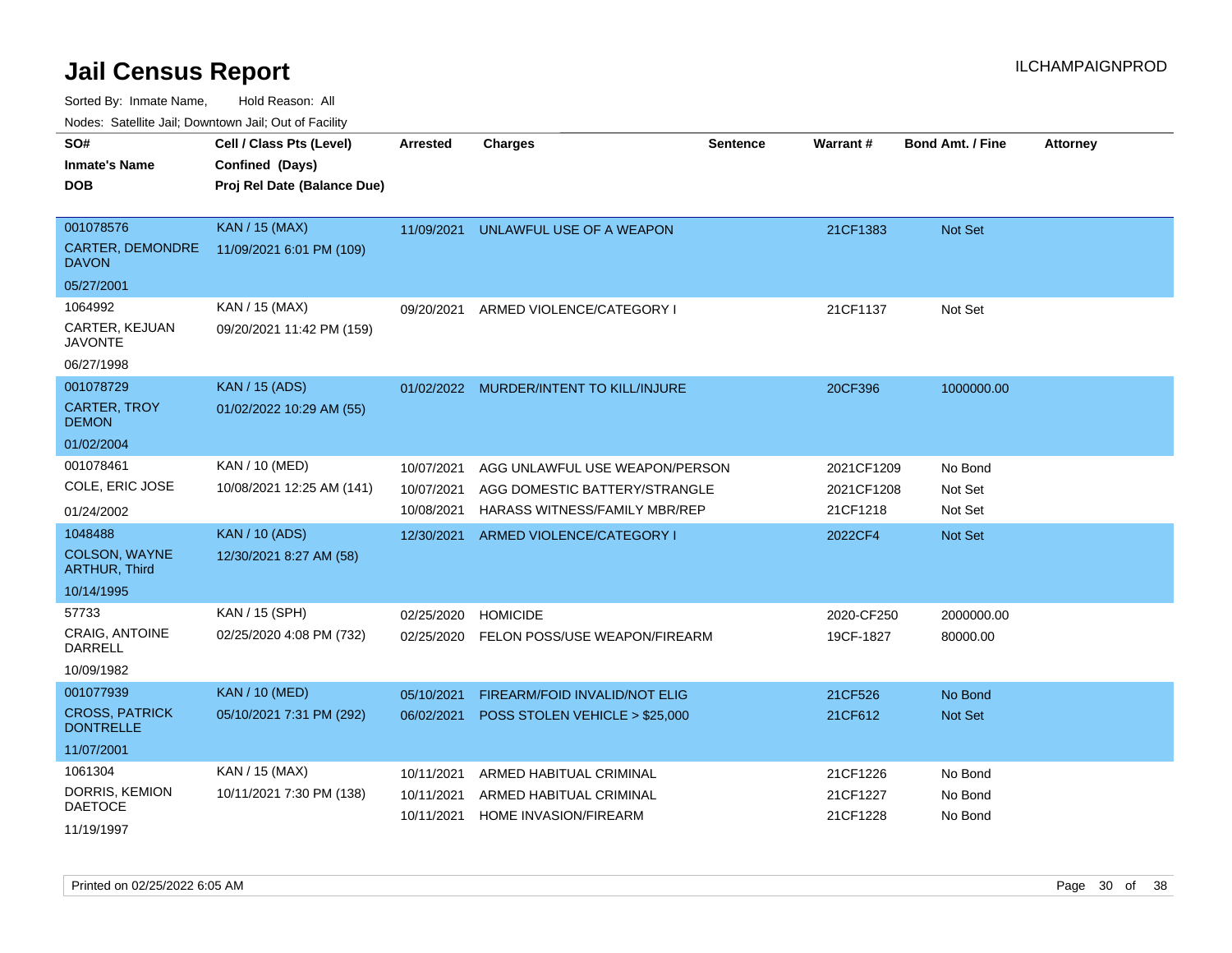# Jail Census Report

ILCHAMPAIGNPROD

Sorted By: Inmate Name, Hold Reason: All

Nodes: Satellite Jail; Downtown Jail; Out of Facility

| SO# / Inmate's Name / DOB | Cell / Class Pts (Level) / Confined (Days) / Proj Rel Date (Balance Due) | Arrested | Charges | Sentence | Warrant # | Bond Amt. / Fine | Attorney |
|---|---|---|---|---|---|---|---|
| 001078576<br>CARTER, DEMONDRE DAVON<br>05/27/2001 | KAN / 15 (MAX)<br>11/09/2021 6:01 PM (109) | 11/09/2021 | UNLAWFUL USE OF A WEAPON | | 21CF1383 | Not Set | |
| 1064992<br>CARTER, KEJUAN JAVONTE<br>06/27/1998 | KAN / 15 (MAX)<br>09/20/2021 11:42 PM (159) | 09/20/2021 | ARMED VIOLENCE/CATEGORY I | | 21CF1137 | Not Set | |
| 001078729<br>CARTER, TROY DEMON<br>01/02/2004 | KAN / 15 (ADS)<br>01/02/2022 10:29 AM (55) | 01/02/2022 | MURDER/INTENT TO KILL/INJURE | | 20CF396 | 1000000.00 | |
| 001078461<br>COLE, ERIC JOSE<br>01/24/2002 | KAN / 10 (MED)<br>10/08/2021 12:25 AM (141) | 10/07/2021<br>10/07/2021<br>10/08/2021 | AGG UNLAWFUL USE WEAPON/PERSON<br>AGG DOMESTIC BATTERY/STRANGLE<br>HARASS WITNESS/FAMILY MBR/REP | | 2021CF1209<br>2021CF1208<br>21CF1218 | No Bond<br>Not Set<br>Not Set | |
| 1048488<br>COLSON, WAYNE ARTHUR, Third<br>10/14/1995 | KAN / 10 (ADS)<br>12/30/2021 8:27 AM (58) | 12/30/2021 | ARMED VIOLENCE/CATEGORY I | | 2022CF4 | Not Set | |
| 57733<br>CRAIG, ANTOINE DARRELL<br>10/09/1982 | KAN / 15 (SPH)<br>02/25/2020 4:08 PM (732) | 02/25/2020<br>02/25/2020 | HOMICIDE<br>FELON POSS/USE WEAPON/FIREARM | | 2020-CF250<br>19CF-1827 | 2000000.00<br>80000.00 | |
| 001077939<br>CROSS, PATRICK DONTRELLE<br>11/07/2001 | KAN / 10 (MED)<br>05/10/2021 7:31 PM (292) | 05/10/2021<br>06/02/2021 | FIREARM/FOID INVALID/NOT ELIG<br>POSS STOLEN VEHICLE > $25,000 | | 21CF526<br>21CF612 | No Bond<br>Not Set | |
| 1061304<br>DORRIS, KEMION DAETOCE<br>11/19/1997 | KAN / 15 (MAX)<br>10/11/2021 7:30 PM (138) | 10/11/2021<br>10/11/2021<br>10/11/2021 | ARMED HABITUAL CRIMINAL<br>ARMED HABITUAL CRIMINAL<br>HOME INVASION/FIREARM | | 21CF1226<br>21CF1227<br>21CF1228 | No Bond<br>No Bond<br>No Bond | |

Printed on 02/25/2022 6:05 AM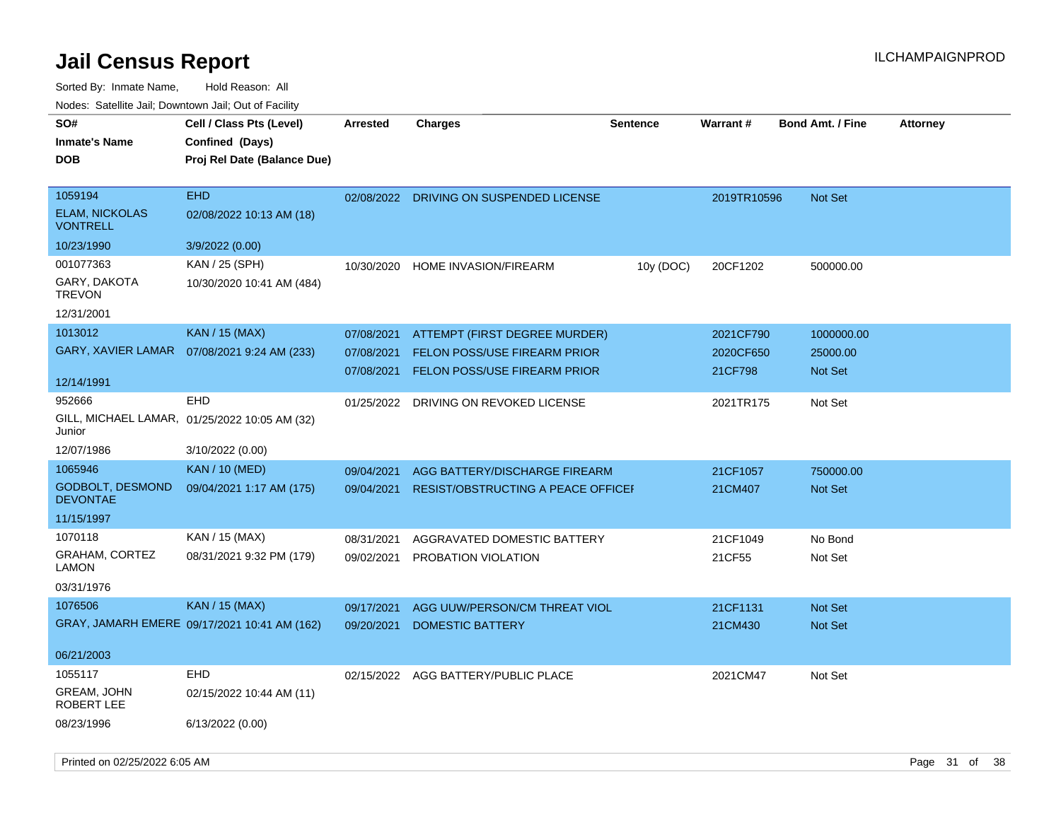# Jail Census Report

Sorted By: Inmate Name,     Hold Reason: All

Nodes: Satellite Jail; Downtown Jail; Out of Facility

| SO# / Inmate's Name / DOB | Cell / Class Pts (Level) / Confined (Days) / Proj Rel Date (Balance Due) | Arrested | Charges | Sentence | Warrant # | Bond Amt. / Fine | Attorney |
|---|---|---|---|---|---|---|---|
| 1059194<br>ELAM, NICKOLAS VONTRELL<br>10/23/1990 | EHD<br>02/08/2022 10:13 AM (18)<br>3/9/2022 (0.00) | 02/08/2022 | DRIVING ON SUSPENDED LICENSE | | 2019TR10596 | Not Set | |
| 001077363<br>GARY, DAKOTA TREVON<br>12/31/2001 | KAN / 25 (SPH)<br>10/30/2020 10:41 AM (484) | 10/30/2020 | HOME INVASION/FIREARM | 10y (DOC) | 20CF1202 | 500000.00 | |
| 1013012<br>GARY, XAVIER LAMAR<br>12/14/1991 | KAN / 15 (MAX)<br>07/08/2021 9:24 AM (233) | 07/08/2021 | ATTEMPT (FIRST DEGREE MURDER) | | 2021CF790 | 1000000.00 | |
| | | 07/08/2021 | FELON POSS/USE FIREARM PRIOR | | 2020CF650 | 25000.00 | |
| | | 07/08/2021 | FELON POSS/USE FIREARM PRIOR | | 21CF798 | Not Set | |
| 952666<br>GILL, MICHAEL LAMAR, Junior<br>12/07/1986 | EHD<br>01/25/2022 10:05 AM (32)<br>3/10/2022 (0.00) | 01/25/2022 | DRIVING ON REVOKED LICENSE | | 2021TR175 | Not Set | |
| 1065946<br>GODBOLT, DESMOND DEVONTAE<br>11/15/1997 | KAN / 10 (MED)<br>09/04/2021 1:17 AM (175) | 09/04/2021 | AGG BATTERY/DISCHARGE FIREARM | | 21CF1057 | 750000.00 | |
| | | 09/04/2021 | RESIST/OBSTRUCTING A PEACE OFFICEI | | 21CM407 | Not Set | |
| 1070118<br>GRAHAM, CORTEZ LAMON<br>03/31/1976 | KAN / 15 (MAX)<br>08/31/2021 9:32 PM (179) | 08/31/2021 | AGGRAVATED DOMESTIC BATTERY | | 21CF1049 | No Bond | |
| | | 09/02/2021 | PROBATION VIOLATION | | 21CF55 | Not Set | |
| 1076506<br>GRAY, JAMARH EMERE<br>06/21/2003 | KAN / 15 (MAX)<br>09/17/2021 10:41 AM (162) | 09/17/2021 | AGG UUW/PERSON/CM THREAT VIOL | | 21CF1131 | Not Set | |
| | | 09/20/2021 | DOMESTIC BATTERY | | 21CM430 | Not Set | |
| 1055117<br>GREAM, JOHN ROBERT LEE<br>08/23/1996 | EHD<br>02/15/2022 10:44 AM (11)<br>6/13/2022 (0.00) | 02/15/2022 | AGG BATTERY/PUBLIC PLACE | | 2021CM47 | Not Set | |

Printed on 02/25/2022 6:05 AM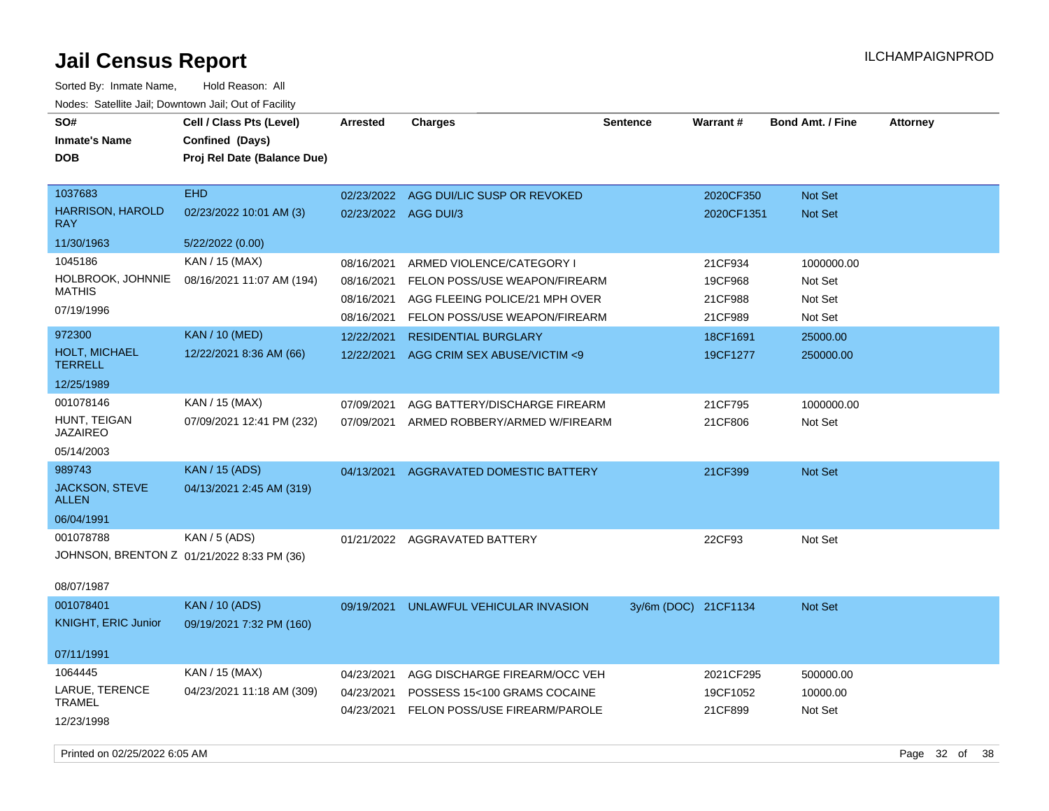# Jail Census Report

ILCHAMPAIGNPROD

Sorted By: Inmate Name, Hold Reason: All

Nodes: Satellite Jail; Downtown Jail; Out of Facility

| SO# / Inmate's Name / DOB | Cell / Class Pts (Level) / Confined (Days) / Proj Rel Date (Balance Due) | Arrested | Charges | Sentence | Warrant # | Bond Amt. / Fine | Attorney |
|---|---|---|---|---|---|---|---|
| 1037683 | EHD | 02/23/2022 | AGG DUI/LIC SUSP OR REVOKED | | 2020CF350 | Not Set | |
| HARRISON, HAROLD RAY | 02/23/2022 10:01 AM (3) | 02/23/2022 | AGG DUI/3 | | 2020CF1351 | Not Set | |
| 11/30/1963 | 5/22/2022 (0.00) | | | | | | |
| 1045186 | KAN / 15 (MAX) | 08/16/2021 | ARMED VIOLENCE/CATEGORY I | | 21CF934 | 1000000.00 | |
| HOLBROOK, JOHNNIE MATHIS | 08/16/2021 11:07 AM (194) | 08/16/2021 | FELON POSS/USE WEAPON/FIREARM | | 19CF968 | Not Set | |
| 07/19/1996 | | 08/16/2021 | AGG FLEEING POLICE/21 MPH OVER | | 21CF988 | Not Set | |
| | | 08/16/2021 | FELON POSS/USE WEAPON/FIREARM | | 21CF989 | Not Set | |
| 972300 | KAN / 10 (MED) | 12/22/2021 | RESIDENTIAL BURGLARY | | 18CF1691 | 25000.00 | |
| HOLT, MICHAEL TERRELL | 12/22/2021 8:36 AM (66) | 12/22/2021 | AGG CRIM SEX ABUSE/VICTIM <9 | | 19CF1277 | 250000.00 | |
| 12/25/1989 | | | | | | | |
| 001078146 | KAN / 15 (MAX) | 07/09/2021 | AGG BATTERY/DISCHARGE FIREARM | | 21CF795 | 1000000.00 | |
| HUNT, TEIGAN JAZAIREO | 07/09/2021 12:41 PM (232) | 07/09/2021 | ARMED ROBBERY/ARMED W/FIREARM | | 21CF806 | Not Set | |
| 05/14/2003 | | | | | | | |
| 989743 | KAN / 15 (ADS) | 04/13/2021 | AGGRAVATED DOMESTIC BATTERY | | 21CF399 | Not Set | |
| JACKSON, STEVE ALLEN | 04/13/2021 2:45 AM (319) | | | | | | |
| 06/04/1991 | | | | | | | |
| 001078788 | KAN / 5 (ADS) | 01/21/2022 | AGGRAVATED BATTERY | | 22CF93 | Not Set | |
| JOHNSON, BRENTON Z | 01/21/2022 8:33 PM (36) | | | | | | |
| 08/07/1987 | | | | | | | |
| 001078401 | KAN / 10 (ADS) | 09/19/2021 | UNLAWFUL VEHICULAR INVASION | 3y/6m (DOC) | 21CF1134 | Not Set | |
| KNIGHT, ERIC Junior | 09/19/2021 7:32 PM (160) | | | | | | |
| 07/11/1991 | | | | | | | |
| 1064445 | KAN / 15 (MAX) | 04/23/2021 | AGG DISCHARGE FIREARM/OCC VEH | | 2021CF295 | 500000.00 | |
| LARUE, TERENCE TRAMEL | 04/23/2021 11:18 AM (309) | 04/23/2021 | POSSESS 15<100 GRAMS COCAINE | | 19CF1052 | 10000.00 | |
| 12/23/1998 | | 04/23/2021 | FELON POSS/USE FIREARM/PAROLE | | 21CF899 | Not Set | |

Printed on 02/25/2022 6:05 AM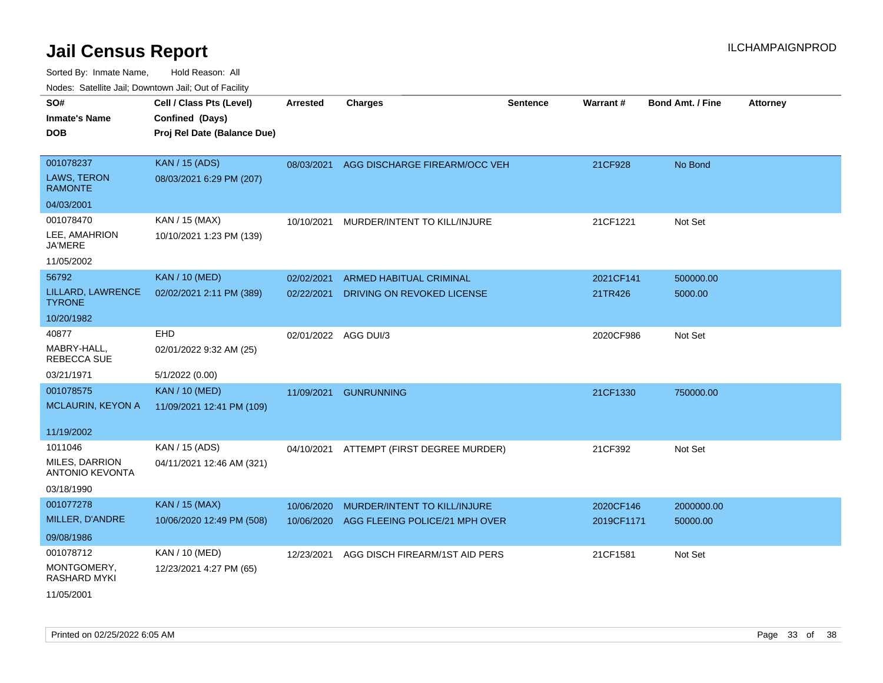# Jail Census Report

ILCHAMPAIGNPROD

Sorted By: Inmate Name, Hold Reason: All

Nodes: Satellite Jail; Downtown Jail; Out of Facility

| SO# / Inmate's Name / DOB | Cell / Class Pts (Level) / Confined (Days) / Proj Rel Date (Balance Due) | Arrested | Charges | Sentence | Warrant # | Bond Amt. / Fine | Attorney |
|---|---|---|---|---|---|---|---|
| 001078237 LAWS, TERON RAMONTE 04/03/2001 | KAN / 15 (ADS) 08/03/2021 6:29 PM (207) | 08/03/2021 | AGG DISCHARGE FIREARM/OCC VEH | | 21CF928 | No Bond | |
| 001078470 LEE, AMAHRION JA'MERE 11/05/2002 | KAN / 15 (MAX) 10/10/2021 1:23 PM (139) | 10/10/2021 | MURDER/INTENT TO KILL/INJURE | | 21CF1221 | Not Set | |
| 56792 LILLARD, LAWRENCE TYRONE 10/20/1982 | KAN / 10 (MED) 02/02/2021 2:11 PM (389) | 02/02/2021 | ARMED HABITUAL CRIMINAL | | 2021CF141 | 500000.00 | |
| | | 02/22/2021 | DRIVING ON REVOKED LICENSE | | 21TR426 | 5000.00 | |
| 40877 MABRY-HALL, REBECCA SUE 03/21/1971 | EHD 02/01/2022 9:32 AM (25) 5/1/2022 (0.00) | 02/01/2022 | AGG DUI/3 | | 2020CF986 | Not Set | |
| 001078575 MCLAURIN, KEYON A 11/19/2002 | KAN / 10 (MED) 11/09/2021 12:41 PM (109) | 11/09/2021 | GUNRUNNING | | 21CF1330 | 750000.00 | |
| 1011046 MILES, DARRION ANTONIO KEVONTA 03/18/1990 | KAN / 15 (ADS) 04/11/2021 12:46 AM (321) | 04/10/2021 | ATTEMPT (FIRST DEGREE MURDER) | | 21CF392 | Not Set | |
| 001077278 MILLER, D'ANDRE 09/08/1986 | KAN / 15 (MAX) 10/06/2020 12:49 PM (508) | 10/06/2020 | MURDER/INTENT TO KILL/INJURE | | 2020CF146 | 2000000.00 | |
| | | 10/06/2020 | AGG FLEEING POLICE/21 MPH OVER | | 2019CF1171 | 50000.00 | |
| 001078712 MONTGOMERY, RASHARD MYKI 11/05/2001 | KAN / 10 (MED) 12/23/2021 4:27 PM (65) | 12/23/2021 | AGG DISCH FIREARM/1ST AID PERS | | 21CF1581 | Not Set | |

Printed on 02/25/2022 6:05 AM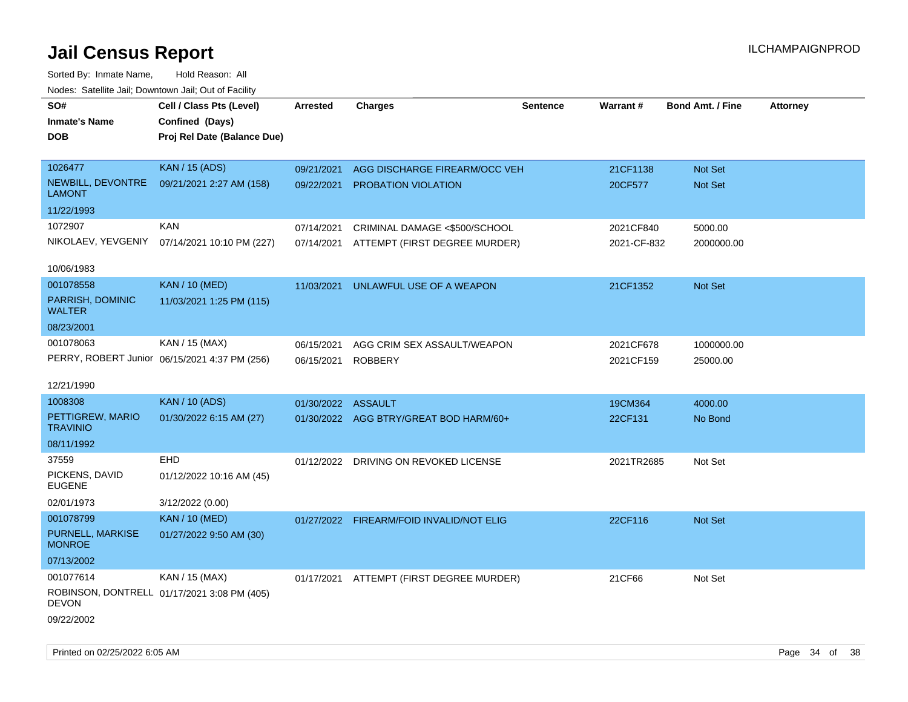# Jail Census Report

ILCHAMPAIGNPROD

Sorted By: Inmate Name, Hold Reason: All

Nodes: Satellite Jail; Downtown Jail; Out of Facility

| SO# / Inmate's Name / DOB | Cell / Class Pts (Level) / Confined (Days) / Proj Rel Date (Balance Due) | Arrested | Charges | Sentence | Warrant # | Bond Amt. / Fine | Attorney |
|---|---|---|---|---|---|---|---|
| 1026477<br>NEWBILL, DEVONTRE LAMONT<br>11/22/1993 | KAN / 15 (ADS)<br>09/21/2021 2:27 AM (158) | 09/21/2021<br>09/22/2021 | AGG DISCHARGE FIREARM/OCC VEH<br>PROBATION VIOLATION | | 21CF1138<br>20CF577 | Not Set<br>Not Set | |
| 1072907<br>NIKOLAEV, YEVGENIY<br>10/06/1983 | KAN<br>07/14/2021 10:10 PM (227) | 07/14/2021<br>07/14/2021 | CRIMINAL DAMAGE <$500/SCHOOL<br>ATTEMPT (FIRST DEGREE MURDER) | | 2021CF840<br>2021-CF-832 | 5000.00<br>2000000.00 | |
| 001078558<br>PARRISH, DOMINIC WALTER<br>08/23/2001 | KAN / 10 (MED)<br>11/03/2021 1:25 PM (115) | 11/03/2021 | UNLAWFUL USE OF A WEAPON | | 21CF1352 | Not Set | |
| 001078063<br>PERRY, ROBERT Junior<br>12/21/1990 | KAN / 15 (MAX)<br>06/15/2021 4:37 PM (256) | 06/15/2021<br>06/15/2021 | AGG CRIM SEX ASSAULT/WEAPON<br>ROBBERY | | 2021CF678<br>2021CF159 | 1000000.00<br>25000.00 | |
| 1008308<br>PETTIGREW, MARIO TRAVINIO<br>08/11/1992 | KAN / 10 (ADS)<br>01/30/2022 6:15 AM (27) | 01/30/2022<br>01/30/2022 | ASSAULT<br>AGG BTRY/GREAT BOD HARM/60+ | | 19CM364<br>22CF131 | 4000.00<br>No Bond | |
| 37559<br>PICKENS, DAVID EUGENE<br>02/01/1973 | EHD<br>01/12/2022 10:16 AM (45)<br>3/12/2022 (0.00) | 01/12/2022 | DRIVING ON REVOKED LICENSE | | 2021TR2685 | Not Set | |
| 001078799<br>PURNELL, MARKISE MONROE<br>07/13/2002 | KAN / 10 (MED)<br>01/27/2022 9:50 AM (30) | 01/27/2022 | FIREARM/FOID INVALID/NOT ELIG | | 22CF116 | Not Set | |
| 001077614<br>ROBINSON, DONTRELL DEVON<br>09/22/2002 | KAN / 15 (MAX)<br>01/17/2021 3:08 PM (405) | 01/17/2021 | ATTEMPT (FIRST DEGREE MURDER) | | 21CF66 | Not Set | |

Printed on 02/25/2022 6:05 AM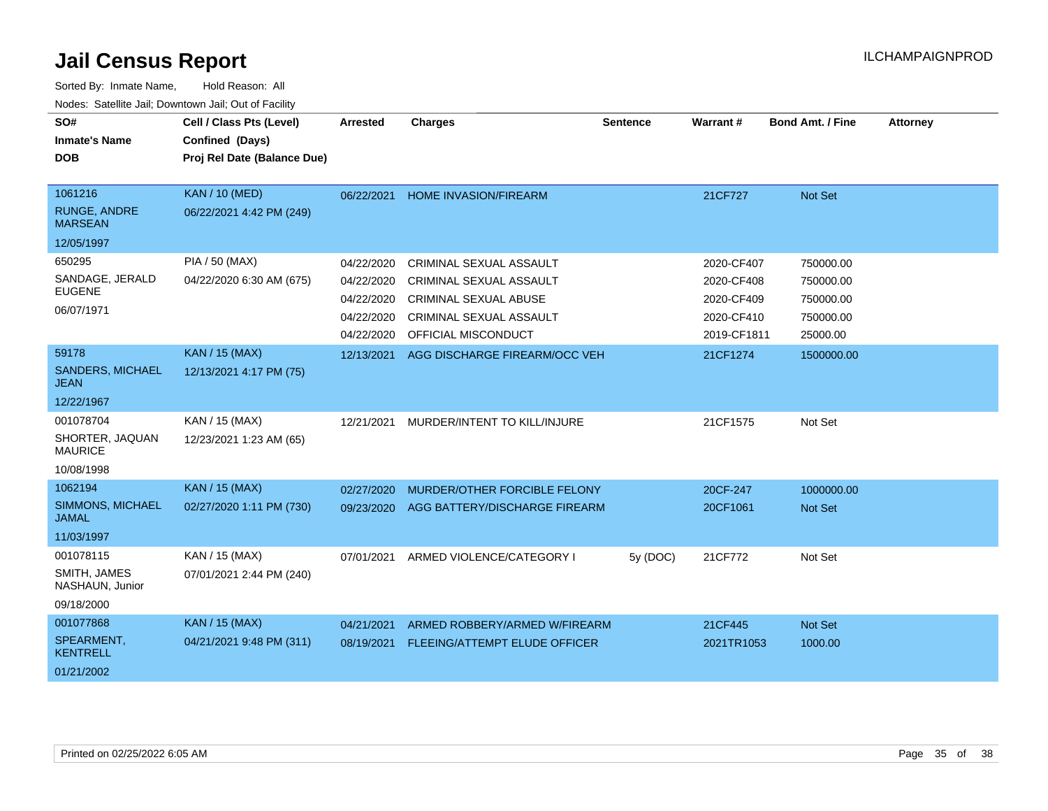# Jail Census Report

ILCHAMPAIGNPROD

Sorted By: Inmate Name, Hold Reason: All

Nodes: Satellite Jail; Downtown Jail; Out of Facility

| SO# / Inmate's Name / DOB | Cell / Class Pts (Level) / Confined (Days) / Proj Rel Date (Balance Due) | Arrested | Charges | Sentence | Warrant # | Bond Amt. / Fine | Attorney |
|---|---|---|---|---|---|---|---|
| 1061216<br>RUNGE, ANDRE MARSEAN<br>12/05/1997 | KAN / 10 (MED)<br>06/22/2021 4:42 PM (249) | 06/22/2021 | HOME INVASION/FIREARM | | 21CF727 | Not Set | |
| 650295<br>SANDAGE, JERALD EUGENE<br>06/07/1971 | PIA / 50 (MAX)<br>04/22/2020 6:30 AM (675) | 04/22/2020 | CRIMINAL SEXUAL ASSAULT | | 2020-CF407 | 750000.00 | |
| | | 04/22/2020 | CRIMINAL SEXUAL ASSAULT | | 2020-CF408 | 750000.00 | |
| | | 04/22/2020 | CRIMINAL SEXUAL ABUSE | | 2020-CF409 | 750000.00 | |
| | | 04/22/2020 | CRIMINAL SEXUAL ASSAULT | | 2020-CF410 | 750000.00 | |
| | | 04/22/2020 | OFFICIAL MISCONDUCT | | 2019-CF1811 | 25000.00 | |
| 59178<br>SANDERS, MICHAEL JEAN<br>12/22/1967 | KAN / 15 (MAX)<br>12/13/2021 4:17 PM (75) | 12/13/2021 | AGG DISCHARGE FIREARM/OCC VEH | | 21CF1274 | 1500000.00 | |
| 001078704<br>SHORTER, JAQUAN MAURICE<br>10/08/1998 | KAN / 15 (MAX)<br>12/23/2021 1:23 AM (65) | 12/21/2021 | MURDER/INTENT TO KILL/INJURE | | 21CF1575 | Not Set | |
| 1062194<br>SIMMONS, MICHAEL JAMAL<br>11/03/1997 | KAN / 15 (MAX)<br>02/27/2020 1:11 PM (730) | 02/27/2020 | MURDER/OTHER FORCIBLE FELONY | | 20CF-247 | 1000000.00 | |
| | | 09/23/2020 | AGG BATTERY/DISCHARGE FIREARM | | 20CF1061 | Not Set | |
| 001078115<br>SMITH, JAMES NASHAUN, Junior<br>09/18/2000 | KAN / 15 (MAX)<br>07/01/2021 2:44 PM (240) | 07/01/2021 | ARMED VIOLENCE/CATEGORY I | 5y (DOC) | 21CF772 | Not Set | |
| 001077868<br>SPEARMENT, KENTRELL<br>01/21/2002 | KAN / 15 (MAX)<br>04/21/2021 9:48 PM (311) | 04/21/2021 | ARMED ROBBERY/ARMED W/FIREARM | | 21CF445 | Not Set | |
| | | 08/19/2021 | FLEEING/ATTEMPT ELUDE OFFICER | | 2021TR1053 | 1000.00 | |

Printed on 02/25/2022 6:05 AM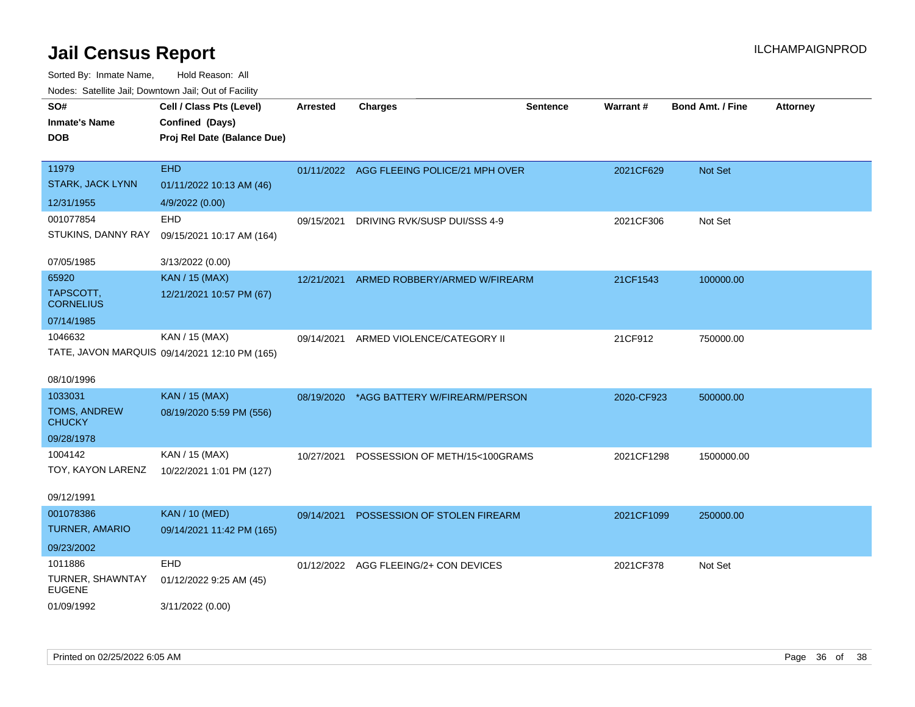# Jail Census Report

ILCHAMPAIGNPROD

Sorted By: Inmate Name, Hold Reason: All

Nodes: Satellite Jail; Downtown Jail; Out of Facility

| SO# / Inmate's Name / DOB | Cell / Class Pts (Level) / Confined (Days) / Proj Rel Date (Balance Due) | Arrested | Charges | Sentence | Warrant # | Bond Amt. / Fine | Attorney |
|---|---|---|---|---|---|---|---|
| 11979<br>STARK, JACK LYNN<br>12/31/1955 | EHD<br>01/11/2022 10:13 AM (46)<br>4/9/2022 (0.00) | 01/11/2022 | AGG FLEEING POLICE/21 MPH OVER | | 2021CF629 | Not Set | |
| 001077854<br>STUKINS, DANNY RAY<br>07/05/1985 | EHD<br>09/15/2021 10:17 AM (164)<br>3/13/2022 (0.00) | 09/15/2021 | DRIVING RVK/SUSP DUI/SSS 4-9 | | 2021CF306 | Not Set | |
| 65920<br>TAPSCOTT, CORNELIUS<br>07/14/1985 | KAN / 15 (MAX)<br>12/21/2021 10:57 PM (67) | 12/21/2021 | ARMED ROBBERY/ARMED W/FIREARM | | 21CF1543 | 100000.00 | |
| 1046632<br>TATE, JAVON MARQUIS<br>08/10/1996 | KAN / 15 (MAX)<br>09/14/2021 12:10 PM (165) | 09/14/2021 | ARMED VIOLENCE/CATEGORY II | | 21CF912 | 750000.00 | |
| 1033031<br>TOMS, ANDREW CHUCKY<br>09/28/1978 | KAN / 15 (MAX)<br>08/19/2020 5:59 PM (556) | 08/19/2020 | *AGG BATTERY W/FIREARM/PERSON | | 2020-CF923 | 500000.00 | |
| 1004142<br>TOY, KAYON LARENZ<br>09/12/1991 | KAN / 15 (MAX)<br>10/22/2021 1:01 PM (127) | 10/27/2021 | POSSESSION OF METH/15<100GRAMS | | 2021CF1298 | 1500000.00 | |
| 001078386<br>TURNER, AMARIO<br>09/23/2002 | KAN / 10 (MED)<br>09/14/2021 11:42 PM (165) | 09/14/2021 | POSSESSION OF STOLEN FIREARM | | 2021CF1099 | 250000.00 | |
| 1011886<br>TURNER, SHAWNTAY EUGENE<br>01/09/1992 | EHD<br>01/12/2022 9:25 AM (45)<br>3/11/2022 (0.00) | 01/12/2022 | AGG FLEEING/2+ CON DEVICES | | 2021CF378 | Not Set | |

Printed on 02/25/2022 6:05 AM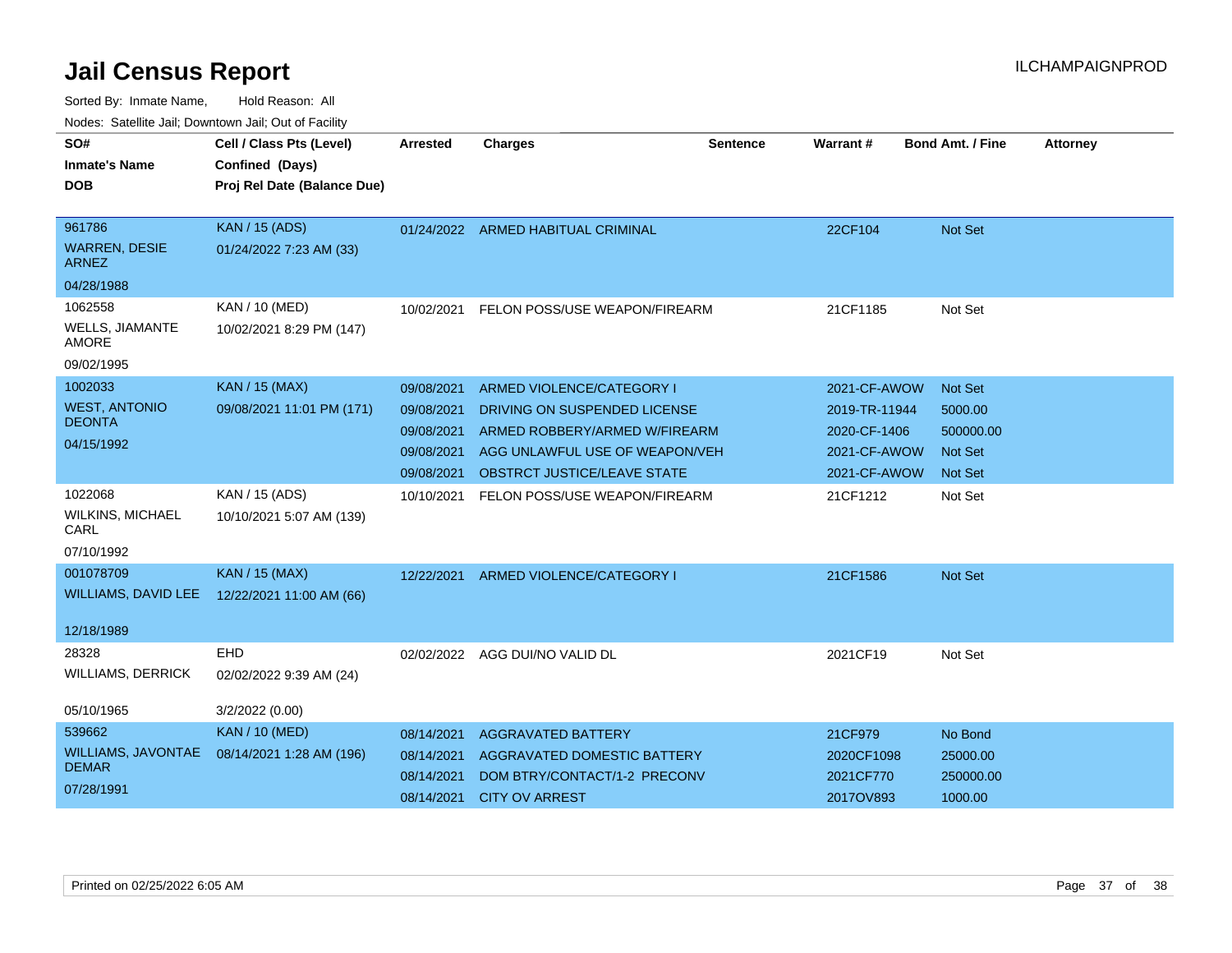# Jail Census Report

ILCHAMPAIGNPROD

Sorted By: Inmate Name, Hold Reason: All

Nodes: Satellite Jail; Downtown Jail; Out of Facility

| SO# / Inmate's Name / DOB | Cell / Class Pts (Level) / Confined (Days) / Proj Rel Date (Balance Due) | Arrested | Charges | Sentence | Warrant # | Bond Amt. / Fine | Attorney |
|---|---|---|---|---|---|---|---|
| 961786 WARREN, DESIE ARNEZ 04/28/1988 | KAN / 15 (ADS) 01/24/2022 7:23 AM (33) | 01/24/2022 | ARMED HABITUAL CRIMINAL | | 22CF104 | Not Set | |
| 1062558 WELLS, JIAMANTE AMORE 09/02/1995 | KAN / 10 (MED) 10/02/2021 8:29 PM (147) | 10/02/2021 | FELON POSS/USE WEAPON/FIREARM | | 21CF1185 | Not Set | |
| 1002033 WEST, ANTONIO DEONTA 04/15/1992 | KAN / 15 (MAX) 09/08/2021 11:01 PM (171) | 09/08/2021 | ARMED VIOLENCE/CATEGORY I | | 2021-CF-AWOW | Not Set | |
| | | 09/08/2021 | DRIVING ON SUSPENDED LICENSE | | 2019-TR-11944 | 5000.00 | |
| | | 09/08/2021 | ARMED ROBBERY/ARMED W/FIREARM | | 2020-CF-1406 | 500000.00 | |
| | | 09/08/2021 | AGG UNLAWFUL USE OF WEAPON/VEH | | 2021-CF-AWOW | Not Set | |
| | | 09/08/2021 | OBSTRCT JUSTICE/LEAVE STATE | | 2021-CF-AWOW | Not Set | |
| 1022068 WILKINS, MICHAEL CARL 07/10/1992 | KAN / 15 (ADS) 10/10/2021 5:07 AM (139) | 10/10/2021 | FELON POSS/USE WEAPON/FIREARM | | 21CF1212 | Not Set | |
| 001078709 WILLIAMS, DAVID LEE 12/18/1989 | KAN / 15 (MAX) 12/22/2021 11:00 AM (66) | 12/22/2021 | ARMED VIOLENCE/CATEGORY I | | 21CF1586 | Not Set | |
| 28328 WILLIAMS, DERRICK 05/10/1965 | EHD 02/02/2022 9:39 AM (24) 3/2/2022 (0.00) | 02/02/2022 | AGG DUI/NO VALID DL | | 2021CF19 | Not Set | |
| 539662 WILLIAMS, JAVONTAE DEMAR 07/28/1991 | KAN / 10 (MED) 08/14/2021 1:28 AM (196) | 08/14/2021 | AGGRAVATED BATTERY | | 21CF979 | No Bond | |
| | | 08/14/2021 | AGGRAVATED DOMESTIC BATTERY | | 2020CF1098 | 25000.00 | |
| | | 08/14/2021 | DOM BTRY/CONTACT/1-2 PRECONV | | 2021CF770 | 250000.00 | |
| | | 08/14/2021 | CITY OV ARREST | | 2017OV893 | 1000.00 | |

Printed on 02/25/2022 6:05 AM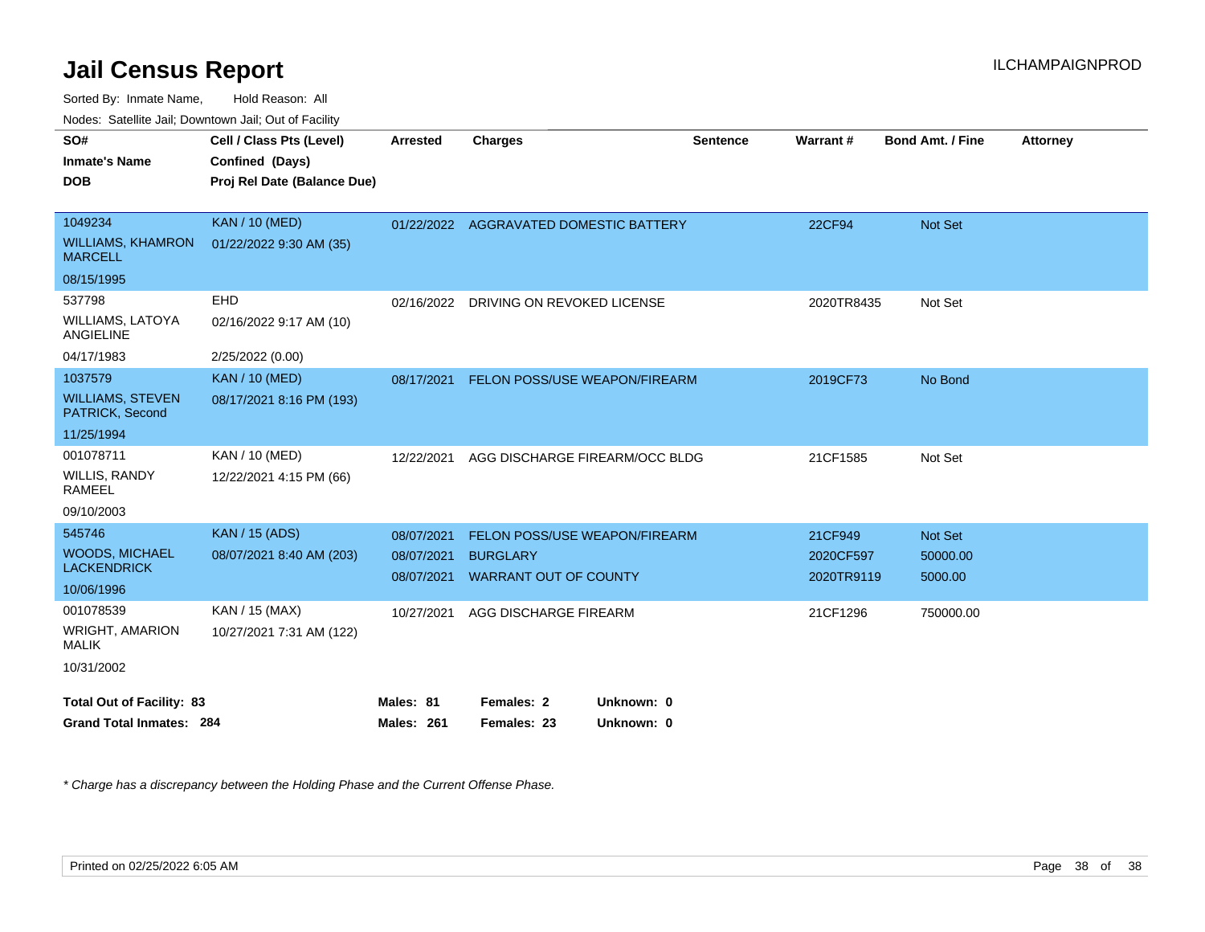# Jail Census Report

ILCHAMPAIGNPROD

Sorted By: Inmate Name, Hold Reason: All

Nodes: Satellite Jail; Downtown Jail; Out of Facility

| SO# / Inmate's Name / DOB | Cell / Class Pts (Level) / Confined (Days) / Proj Rel Date (Balance Due) | Arrested | Charges | Sentence | Warrant # | Bond Amt. / Fine | Attorney |
|---|---|---|---|---|---|---|---|
| 1049234<br>WILLIAMS, KHAMRON MARCELL<br>08/15/1995 | KAN / 10 (MED)<br>01/22/2022 9:30 AM (35) | 01/22/2022 | AGGRAVATED DOMESTIC BATTERY | | 22CF94 | Not Set | |
| 537798<br>WILLIAMS, LATOYA ANGIELINE<br>04/17/1983 | EHD<br>02/16/2022 9:17 AM (10)<br>2/25/2022 (0.00) | 02/16/2022 | DRIVING ON REVOKED LICENSE | | 2020TR8435 | Not Set | |
| 1037579<br>WILLIAMS, STEVEN PATRICK, Second<br>11/25/1994 | KAN / 10 (MED)<br>08/17/2021 8:16 PM (193) | 08/17/2021 | FELON POSS/USE WEAPON/FIREARM | | 2019CF73 | No Bond | |
| 001078711<br>WILLIS, RANDY RAMEEL<br>09/10/2003 | KAN / 10 (MED)<br>12/22/2021 4:15 PM (66) | 12/22/2021 | AGG DISCHARGE FIREARM/OCC BLDG | | 21CF1585 | Not Set | |
| 545746<br>WOODS, MICHAEL LACKENDRICK<br>10/06/1996 | KAN / 15 (ADS)<br>08/07/2021 8:40 AM (203) | 08/07/2021<br>08/07/2021<br>08/07/2021 | FELON POSS/USE WEAPON/FIREARM<br>BURGLARY<br>WARRANT OUT OF COUNTY | | 21CF949<br>2020CF597<br>2020TR9119 | Not Set<br>50000.00<br>5000.00 | |
| 001078539<br>WRIGHT, AMARION MALIK<br>10/31/2002 | KAN / 15 (MAX)<br>10/27/2021 7:31 AM (122) | 10/27/2021 | AGG DISCHARGE FIREARM | | 21CF1296 | 750000.00 | |

| | | | |
|---|---|---|---|
| **Total Out of Facility: 83** | **Males: 81** | **Females: 2** | **Unknown: 0** |
| **Grand Total Inmates: 284** | **Males: 261** | **Females: 23** | **Unknown: 0** |

*\* Charge has a discrepancy between the Holding Phase and the Current Offense Phase.*

Printed on 02/25/2022 6:05 AM